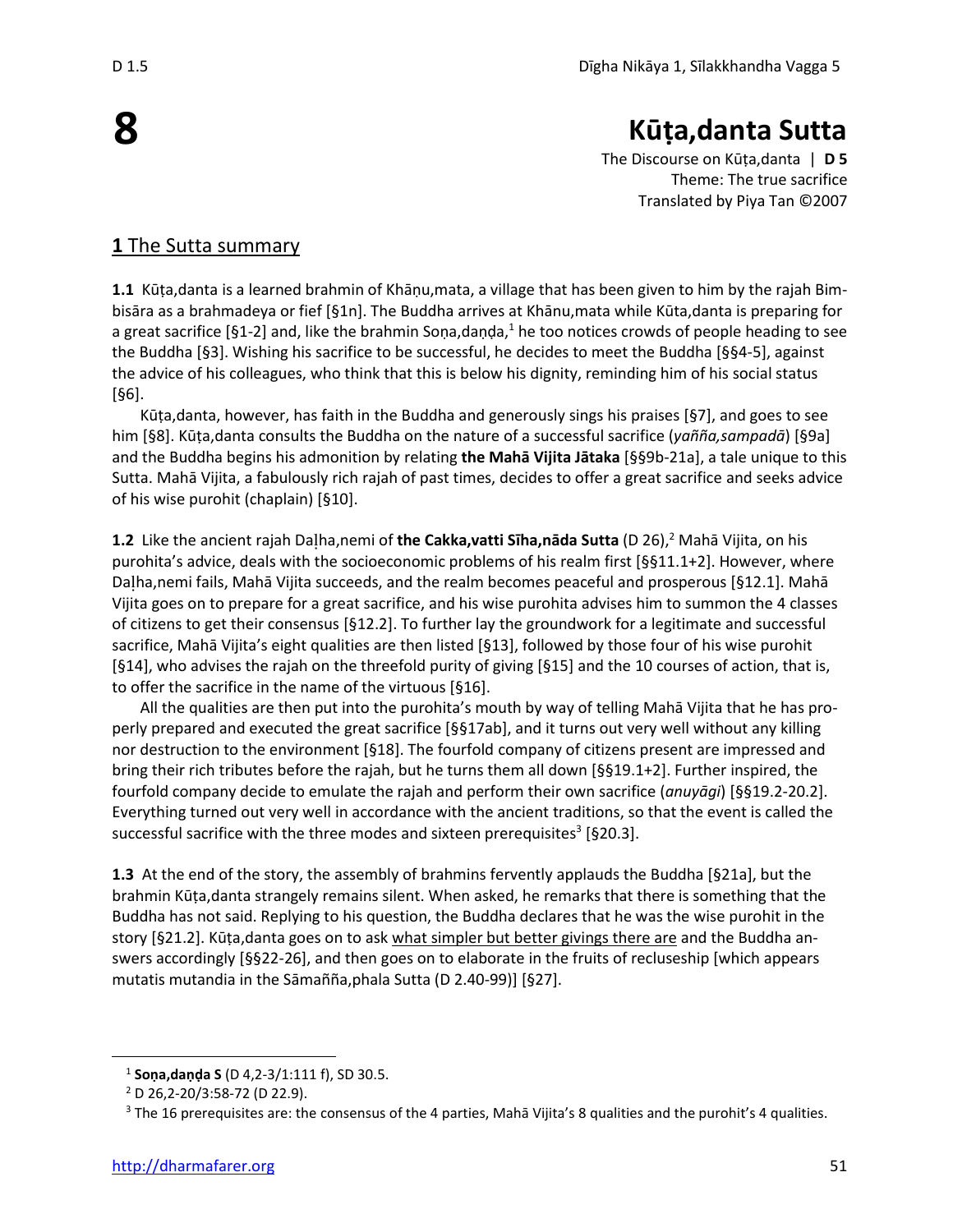# 8

# Kūṭa,danta Sutta

The Discourse on Kūṭa,danta | **D 5**
Theme: The true sacrifice
Translated by Piya Tan ©2007

## **1** The Sutta summary

**1.1** Kūṭa,danta is a learned brahmin of Khāṇu,mata, a village that has been given to him by the rajah Bimbisāra as a brahmadeya or fief [§1n]. The Buddha arrives at Khānu,mata while Kūta,danta is preparing for a great sacrifice [§1-2] and, like the brahmin Soṇa,daṇḍa,[1] he too notices crowds of people heading to see the Buddha [§3]. Wishing his sacrifice to be successful, he decides to meet the Buddha [§§4-5], against the advice of his colleagues, who think that this is below his dignity, reminding him of his social status [§6].

Kūṭa,danta, however, has faith in the Buddha and generously sings his praises [§7], and goes to see him [§8]. Kūṭa,danta consults the Buddha on the nature of a successful sacrifice (*yañña,sampadā*) [§9a] and the Buddha begins his admonition by relating **the Mahā Vijita Jātaka** [§§9b-21a], a tale unique to this Sutta. Mahā Vijita, a fabulously rich rajah of past times, decides to offer a great sacrifice and seeks advice of his wise purohit (chaplain) [§10].

**1.2** Like the ancient rajah Daḷha,nemi of **the Cakka,vatti Sīha,nāda Sutta** (D 26),[2] Mahā Vijita, on his purohita's advice, deals with the socioeconomic problems of his realm first [§§11.1+2]. However, where Daḷha,nemi fails, Mahā Vijita succeeds, and the realm becomes peaceful and prosperous [§12.1]. Mahā Vijita goes on to prepare for a great sacrifice, and his wise purohita advises him to summon the 4 classes of citizens to get their consensus [§12.2]. To further lay the groundwork for a legitimate and successful sacrifice, Mahā Vijita's eight qualities are then listed [§13], followed by those four of his wise purohit [§14], who advises the rajah on the threefold purity of giving [§15] and the 10 courses of action, that is, to offer the sacrifice in the name of the virtuous [§16].

All the qualities are then put into the purohita's mouth by way of telling Mahā Vijita that he has properly prepared and executed the great sacrifice [§§17ab], and it turns out very well without any killing nor destruction to the environment [§18]. The fourfold company of citizens present are impressed and bring their rich tributes before the rajah, but he turns them all down [§§19.1+2]. Further inspired, the fourfold company decide to emulate the rajah and perform their own sacrifice (*anuyāgi*) [§§19.2-20.2]. Everything turned out very well in accordance with the ancient traditions, so that the event is called the successful sacrifice with the three modes and sixteen prerequisites[3] [§20.3].

**1.3** At the end of the story, the assembly of brahmins fervently applauds the Buddha [§21a], but the brahmin Kūṭa,danta strangely remains silent. When asked, he remarks that there is something that the Buddha has not said. Replying to his question, the Buddha declares that he was the wise purohit in the story [§21.2]. Kūṭa,danta goes on to ask <u>what simpler but better givings there are</u> and the Buddha answers accordingly [§§22-26], and then goes on to elaborate in the fruits of recluseship [which appears mutatis mutandia in the Sāmañña,phala Sutta (D 2.40-99)] [§27].

---

[1] **Soṇa,daṇḍa S** (D 4,2-3/1:111 f), SD 30.5.

[2] D 26,2-20/3:58-72 (D 22.9).

[3] The 16 prerequisites are: the consensus of the 4 parties, Mahā Vijita's 8 qualities and the purohit's 4 qualities.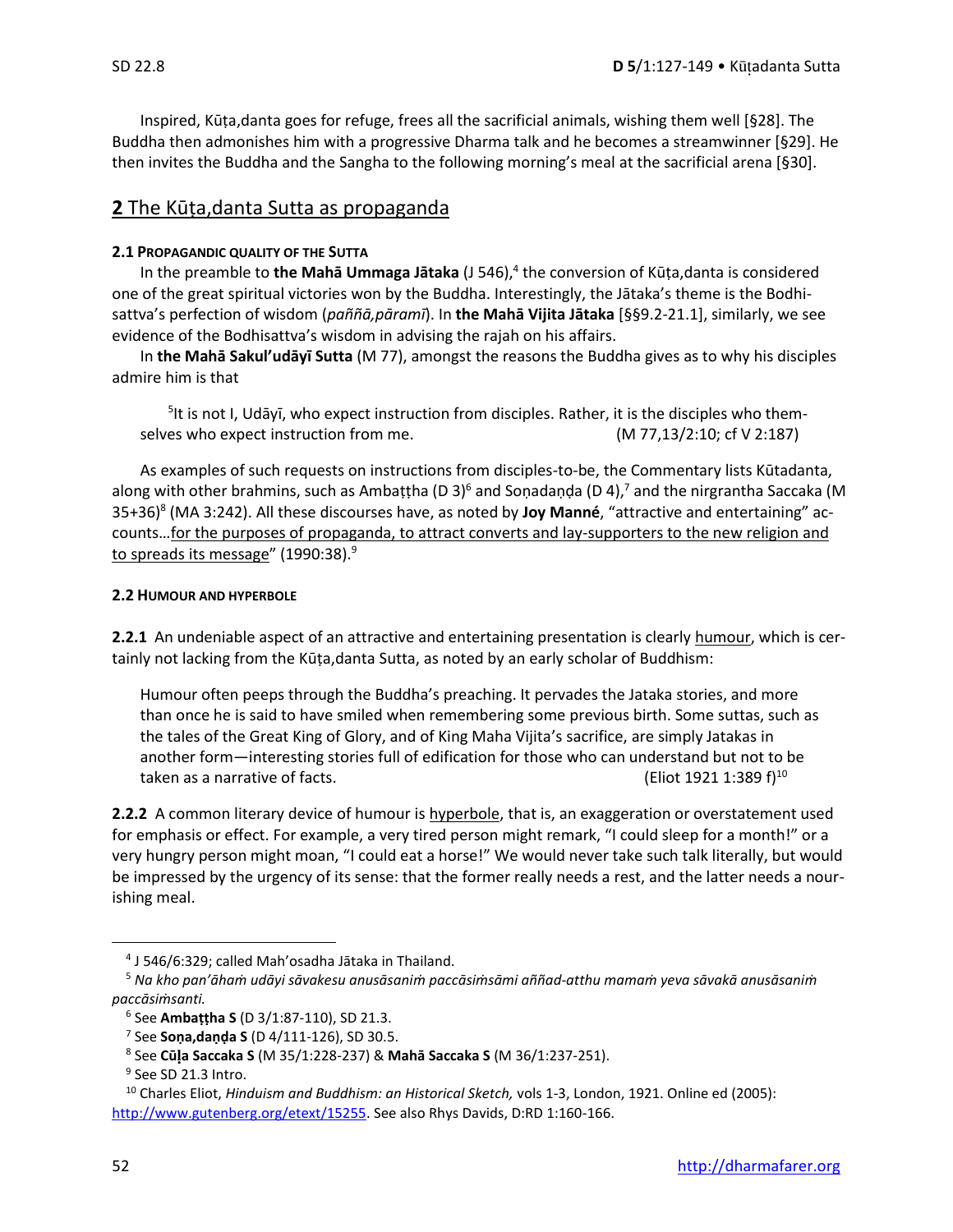Inspired, Kūṭa,danta goes for refuge, frees all the sacrificial animals, wishing them well [§28]. The Buddha then admonishes him with a progressive Dharma talk and he becomes a streamwinner [§29]. He then invites the Buddha and the Sangha to the following morning's meal at the sacrificial arena [§30].

## **2** The Kūṭa,danta Sutta as propaganda

#### 2.1 PROPAGANDIC QUALITY OF THE SUTTA

In the preamble to **the Mahā Ummaga Jātaka** (J 546),[4] the conversion of Kūṭa,danta is considered one of the great spiritual victories won by the Buddha. Interestingly, the Jātaka's theme is the Bodhisattva's perfection of wisdom (*paññā,pāramī*). In **the Mahā Vijita Jātaka** [§§9.2-21.1], similarly, we see evidence of the Bodhisattva's wisdom in advising the rajah on his affairs.

In **the Mahā Sakul'udāyī Sutta** (M 77), amongst the reasons the Buddha gives as to why his disciples admire him is that

> [5]It is not I, Udāyī, who expect instruction from disciples. Rather, it is the disciples who themselves who expect instruction from me. (M 77,13/2:10; cf V 2:187)

As examples of such requests on instructions from disciples-to-be, the Commentary lists Kūtadanta, along with other brahmins, such as Ambaṭṭha (D 3)[6] and Soṇadaṇḍa (D 4),[7] and the nirgrantha Saccaka (M 35+36)[8] (MA 3:242). All these discourses have, as noted by **Joy Manné**, "attractive and entertaining" accounts…for the purposes of propaganda, to attract converts and lay-supporters to the new religion and to spreads its message" (1990:38).[9]

#### 2.2 HUMOUR AND HYPERBOLE

**2.2.1** An undeniable aspect of an attractive and entertaining presentation is clearly humour, which is certainly not lacking from the Kūṭa,danta Sutta, as noted by an early scholar of Buddhism:

> Humour often peeps through the Buddha's preaching. It pervades the Jataka stories, and more than once he is said to have smiled when remembering some previous birth. Some suttas, such as the tales of the Great King of Glory, and of King Maha Vijita's sacrifice, are simply Jatakas in another form—interesting stories full of edification for those who can understand but not to be taken as a narrative of facts. (Eliot 1921 1:389 f)[10]

**2.2.2** A common literary device of humour is hyperbole, that is, an exaggeration or overstatement used for emphasis or effect. For example, a very tired person might remark, "I could sleep for a month!" or a very hungry person might moan, "I could eat a horse!" We would never take such talk literally, but would be impressed by the urgency of its sense: that the former really needs a rest, and the latter needs a nourishing meal.

---

[4] J 546/6:329; called Mah'osadha Jātaka in Thailand.

[5] *Na kho pan'āhaṁ udāyi sāvakesu anusāsaniṁ paccāsiṁsāmi aññad-atthu mamaṁ yeva sāvakā anusāsaniṁ paccāsiṁsanti.*

[6] See **Ambaṭṭha S** (D 3/1:87-110), SD 21.3.

[7] See **Soṇa,daṇḍa S** (D 4/111-126), SD 30.5.

[8] See **Cūḷa Saccaka S** (M 35/1:228-237) & **Mahā Saccaka S** (M 36/1:237-251).

[9] See SD 21.3 Intro.

[10] Charles Eliot, *Hinduism and Buddhism: an Historical Sketch,* vols 1-3, London, 1921. Online ed (2005): http://www.gutenberg.org/etext/15255. See also Rhys Davids, D:RD 1:160-166.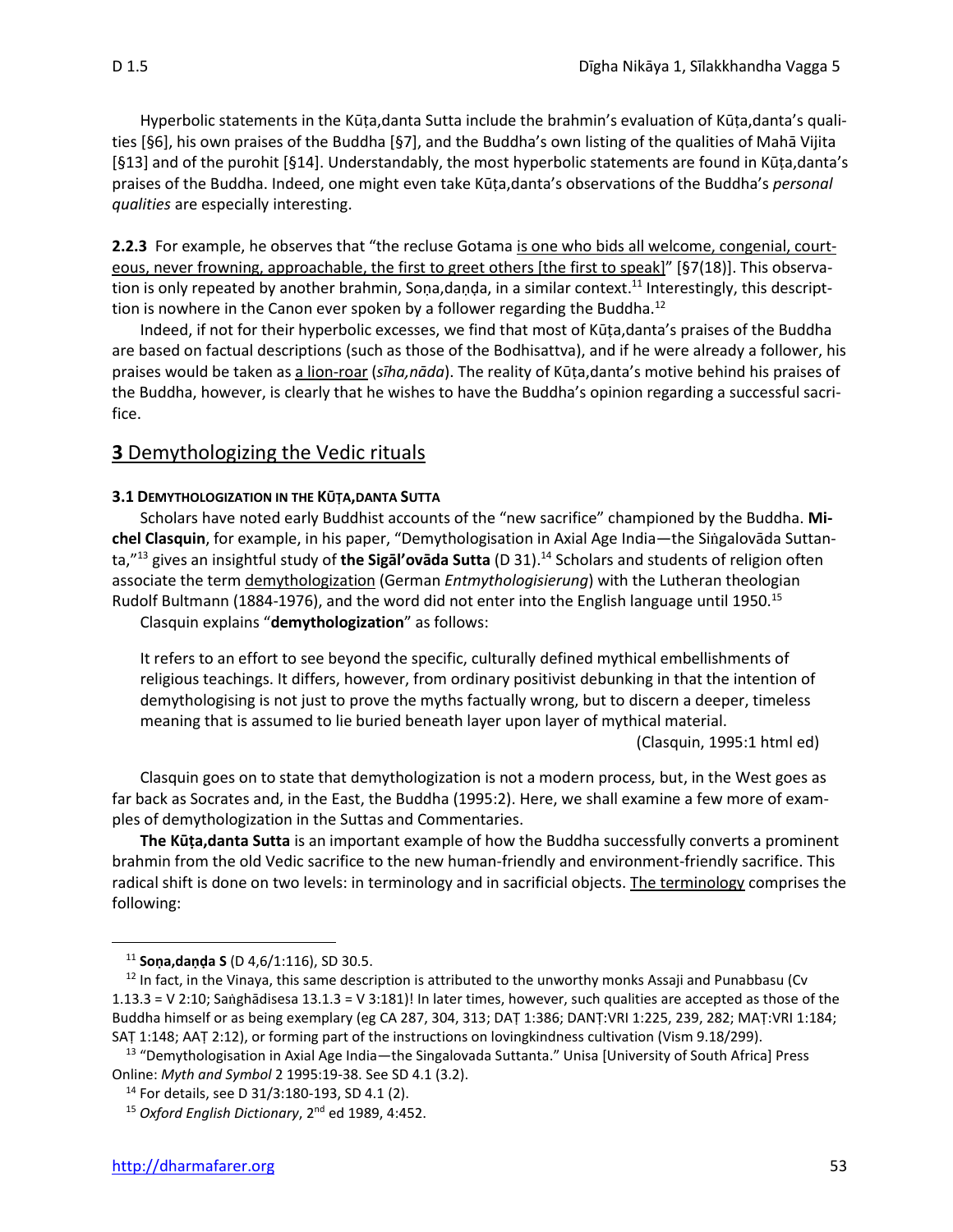Hyperbolic statements in the Kūṭa,danta Sutta include the brahmin's evaluation of Kūṭa,danta's qualities [§6], his own praises of the Buddha [§7], and the Buddha's own listing of the qualities of Mahā Vijita [§13] and of the purohit [§14]. Understandably, the most hyperbolic statements are found in Kūṭa,danta's praises of the Buddha. Indeed, one might even take Kūṭa,danta's observations of the Buddha's *personal qualities* are especially interesting.

**2.2.3** For example, he observes that "the recluse Gotama is one who bids all welcome, congenial, courteous, never frowning, approachable, the first to greet others [the first to speak]" [§7(18)]. This observation is only repeated by another brahmin, Soṇa,daṇḍa, in a similar context.[11] Interestingly, this description is nowhere in the Canon ever spoken by a follower regarding the Buddha.[12]

Indeed, if not for their hyperbolic excesses, we find that most of Kūṭa,danta's praises of the Buddha are based on factual descriptions (such as those of the Bodhisattva), and if he were already a follower, his praises would be taken as a lion-roar (*sīha,nāda*). The reality of Kūṭa,danta's motive behind his praises of the Buddha, however, is clearly that he wishes to have the Buddha's opinion regarding a successful sacrifice.

## 3 Demythologizing the Vedic rituals

### 3.1 DEMYTHOLOGIZATION IN THE KŪṬA,DANTA SUTTA

Scholars have noted early Buddhist accounts of the "new sacrifice" championed by the Buddha. **Michel Clasquin**, for example, in his paper, "Demythologisation in Axial Age India—the Siṅgalovāda Suttanta,"[13] gives an insightful study of **the Sigāl'ovāda Sutta** (D 31).[14] Scholars and students of religion often associate the term demythologization (German *Entmythologisierung*) with the Lutheran theologian Rudolf Bultmann (1884-1976), and the word did not enter into the English language until 1950.[15]

Clasquin explains "**demythologization**" as follows:

> It refers to an effort to see beyond the specific, culturally defined mythical embellishments of religious teachings. It differs, however, from ordinary positivist debunking in that the intention of demythologising is not just to prove the myths factually wrong, but to discern a deeper, timeless meaning that is assumed to lie buried beneath layer upon layer of mythical material.
>
> (Clasquin, 1995:1 html ed)

Clasquin goes on to state that demythologization is not a modern process, but, in the West goes as far back as Socrates and, in the East, the Buddha (1995:2). Here, we shall examine a few more of examples of demythologization in the Suttas and Commentaries.

**The Kūṭa,danta Sutta** is an important example of how the Buddha successfully converts a prominent brahmin from the old Vedic sacrifice to the new human-friendly and environment-friendly sacrifice. This radical shift is done on two levels: in terminology and in sacrificial objects. The terminology comprises the following:

---

[11] **Soṇa,daṇḍa S** (D 4,6/1:116), SD 30.5.

[12] In fact, in the Vinaya, this same description is attributed to the unworthy monks Assaji and Punabbasu (Cv 1.13.3 = V 2:10; Saṅghādisesa 13.1.3 = V 3:181)! In later times, however, such qualities are accepted as those of the Buddha himself or as being exemplary (eg CA 287, 304, 313; DAṬ 1:386; DANṬ:VRI 1:225, 239, 282; MAṬ:VRI 1:184; SAṬ 1:148; AAṬ 2:12), or forming part of the instructions on lovingkindness cultivation (Vism 9.18/299).

[13] "Demythologisation in Axial Age India—the Singalovada Suttanta." Unisa [University of South Africa] Press Online: *Myth and Symbol* 2 1995:19-38. See SD 4.1 (3.2).

[14] For details, see D 31/3:180-193, SD 4.1 (2).

[15] *Oxford English Dictionary*, 2nd ed 1989, 4:452.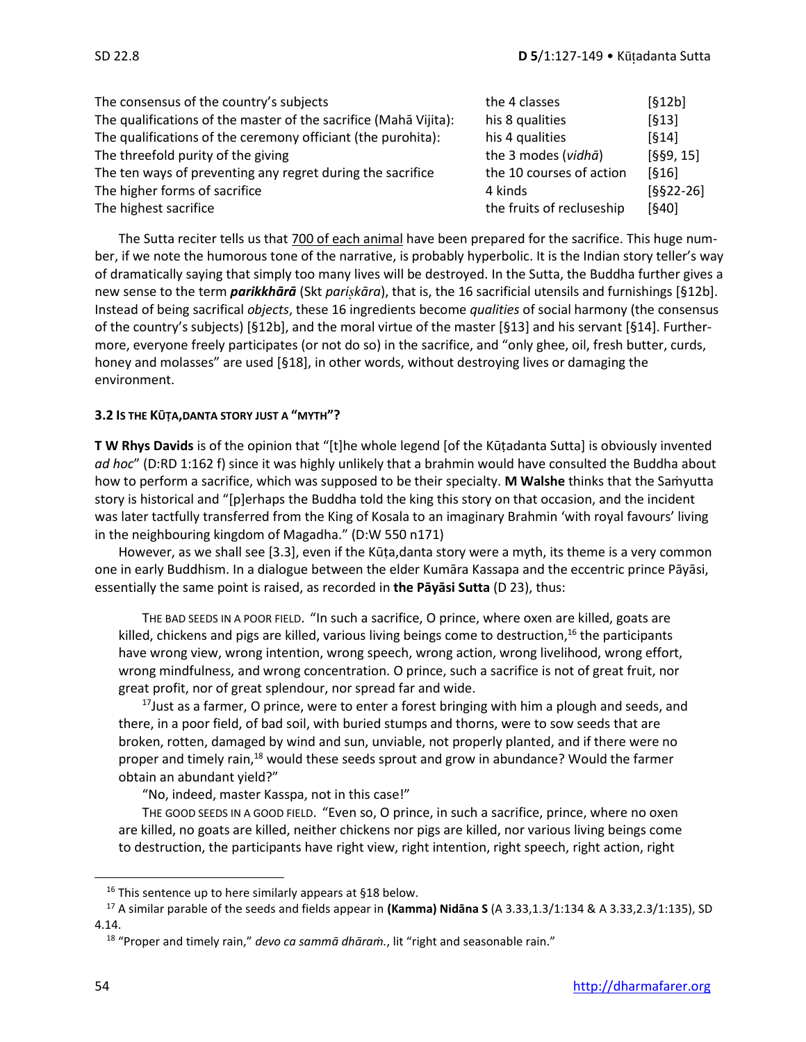| | | |
|---|---|---|
| The consensus of the country's subjects | the 4 classes | [§12b] |
| The qualifications of the master of the sacrifice (Mahā Vijita): | his 8 qualities | [§13] |
| The qualifications of the ceremony officiant (the purohita): | his 4 qualities | [§14] |
| The threefold purity of the giving | the 3 modes (*vidhā*) | [§§9, 15] |
| The ten ways of preventing any regret during the sacrifice | the 10 courses of action | [§16] |
| The higher forms of sacrifice | 4 kinds | [§§22-26] |
| The highest sacrifice | the fruits of recluseship | [§40] |

The Sutta reciter tells us that 700 of each animal have been prepared for the sacrifice. This huge number, if we note the humorous tone of the narrative, is probably hyperbolic. It is the Indian story teller's way of dramatically saying that simply too many lives will be destroyed. In the Sutta, the Buddha further gives a new sense to the term ***parikkhārā*** (Skt *pariṣkāra*), that is, the 16 sacrificial utensils and furnishings [§12b]. Instead of being sacrifical *objects*, these 16 ingredients become *qualities* of social harmony (the consensus of the country's subjects) [§12b], and the moral virtue of the master [§13] and his servant [§14]. Furthermore, everyone freely participates (or not do so) in the sacrifice, and "only ghee, oil, fresh butter, curds, honey and molasses" are used [§18], in other words, without destroying lives or damaging the environment.

### 3.2 Is the Kūṭa,danta story just a "myth"?

**T W Rhys Davids** is of the opinion that "[t]he whole legend [of the Kūṭadanta Sutta] is obviously invented *ad hoc*" (D:RD 1:162 f) since it was highly unlikely that a brahmin would have consulted the Buddha about how to perform a sacrifice, which was supposed to be their specialty. **M Walshe** thinks that the Saṁyutta story is historical and "[p]erhaps the Buddha told the king this story on that occasion, and the incident was later tactfully transferred from the King of Kosala to an imaginary Brahmin 'with royal favours' living in the neighbouring kingdom of Magadha." (D:W 550 n171)

However, as we shall see [3.3], even if the Kūṭa,danta story were a myth, its theme is a very common one in early Buddhism. In a dialogue between the elder Kumāra Kassapa and the eccentric prince Pāyāsi, essentially the same point is raised, as recorded in **the Pāyāsi Sutta** (D 23), thus:

> THE BAD SEEDS IN A POOR FIELD. "In such a sacrifice, O prince, where oxen are killed, goats are killed, chickens and pigs are killed, various living beings come to destruction,[16] the participants have wrong view, wrong intention, wrong speech, wrong action, wrong livelihood, wrong effort, wrong mindfulness, and wrong concentration. O prince, such a sacrifice is not of great fruit, nor great profit, nor of great splendour, nor spread far and wide.
>
> [17]Just as a farmer, O prince, were to enter a forest bringing with him a plough and seeds, and there, in a poor field, of bad soil, with buried stumps and thorns, were to sow seeds that are broken, rotten, damaged by wind and sun, unviable, not properly planted, and if there were no proper and timely rain,[18] would these seeds sprout and grow in abundance? Would the farmer obtain an abundant yield?"
>
> "No, indeed, master Kasspa, not in this case!"
>
> THE GOOD SEEDS IN A GOOD FIELD. "Even so, O prince, in such a sacrifice, prince, where no oxen are killed, no goats are killed, neither chickens nor pigs are killed, nor various living beings come to destruction, the participants have right view, right intention, right speech, right action, right

---

[16] This sentence up to here similarly appears at §18 below.

[17] A similar parable of the seeds and fields appear in **(Kamma) Nidāna S** (A 3.33,1.3/1:134 & A 3.33,2.3/1:135), SD 4.14.

[18] "Proper and timely rain," *devo ca sammā dhāraṁ.*, lit "right and seasonable rain."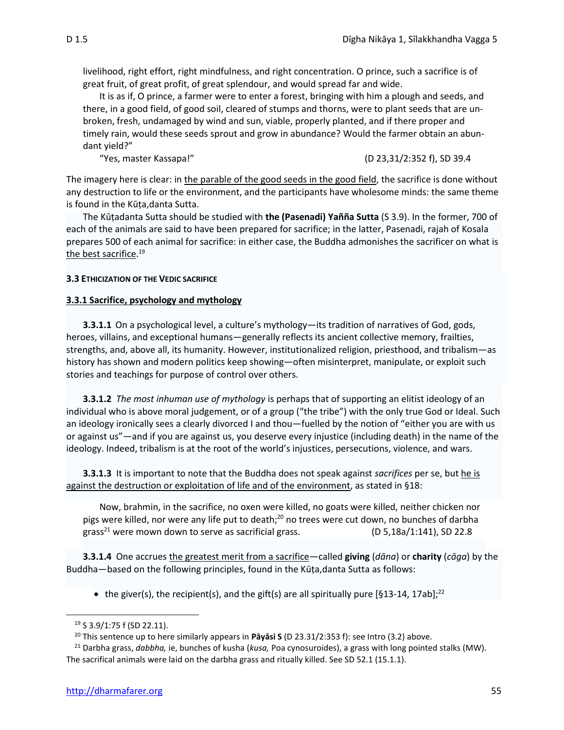livelihood, right effort, right mindfulness, and right concentration. O prince, such a sacrifice is of great fruit, of great profit, of great splendour, and would spread far and wide.

It is as if, O prince, a farmer were to enter a forest, bringing with him a plough and seeds, and there, in a good field, of good soil, cleared of stumps and thorns, were to plant seeds that are unbroken, fresh, undamaged by wind and sun, viable, properly planted, and if there proper and timely rain, would these seeds sprout and grow in abundance? Would the farmer obtain an abundant yield?"

"Yes, master Kassapa!" (D 23,31/2:352 f), SD 39.4

The imagery here is clear: in the parable of the good seeds in the good field, the sacrifice is done without any destruction to life or the environment, and the participants have wholesome minds: the same theme is found in the Kūṭa,danta Sutta.

The Kūṭadanta Sutta should be studied with **the (Pasenadi) Yañña Sutta** (S 3.9). In the former, 700 of each of the animals are said to have been prepared for sacrifice; in the latter, Pasenadi, rajah of Kosala prepares 500 of each animal for sacrifice: in either case, the Buddha admonishes the sacrificer on what is the best sacrifice.[19]

### 3.3 ETHICIZATION OF THE VEDIC SACRIFICE

#### 3.3.1 Sacrifice, psychology and mythology

**3.3.1.1** On a psychological level, a culture's mythology—its tradition of narratives of God, gods, heroes, villains, and exceptional humans—generally reflects its ancient collective memory, frailties, strengths, and, above all, its humanity. However, institutionalized religion, priesthood, and tribalism—as history has shown and modern politics keep showing—often misinterpret, manipulate, or exploit such stories and teachings for purpose of control over others.

**3.3.1.2** *The most inhuman use of mythology* is perhaps that of supporting an elitist ideology of an individual who is above moral judgement, or of a group ("the tribe") with the only true God or Ideal. Such an ideology ironically sees a clearly divorced I and thou—fuelled by the notion of "either you are with us or against us"—and if you are against us, you deserve every injustice (including death) in the name of the ideology. Indeed, tribalism is at the root of the world's injustices, persecutions, violence, and wars.

**3.3.1.3** It is important to note that the Buddha does not speak against *sacrifices* per se, but he is against the destruction or exploitation of life and of the environment, as stated in §18:

> Now, brahmin, in the sacrifice, no oxen were killed, no goats were killed, neither chicken nor pigs were killed, nor were any life put to death;[20] no trees were cut down, no bunches of darbha grass[21] were mown down to serve as sacrificial grass. (D 5,18a/1:141), SD 22.8

**3.3.1.4** One accrues the greatest merit from a sacrifice—called **giving** (*dāna*) or **charity** (*cāga*) by the Buddha—based on the following principles, found in the Kūṭa,danta Sutta as follows:

- the giver(s), the recipient(s), and the gift(s) are all spiritually pure [§13-14, 17ab];[22]

---

[19] S 3.9/1:75 f (SD 22.11).

[20] This sentence up to here similarly appears in **Pāyāsi S** (D 23.31/2:353 f): see Intro (3.2) above.

[21] Darbha grass, *dabbha,* ie, bunches of kusha (*kusa,* Poa cynosuroides), a grass with long pointed stalks (MW). The sacrifical animals were laid on the darbha grass and ritually killed. See SD 52.1 (15.1.1).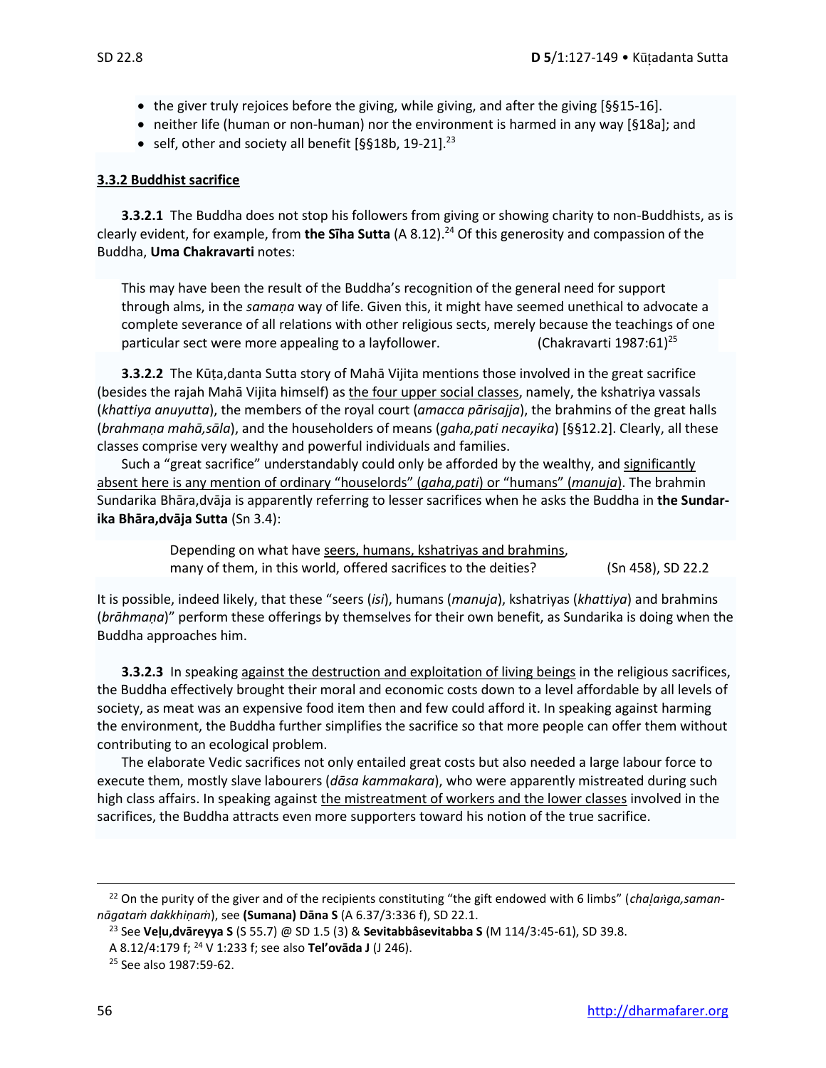- the giver truly rejoices before the giving, while giving, and after the giving [§§15-16].
- neither life (human or non-human) nor the environment is harmed in any way [§18a]; and
- self, other and society all benefit [§§18b, 19-21].[23]

**3.3.2 Buddhist sacrifice**

**3.3.2.1** The Buddha does not stop his followers from giving or showing charity to non-Buddhists, as is clearly evident, for example, from **the Sīha Sutta** (A 8.12).[24] Of this generosity and compassion of the Buddha, **Uma Chakravarti** notes:

> This may have been the result of the Buddha's recognition of the general need for support through alms, in the *samaṇa* way of life. Given this, it might have seemed unethical to advocate a complete severance of all relations with other religious sects, merely because the teachings of one particular sect were more appealing to a layfollower. (Chakravarti 1987:61)[25]

**3.3.2.2** The Kūṭa,danta Sutta story of Mahā Vijita mentions those involved in the great sacrifice (besides the rajah Mahā Vijita himself) as the four upper social classes, namely, the kshatriya vassals (*khattiya anuyutta*), the members of the royal court (*amacca pārisajja*), the brahmins of the great halls (*brahmaṇa mahā,sāla*), and the householders of means (*gaha,pati necayika*) [§§12.2]. Clearly, all these classes comprise very wealthy and powerful individuals and families.

Such a "great sacrifice" understandably could only be afforded by the wealthy, and significantly absent here is any mention of ordinary "houselords" (*gaha,pati*) or "humans" (*manuja*). The brahmin Sundarika Bhāra,dvāja is apparently referring to lesser sacrifices when he asks the Buddha in **the Sundarika Bhāra,dvāja Sutta** (Sn 3.4):

> Depending on what have seers, humans, kshatriyas and brahmins,
> many of them, in this world, offered sacrifices to the deities? (Sn 458), SD 22.2

It is possible, indeed likely, that these "seers (*isi*), humans (*manuja*), kshatriyas (*khattiya*) and brahmins (*brāhmaṇa*)" perform these offerings by themselves for their own benefit, as Sundarika is doing when the Buddha approaches him.

**3.3.2.3** In speaking against the destruction and exploitation of living beings in the religious sacrifices, the Buddha effectively brought their moral and economic costs down to a level affordable by all levels of society, as meat was an expensive food item then and few could afford it. In speaking against harming the environment, the Buddha further simplifies the sacrifice so that more people can offer them without contributing to an ecological problem.

The elaborate Vedic sacrifices not only entailed great costs but also needed a large labour force to execute them, mostly slave labourers (*dāsa kammakara*), who were apparently mistreated during such high class affairs. In speaking against the mistreatment of workers and the lower classes involved in the sacrifices, the Buddha attracts even more supporters toward his notion of the true sacrifice.

---

[22] On the purity of the giver and of the recipients constituting "the gift endowed with 6 limbs" (*chaḷaṅga,samannāgataṁ dakkhiṇaṁ*), see **(Sumana) Dāna S** (A 6.37/3:336 f), SD 22.1.

[23] See **Veḷu,dvāreyya S** (S 55.7) @ SD 1.5 (3) & **Sevitabbâsevitabba S** (M 114/3:45-61), SD 39.8.

A 8.12/4:179 f; [24] V 1:233 f; see also **Tel'ovāda J** (J 246).

[25] See also 1987:59-62.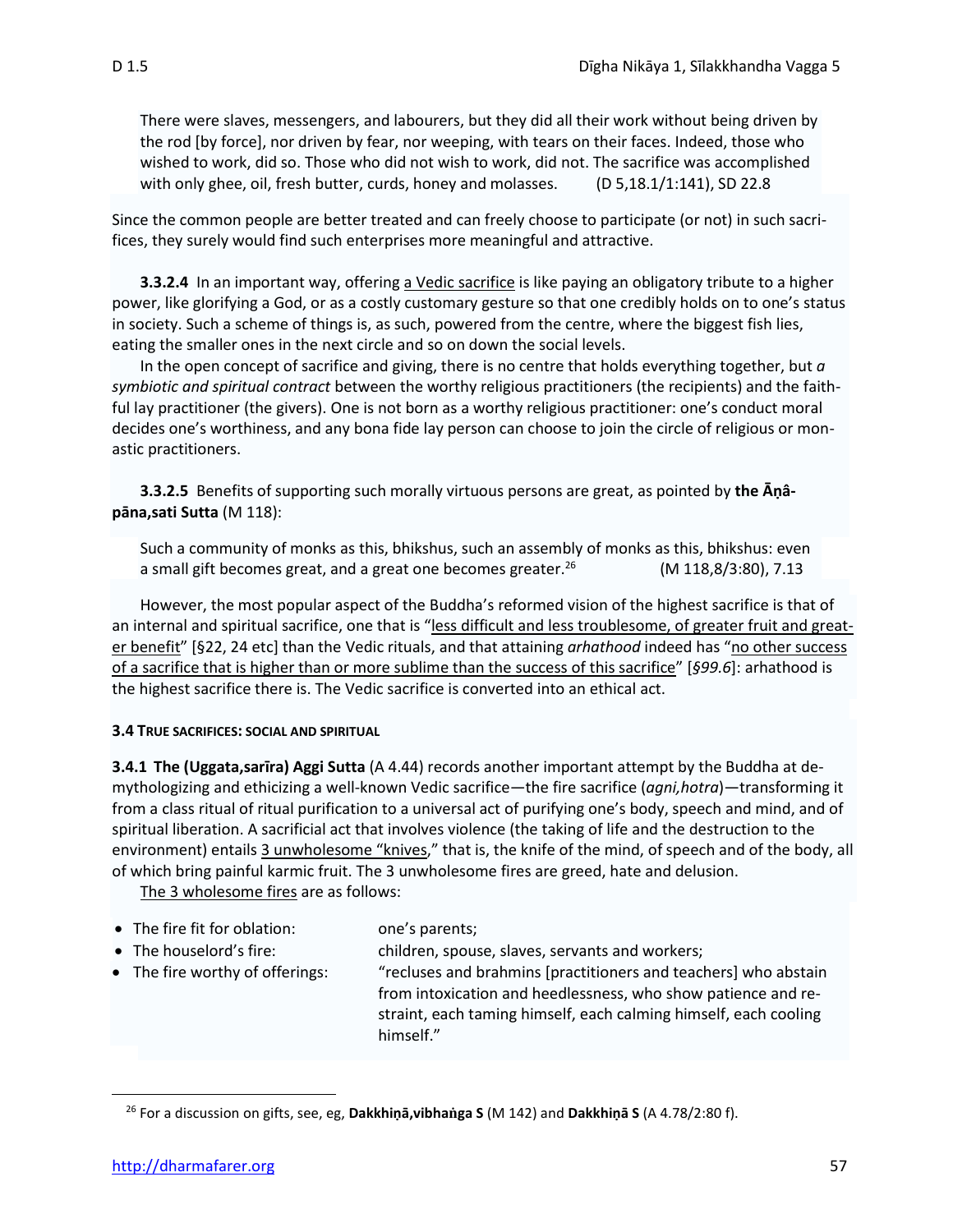> There were slaves, messengers, and labourers, but they did all their work without being driven by the rod [by force], nor driven by fear, nor weeping, with tears on their faces. Indeed, those who wished to work, did so. Those who did not wish to work, did not. The sacrifice was accomplished with only ghee, oil, fresh butter, curds, honey and molasses. (D 5,18.1/1:141), SD 22.8

Since the common people are better treated and can freely choose to participate (or not) in such sacrifices, they surely would find such enterprises more meaningful and attractive.

**3.3.2.4** In an important way, offering a Vedic sacrifice is like paying an obligatory tribute to a higher power, like glorifying a God, or as a costly customary gesture so that one credibly holds on to one's status in society. Such a scheme of things is, as such, powered from the centre, where the biggest fish lies, eating the smaller ones in the next circle and so on down the social levels.

In the open concept of sacrifice and giving, there is no centre that holds everything together, but *a symbiotic and spiritual contract* between the worthy religious practitioners (the recipients) and the faithful lay practitioner (the givers). One is not born as a worthy religious practitioner: one's conduct moral decides one's worthiness, and any bona fide lay person can choose to join the circle of religious or monastic practitioners.

**3.3.2.5** Benefits of supporting such morally virtuous persons are great, as pointed by **the Āṇâpāna,sati Sutta** (M 118):

> Such a community of monks as this, bhikshus, such an assembly of monks as this, bhikshus: even a small gift becomes great, and a great one becomes greater.[26] (M 118,8/3:80), 7.13

However, the most popular aspect of the Buddha's reformed vision of the highest sacrifice is that of an internal and spiritual sacrifice, one that is "less difficult and less troublesome, of greater fruit and greater benefit" [§22, 24 etc] than the Vedic rituals, and that attaining *arhathood* indeed has "no other success of a sacrifice that is higher than or more sublime than the success of this sacrifice" [*§99.6*]: arhathood is the highest sacrifice there is. The Vedic sacrifice is converted into an ethical act.

#### 3.4 TRUE SACRIFICES: SOCIAL AND SPIRITUAL

**3.4.1 The (Uggata,sarīra) Aggi Sutta** (A 4.44) records another important attempt by the Buddha at demythologizing and ethicizing a well-known Vedic sacrifice—the fire sacrifice (*agni,hotra*)—transforming it from a class ritual of ritual purification to a universal act of purifying one's body, speech and mind, and of spiritual liberation. A sacrificial act that involves violence (the taking of life and the destruction to the environment) entails 3 unwholesome "knives," that is, the knife of the mind, of speech and of the body, all of which bring painful karmic fruit. The 3 unwholesome fires are greed, hate and delusion.

The 3 wholesome fires are as follows:

- The fire fit for oblation: one's parents;
- The houselord's fire: children, spouse, slaves, servants and workers;
- The fire worthy of offerings: "recluses and brahmins [practitioners and teachers] who abstain from intoxication and heedlessness, who show patience and restraint, each taming himself, each calming himself, each cooling himself."

---

[26] For a discussion on gifts, see, eg, **Dakkhiṇā,vibhaṅga S** (M 142) and **Dakkhiṇā S** (A 4.78/2:80 f).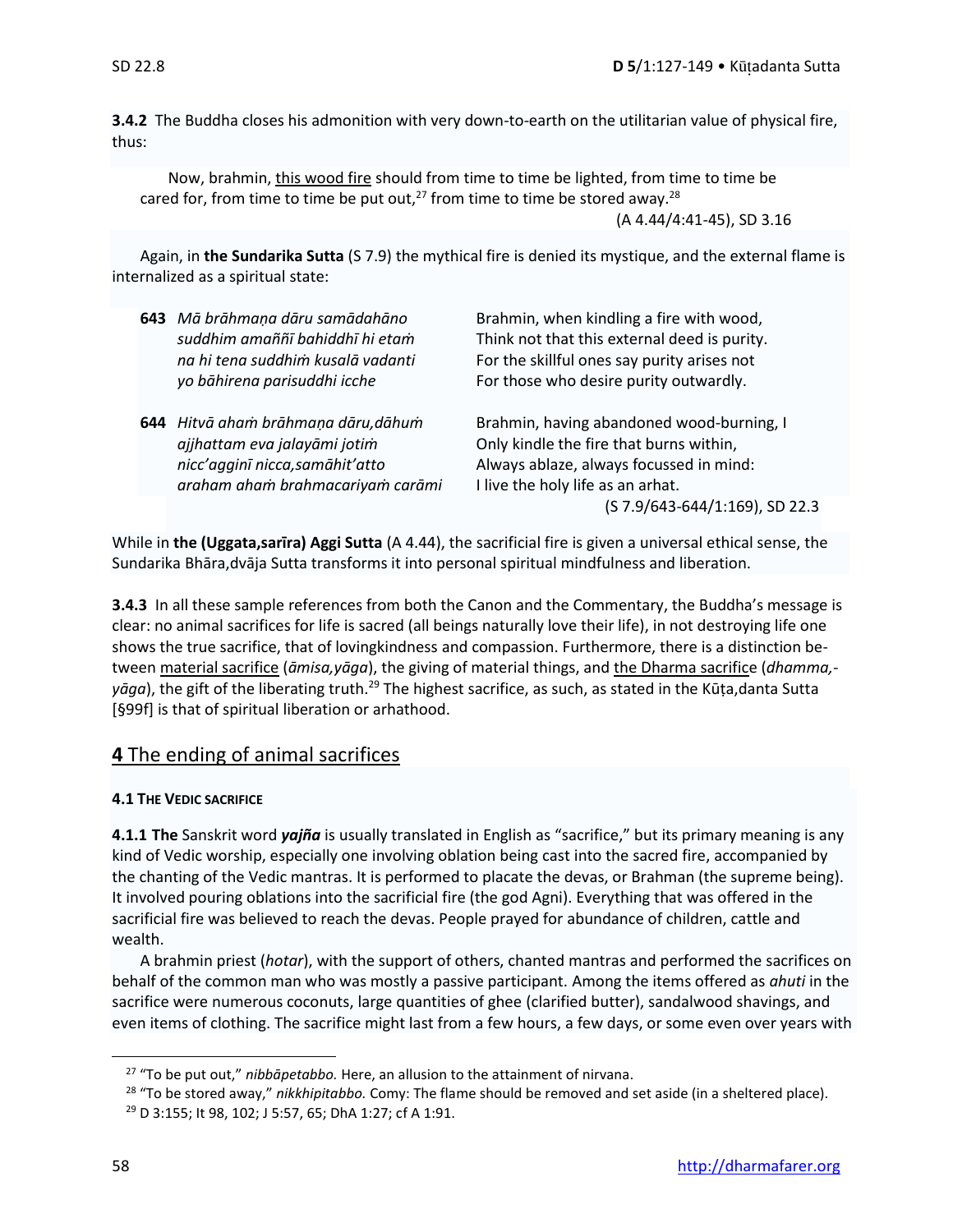**3.4.2** The Buddha closes his admonition with very down-to-earth on the utilitarian value of physical fire, thus:

> Now, brahmin, this wood fire should from time to time be lighted, from time to time be cared for, from time to time be put out,[27] from time to time be stored away.[28]
>
> (A 4.44/4:41-45), SD 3.16

Again, in **the Sundarika Sutta** (S 7.9) the mythical fire is denied its mystique, and the external flame is internalized as a spiritual state:

| | | |
|---|---|---|
| **643** | *Mā brāhmaṇa dāru samādahāno*<br>*suddhim amaññī bahiddhī hi etaṁ*<br>*na hi tena suddhiṁ kusalā vadanti*<br>*yo bāhirena parisuddhi icche* | Brahmin, when kindling a fire with wood,<br>Think not that this external deed is purity.<br>For the skillful ones say purity arises not<br>For those who desire purity outwardly. |
| **644** | *Hitvā ahaṁ brāhmaṇa dāru,dāhuṁ*<br>*ajjhattam eva jalayāmi jotiṁ*<br>*nicc'agginī nicca,samāhit'atto*<br>*araham ahaṁ brahmacariyaṁ carāmi* | Brahmin, having abandoned wood-burning, I<br>Only kindle the fire that burns within,<br>Always ablaze, always focussed in mind:<br>I live the holy life as an arhat. |

(S 7.9/643-644/1:169), SD 22.3

While in **the (Uggata,sarīra) Aggi Sutta** (A 4.44), the sacrificial fire is given a universal ethical sense, the Sundarika Bhāra,dvāja Sutta transforms it into personal spiritual mindfulness and liberation.

**3.4.3** In all these sample references from both the Canon and the Commentary, the Buddha's message is clear: no animal sacrifices for life is sacred (all beings naturally love their life), in not destroying life one shows the true sacrifice, that of lovingkindness and compassion. Furthermore, there is a distinction between material sacrifice (*āmisa,yāga*), the giving of material things, and the Dharma sacrifice (*dhamma,-yāga*), the gift of the liberating truth.[29] The highest sacrifice, as such, as stated in the Kūṭa,danta Sutta [§99f] is that of spiritual liberation or arhathood.

## **4** The ending of animal sacrifices

#### 4.1 THE VEDIC SACRIFICE

**4.1.1 The** Sanskrit word ***yajña*** is usually translated in English as "sacrifice," but its primary meaning is any kind of Vedic worship, especially one involving oblation being cast into the sacred fire, accompanied by the chanting of the Vedic mantras. It is performed to placate the devas, or Brahman (the supreme being). It involved pouring oblations into the sacrificial fire (the god Agni). Everything that was offered in the sacrificial fire was believed to reach the devas. People prayed for abundance of children, cattle and wealth.

A brahmin priest (*hotar*), with the support of others, chanted mantras and performed the sacrifices on behalf of the common man who was mostly a passive participant. Among the items offered as *ahuti* in the sacrifice were numerous coconuts, large quantities of ghee (clarified butter), sandalwood shavings, and even items of clothing. The sacrifice might last from a few hours, a few days, or some even over years with

---

[27] "To be put out," *nibbāpetabbo.* Here, an allusion to the attainment of nirvana.

[28] "To be stored away," *nikkhipitabbo.* Comy: The flame should be removed and set aside (in a sheltered place).

[29] D 3:155; It 98, 102; J 5:57, 65; DhA 1:27; cf A 1:91.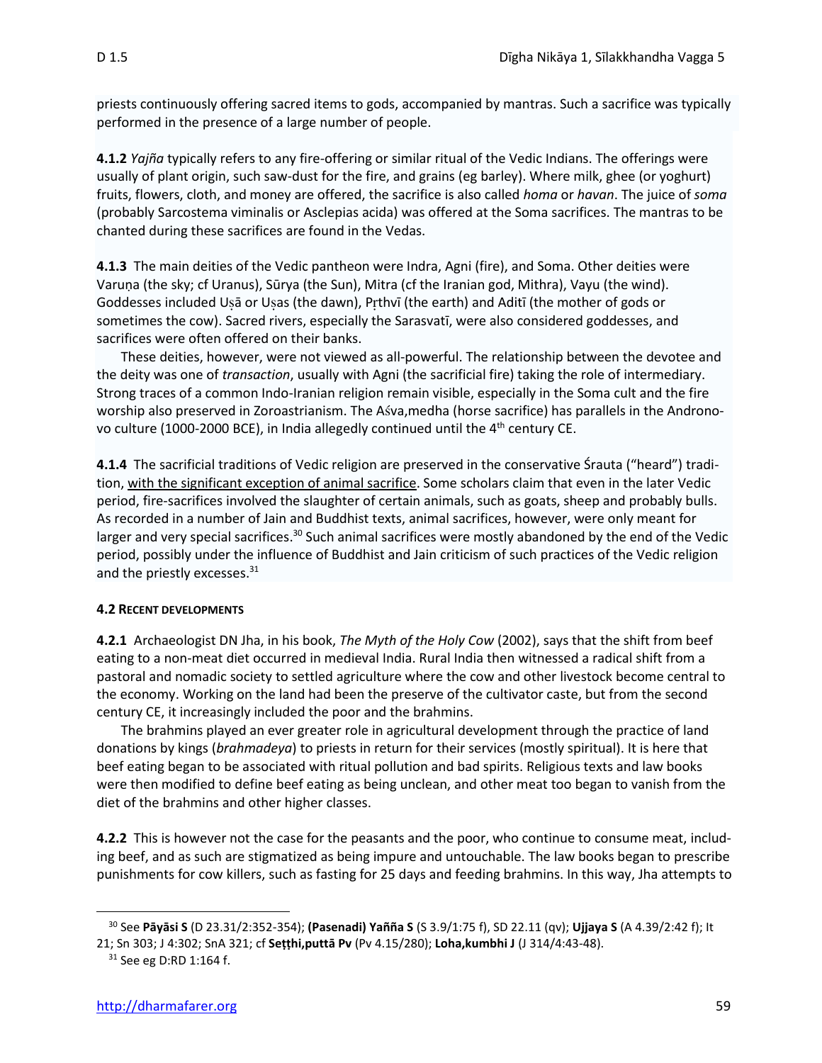priests continuously offering sacred items to gods, accompanied by mantras. Such a sacrifice was typically performed in the presence of a large number of people.

**4.1.2** *Yajña* typically refers to any fire-offering or similar ritual of the Vedic Indians. The offerings were usually of plant origin, such saw-dust for the fire, and grains (eg barley). Where milk, ghee (or yoghurt) fruits, flowers, cloth, and money are offered, the sacrifice is also called *homa* or *havan*. The juice of *soma* (probably Sarcostema viminalis or Asclepias acida) was offered at the Soma sacrifices. The mantras to be chanted during these sacrifices are found in the Vedas.

**4.1.3** The main deities of the Vedic pantheon were Indra, Agni (fire), and Soma. Other deities were Varuṇa (the sky; cf Uranus), Sūrya (the Sun), Mitra (cf the Iranian god, Mithra), Vayu (the wind). Goddesses included Uṣā or Uṣas (the dawn), Pṛthvī (the earth) and Aditī (the mother of gods or sometimes the cow). Sacred rivers, especially the Sarasvatī, were also considered goddesses, and sacrifices were often offered on their banks.

These deities, however, were not viewed as all-powerful. The relationship between the devotee and the deity was one of *transaction*, usually with Agni (the sacrificial fire) taking the role of intermediary. Strong traces of a common Indo-Iranian religion remain visible, especially in the Soma cult and the fire worship also preserved in Zoroastrianism. The Aśva,medha (horse sacrifice) has parallels in the Andronovo culture (1000-2000 BCE), in India allegedly continued until the 4th century CE.

**4.1.4** The sacrificial traditions of Vedic religion are preserved in the conservative Śrauta ("heard") tradition, <u>with the significant exception of animal sacrifice</u>. Some scholars claim that even in the later Vedic period, fire-sacrifices involved the slaughter of certain animals, such as goats, sheep and probably bulls. As recorded in a number of Jain and Buddhist texts, animal sacrifices, however, were only meant for larger and very special sacrifices.[30] Such animal sacrifices were mostly abandoned by the end of the Vedic period, possibly under the influence of Buddhist and Jain criticism of such practices of the Vedic religion and the priestly excesses.[31]

#### 4.2 RECENT DEVELOPMENTS

**4.2.1** Archaeologist DN Jha, in his book, *The Myth of the Holy Cow* (2002), says that the shift from beef eating to a non-meat diet occurred in medieval India. Rural India then witnessed a radical shift from a pastoral and nomadic society to settled agriculture where the cow and other livestock become central to the economy. Working on the land had been the preserve of the cultivator caste, but from the second century CE, it increasingly included the poor and the brahmins.

The brahmins played an ever greater role in agricultural development through the practice of land donations by kings (*brahmadeya*) to priests in return for their services (mostly spiritual). It is here that beef eating began to be associated with ritual pollution and bad spirits. Religious texts and law books were then modified to define beef eating as being unclean, and other meat too began to vanish from the diet of the brahmins and other higher classes.

**4.2.2** This is however not the case for the peasants and the poor, who continue to consume meat, including beef, and as such are stigmatized as being impure and untouchable. The law books began to prescribe punishments for cow killers, such as fasting for 25 days and feeding brahmins. In this way, Jha attempts to

---

[30] See **Pāyāsi S** (D 23.31/2:352-354); **(Pasenadi) Yañña S** (S 3.9/1:75 f), SD 22.11 (qv); **Ujjaya S** (A 4.39/2:42 f); It 21; Sn 303; J 4:302; SnA 321; cf **Seṭṭhi,puttā Pv** (Pv 4.15/280); **Loha,kumbhi J** (J 314/4:43-48).

[31] See eg D:RD 1:164 f.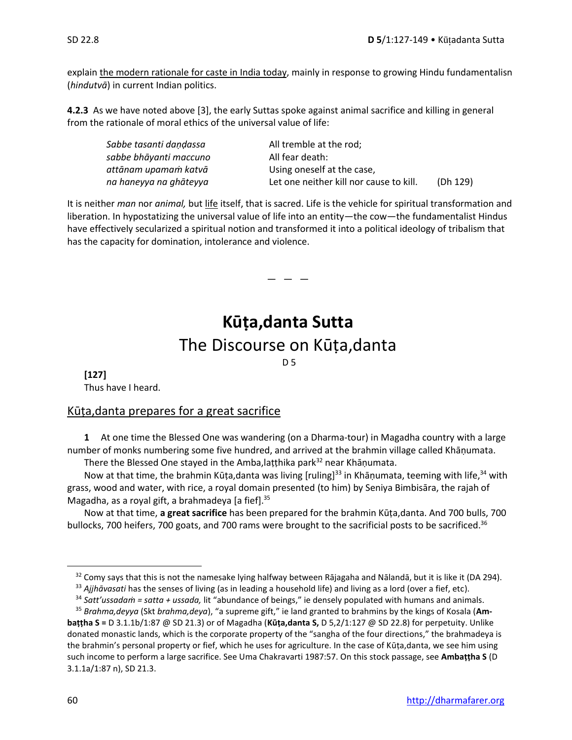explain the modern rationale for caste in India today, mainly in response to growing Hindu fundamentalisn (*hindutvā*) in current Indian politics.

**4.2.3** As we have noted above [3], the early Suttas spoke against animal sacrifice and killing in general from the rationale of moral ethics of the universal value of life:

| | | |
|---|---|---|
| *Sabbe tasanti daṇḍassa* | All tremble at the rod; | |
| *sabbe bhāyanti maccuno* | All fear death: | |
| *attānam upamaṁ katvā* | Using oneself at the case, | |
| *na haneyya na ghāteyya* | Let one neither kill nor cause to kill. | (Dh 129) |

It is neither *man* nor *animal,* but life itself, that is sacred. Life is the vehicle for spiritual transformation and liberation. In hypostatizing the universal value of life into an entity—the cow—the fundamentalist Hindus have effectively secularized a spiritual notion and transformed it into a political ideology of tribalism that has the capacity for domination, intolerance and violence.

— — —

# Kūṭa,danta Sutta

## The Discourse on Kūṭa,danta

D 5

**[127]**

Thus have I heard.

### Kūṭa,danta prepares for a great sacrifice

**1** At one time the Blessed One was wandering (on a Dharma-tour) in Magadha country with a large number of monks numbering some five hundred, and arrived at the brahmin village called Khāṇumata.

There the Blessed One stayed in the Amba,laṭṭhika park[32] near Khāṇumata.

Now at that time, the brahmin Kūṭa,danta was living [ruling][33] in Khāṇumata, teeming with life,[34] with grass, wood and water, with rice, a royal domain presented (to him) by Seniya Bimbisāra, the rajah of Magadha, as a royal gift, a brahmadeya [a fief].[35]

Now at that time, **a great sacrifice** has been prepared for the brahmin Kūṭa,danta. And 700 bulls, 700 bullocks, 700 heifers, 700 goats, and 700 rams were brought to the sacrificial posts to be sacrificed.[36]

---

[32] Comy says that this is not the namesake lying halfway between Rājagaha and Nālandā, but it is like it (DA 294).

[33] *Ajjhāvasati* has the senses of living (as in leading a household life) and living as a lord (over a fief, etc).

[34] *Satt'ussadaṁ = satta + ussada,* lit "abundance of beings," ie densely populated with humans and animals.

[35] *Brahma,deyya* (Skt *brahma,deya*), "a supreme gift," ie land granted to brahmins by the kings of Kosala (**Ambaṭṭha S =** D 3.1.1b/1:87 @ SD 21.3) or of Magadha (**Kūṭa,danta S,** D 5,2/1:127 @ SD 22.8) for perpetuity. Unlike donated monastic lands, which is the corporate property of the "sangha of the four directions," the brahmadeya is the brahmin's personal property or fief, which he uses for agriculture. In the case of Kūṭa,danta, we see him using such income to perform a large sacrifice. See Uma Chakravarti 1987:57. On this stock passage, see **Ambaṭṭha S** (D 3.1.1a/1:87 n), SD 21.3.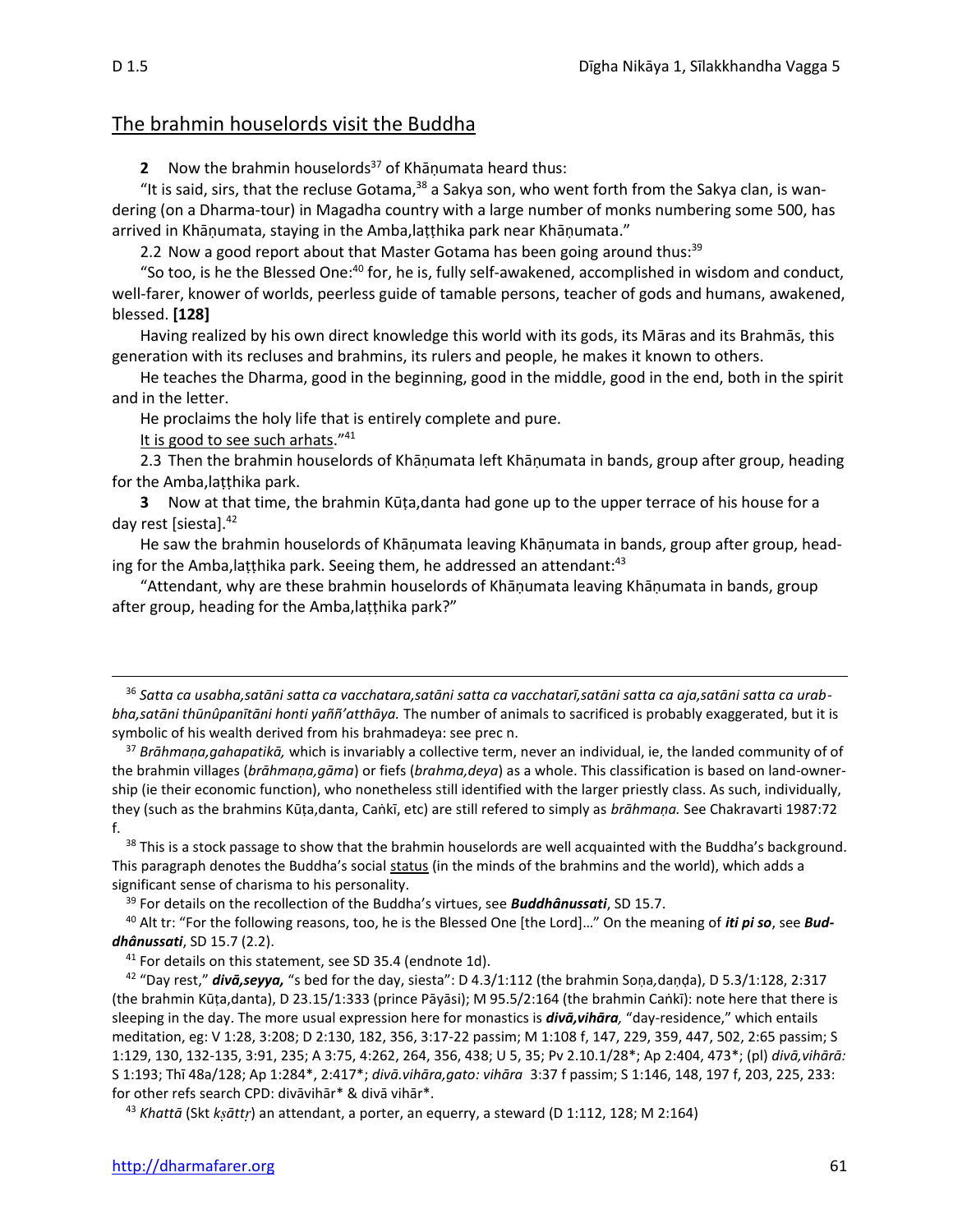## The brahmin houselords visit the Buddha

**2** Now the brahmin houselords[37] of Khāṇumata heard thus:

"It is said, sirs, that the recluse Gotama,[38] a Sakya son, who went forth from the Sakya clan, is wandering (on a Dharma-tour) in Magadha country with a large number of monks numbering some 500, has arrived in Khāṇumata, staying in the Amba,laṭṭhika park near Khāṇumata."

2.2 Now a good report about that Master Gotama has been going around thus:[39]

"So too, is he the Blessed One:[40] for, he is, fully self-awakened, accomplished in wisdom and conduct, well-farer, knower of worlds, peerless guide of tamable persons, teacher of gods and humans, awakened, blessed. **[128]**

Having realized by his own direct knowledge this world with its gods, its Māras and its Brahmās, this generation with its recluses and brahmins, its rulers and people, he makes it known to others.

He teaches the Dharma, good in the beginning, good in the middle, good in the end, both in the spirit and in the letter.

He proclaims the holy life that is entirely complete and pure.

<u>It is good to see such arhats</u>."[41]

2.3 Then the brahmin houselords of Khāṇumata left Khāṇumata in bands, group after group, heading for the Amba,laṭṭhika park.

**3** Now at that time, the brahmin Kūṭa,danta had gone up to the upper terrace of his house for a day rest [siesta].[42]

He saw the brahmin houselords of Khāṇumata leaving Khāṇumata in bands, group after group, heading for the Amba,laṭṭhika park. Seeing them, he addressed an attendant:[43]

"Attendant, why are these brahmin houselords of Khāṇumata leaving Khāṇumata in bands, group after group, heading for the Amba,laṭṭhika park?"

---

[36] *Satta ca usabha,satāni satta ca vacchatara,satāni satta ca vacchatarī,satāni satta ca aja,satāni satta ca urabbha,satāni thūnûpanītāni honti yaññ'atthāya.* The number of animals to sacrificed is probably exaggerated, but it is symbolic of his wealth derived from his brahmadeya: see prec n.

[37] *Brāhmaṇa,gahapatikā,* which is invariably a collective term, never an individual, ie, the landed community of of the brahmin villages (*brāhmaṇa,gāma*) or fiefs (*brahma,deya*) as a whole. This classification is based on land-ownership (ie their economic function), who nonetheless still identified with the larger priestly class. As such, individually, they (such as the brahmins Kūṭa,danta, Caṅkī, etc) are still refered to simply as *brāhmaṇa.* See Chakravarti 1987:72 f.

[38] This is a stock passage to show that the brahmin houselords are well acquainted with the Buddha's background. This paragraph denotes the Buddha's social <u>status</u> (in the minds of the brahmins and the world), which adds a significant sense of charisma to his personality.

[39] For details on the recollection of the Buddha's virtues, see ***Buddhânussati***, SD 15.7.

[40] Alt tr: "For the following reasons, too, he is the Blessed One [the Lord]…" On the meaning of ***iti pi so***, see ***Buddhânussati***, SD 15.7 (2.2).

[41] For details on this statement, see SD 35.4 (endnote 1d).

[42] "Day rest," ***divā,seyya,*** "s bed for the day, siesta": D 4.3/1:112 (the brahmin Soṇa,daṇḍa), D 5.3/1:128, 2:317 (the brahmin Kūṭa,danta), D 23.15/1:333 (prince Pāyāsi); M 95.5/2:164 (the brahmin Caṅkī): note here that there is sleeping in the day. The more usual expression here for monastics is ***divā,vihāra,*** "day-residence," which entails meditation, eg: V 1:28, 3:208; D 2:130, 182, 356, 3:17-22 passim; M 1:108 f, 147, 229, 359, 447, 502, 2:65 passim; S 1:129, 130, 132-135, 3:91, 235; A 3:75, 4:262, 264, 356, 438; U 5, 35; Pv 2.10.1/28*; Ap 2:404, 473*; (pl) *divā,vihārā:* S 1:193; Thī 48a/128; Ap 1:284*, 2:417*; *divā.vihāra,gato: vihāra* 3:37 f passim; S 1:146, 148, 197 f, 203, 225, 233: for other refs search CPD: divāvihār* & divā vihār*.

[43] *Khattā* (Skt *kṣāttṛ*) an attendant, a porter, an equerry, a steward (D 1:112, 128; M 2:164)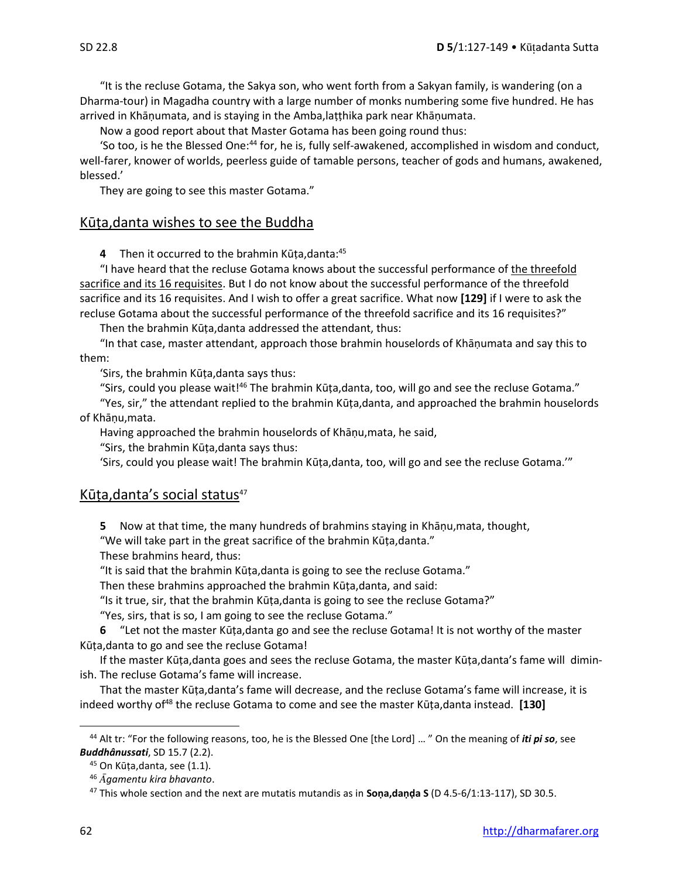"It is the recluse Gotama, the Sakya son, who went forth from a Sakyan family, is wandering (on a Dharma-tour) in Magadha country with a large number of monks numbering some five hundred. He has arrived in Khāṇumata, and is staying in the Amba,laṭṭhika park near Khāṇumata.

Now a good report about that Master Gotama has been going round thus:

'So too, is he the Blessed One:[44] for, he is, fully self-awakened, accomplished in wisdom and conduct, well-farer, knower of worlds, peerless guide of tamable persons, teacher of gods and humans, awakened, blessed.'

They are going to see this master Gotama."

## Kūṭa,danta wishes to see the Buddha

**4** Then it occurred to the brahmin Kūṭa,danta:[45]

"I have heard that the recluse Gotama knows about the successful performance of the threefold sacrifice and its 16 requisites. But I do not know about the successful performance of the threefold sacrifice and its 16 requisites. And I wish to offer a great sacrifice. What now **[129]** if I were to ask the recluse Gotama about the successful performance of the threefold sacrifice and its 16 requisites?"

Then the brahmin Kūṭa,danta addressed the attendant, thus:

"In that case, master attendant, approach those brahmin houselords of Khāṇumata and say this to them:

'Sirs, the brahmin Kūṭa,danta says thus:

"Sirs, could you please wait![46] The brahmin Kūṭa,danta, too, will go and see the recluse Gotama."

"Yes, sir," the attendant replied to the brahmin Kūṭa,danta, and approached the brahmin houselords of Khāṇu,mata.

Having approached the brahmin houselords of Khāṇu,mata, he said,

"Sirs, the brahmin Kūṭa,danta says thus:

'Sirs, could you please wait! The brahmin Kūṭa,danta, too, will go and see the recluse Gotama.'"

## Kūṭa,danta's social status[47]

**5** Now at that time, the many hundreds of brahmins staying in Khāṇu,mata, thought,

"We will take part in the great sacrifice of the brahmin Kūṭa,danta."

These brahmins heard, thus:

"It is said that the brahmin Kūṭa,danta is going to see the recluse Gotama."

Then these brahmins approached the brahmin Kūṭa,danta, and said:

"Is it true, sir, that the brahmin Kūṭa,danta is going to see the recluse Gotama?"

"Yes, sirs, that is so, I am going to see the recluse Gotama."

**6** "Let not the master Kūṭa,danta go and see the recluse Gotama! It is not worthy of the master Kūṭa,danta to go and see the recluse Gotama!

If the master Kūṭa,danta goes and sees the recluse Gotama, the master Kūṭa,danta's fame will diminish. The recluse Gotama's fame will increase.

That the master Kūṭa,danta's fame will decrease, and the recluse Gotama's fame will increase, it is indeed worthy of[48] the recluse Gotama to come and see the master Kūṭa,danta instead. **[130]**

---

[44] Alt tr: "For the following reasons, too, he is the Blessed One [the Lord] … " On the meaning of ***iti pi so***, see ***Buddhânussati***, SD 15.7 (2.2).

[45] On Kūṭa,danta, see (1.1).

[46] *Āgamentu kira bhavanto*.

[47] This whole section and the next are mutatis mutandis as in **Soṇa,daṇḍa S** (D 4.5-6/1:13-117), SD 30.5.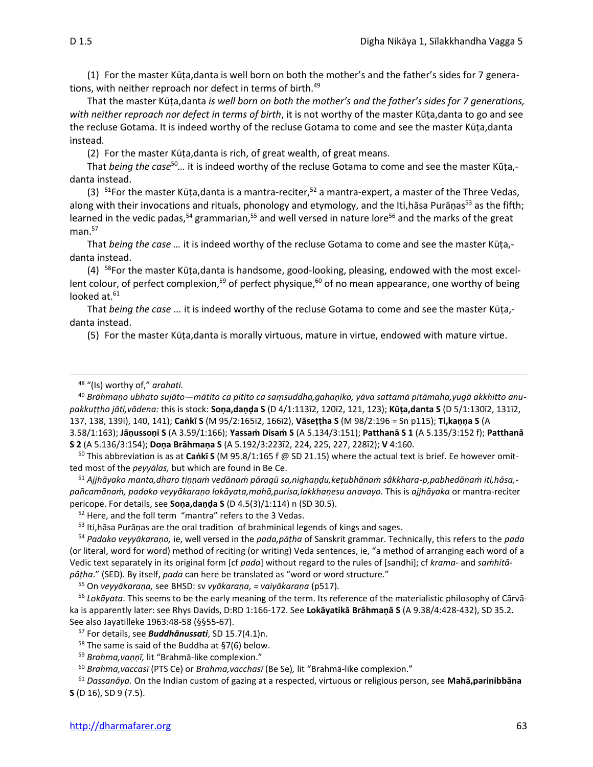(1) For the master Kūṭa,danta is well born on both the mother's and the father's sides for 7 generations, with neither reproach nor defect in terms of birth.[49]

That the master Kūṭa,danta *is well born on both the mother's and the father's sides for 7 generations, with neither reproach nor defect in terms of birth*, it is not worthy of the master Kūṭa,danta to go and see the recluse Gotama. It is indeed worthy of the recluse Gotama to come and see the master Kūṭa,danta instead.

(2) For the master Kūṭa,danta is rich, of great wealth, of great means.

That *being the case*[50]*…* it is indeed worthy of the recluse Gotama to come and see the master Kūṭa,danta instead.

(3) [51]For the master Kūṭa,danta is a mantra-reciter,[52] a mantra-expert, a master of the Three Vedas, along with their invocations and rituals, phonology and etymology, and the Iti,hāsa Purāṇas[53] as the fifth; learned in the vedic padas,[54] grammarian,[55] and well versed in nature lore[56] and the marks of the great man.[57]

That *being the case …* it is indeed worthy of the recluse Gotama to come and see the master Kūṭa,danta instead.

(4) [58]For the master Kūṭa,danta is handsome, good-looking, pleasing, endowed with the most excellent colour, of perfect complexion,[59] of perfect physique,[60] of no mean appearance, one worthy of being looked at.[61]

That *being the case ...* it is indeed worthy of the recluse Gotama to come and see the master Kūṭa,danta instead.

(5) For the master Kūṭa,danta is morally virtuous, mature in virtue, endowed with mature virtue.

---

[48] "(Is) worthy of," *arahati.*

[49] *Brāhmaṇo ubhato sujāto—mātito ca pitito ca saṃsuddha,gahaṇiko, yāva sattamā pitāmaha,yugā akkhitto anupakkuṭṭho jāti,vādena:* this is stock: **Soṇa,daṇḍa S** (D 4/1:113⁠2, 120⁠2, 121, 123); **Kūṭa,danta S** (D 5/1:130⁠2, 131⁠2, 137, 138, 139⁠1), 140, 141); **Caṅkī S** (M 95/2:165⁠2, 166⁠2), **Vāseṭṭha S** (M 98/2:196 = Sn p115); **Ti,kaṇṇa S** (A 3.58/1:163); **Jāṇussoṇi S** (A 3.59/1:166); **Yassaṁ Disaṁ S** (A 5.134/3:151); **Patthanā S 1** (A 5.135/3:152 f); **Patthanā S 2** (A 5.136/3:154); **Doṇa Brāhmaṇa S** (A 5.192/3:223⁠2, 224, 225, 227, 228⁠2); **V** 4:160.

[50] This abbreviation is as at **Caṅkī S** (M 95.8/1:165 f @ SD 21.15) where the actual text is brief. Ee however omitted most of the *peyyālas,* but which are found in Be Ce.

[51] *Ajjhāyako manta,dharo tiṇṇaṁ vedānaṁ pāragū sa,nighaṇḍu,keṭubhānaṁ sâkkhara-p,pabhedānaṁ iti,hāsa,pañcamānaṁ, padako veyyākaraṇo lokāyata,mahā,purisa,lakkhaṇesu anavayo.* This is *ajjhāyaka* or mantra-reciter pericope. For details, see **Soṇa,daṇḍa S** (D 4.5(3)/1:114) n (SD 30.5).

[52] Here, and the foll term "mantra" refers to the 3 Vedas.

[53] Iti,hāsa Purāṇas are the oral tradition of brahminical legends of kings and sages.

[54] *Padako veyyākaraṇo,* ie, well versed in the *pada,pāṭha* of Sanskrit grammar. Technically, this refers to the *pada* (or literal, word for word) method of reciting (or writing) Veda sentences, ie, "a method of arranging each word of a Vedic text separately in its original form [cf *pada*] without regard to the rules of [sandhi]; cf *krama-* and *saṁhitā-pāṭha*." (SED). By itself, *pada* can here be translated as "word or word structure."

[55] On *veyyākaraṇa,* see BHSD: sv *vyākaraṇa, = vaiyākaraṇa* (p517).

[56] *Lokāyata*. This seems to be the early meaning of the term. Its reference of the materialistic philosophy of Cārvāka is apparently later: see Rhys Davids, D:RD 1:166-172. See **Lokāyatikā Brāhmaṇā S** (A 9.38/4:428-432), SD 35.2. See also Jayatilleke 1963:48-58 (§§55-67).

[57] For details, see ***Buddhânussati***, SD 15.7(4.1)n.

[58] The same is said of the Buddha at §7(6) below.

[59] *Brahma,vaṇṇī,* lit "Brahmā-like complexion."

[60] *Brahma,vaccasī* (PTS Ce) or *Brahma,vacchasī* (Be Se)*,* lit "Brahmā-like complexion."

[61] *Dassanāya.* On the Indian custom of gazing at a respected, virtuous or religious person, see **Mahā,parinibbāna S** (D 16), SD 9 (7.5).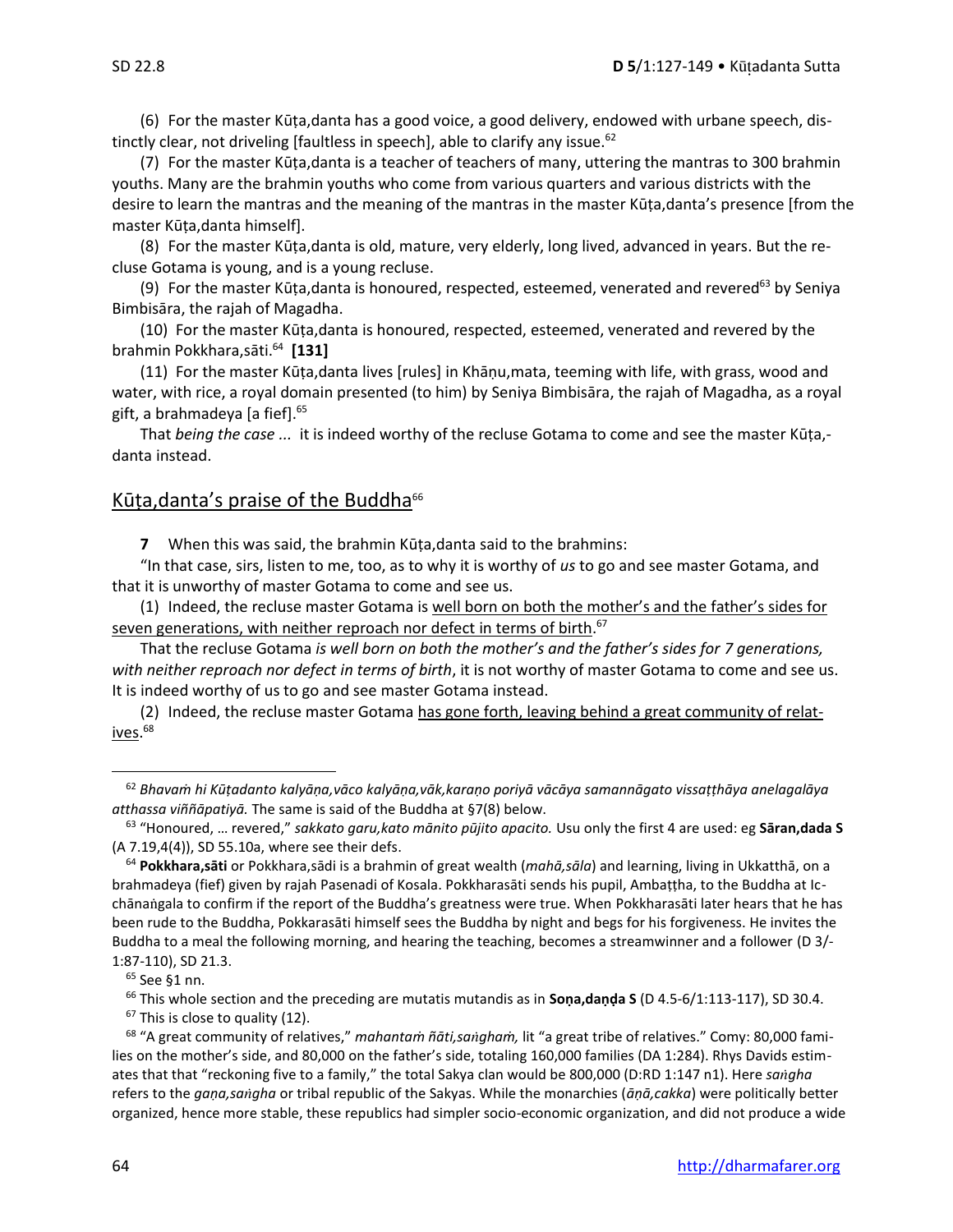(6) For the master Kūṭa,danta has a good voice, a good delivery, endowed with urbane speech, distinctly clear, not driveling [faultless in speech], able to clarify any issue.[62]

(7) For the master Kūṭa,danta is a teacher of teachers of many, uttering the mantras to 300 brahmin youths. Many are the brahmin youths who come from various quarters and various districts with the desire to learn the mantras and the meaning of the mantras in the master Kūṭa,danta's presence [from the master Kūṭa,danta himself].

(8) For the master Kūṭa,danta is old, mature, very elderly, long lived, advanced in years. But the recluse Gotama is young, and is a young recluse.

(9) For the master Kūṭa,danta is honoured, respected, esteemed, venerated and revered[63] by Seniya Bimbisāra, the rajah of Magadha.

(10) For the master Kūṭa,danta is honoured, respected, esteemed, venerated and revered by the brahmin Pokkhara,sāti.[64] **[131]**

(11) For the master Kūṭa,danta lives [rules] in Khāṇu,mata, teeming with life, with grass, wood and water, with rice, a royal domain presented (to him) by Seniya Bimbisāra, the rajah of Magadha, as a royal gift, a brahmadeya [a fief].[65]

That *being the case* ... it is indeed worthy of the recluse Gotama to come and see the master Kūṭa,danta instead.

## Kūṭa,danta's praise of the Buddha[66]

**7** When this was said, the brahmin Kūṭa,danta said to the brahmins:

"In that case, sirs, listen to me, too, as to why it is worthy of *us* to go and see master Gotama, and that it is unworthy of master Gotama to come and see us.

(1) Indeed, the recluse master Gotama is well born on both the mother's and the father's sides for seven generations, with neither reproach nor defect in terms of birth.[67]

That the recluse Gotama *is well born on both the mother's and the father's sides for 7 generations, with neither reproach nor defect in terms of birth*, it is not worthy of master Gotama to come and see us. It is indeed worthy of us to go and see master Gotama instead.

(2) Indeed, the recluse master Gotama has gone forth, leaving behind a great community of relatives.[68]

---

[62] *Bhavaṁ hi Kūṭadanto kalyāṇa,vāco kalyāṇa,vāk,karaṇo poriyā vācāya samannāgato vissaṭṭhāya anelagalāya atthassa viññāpatiyā.* The same is said of the Buddha at §7(8) below.

[63] "Honoured, … revered," *sakkato garu,kato mānito pūjito apacito.* Usu only the first 4 are used: eg **Sāran,dada S** (A 7.19,4(4)), SD 55.10a, where see their defs.

[64] **Pokkhara,sāti** or Pokkhara,sādi is a brahmin of great wealth (*mahā,sāla*) and learning, living in Ukkatthā, on a brahmadeya (fief) given by rajah Pasenadi of Kosala. Pokkharasāti sends his pupil, Ambaṭṭha, to the Buddha at Icchānaṅgala to confirm if the report of the Buddha's greatness were true. When Pokkharasāti later hears that he has been rude to the Buddha, Pokkarasāti himself sees the Buddha by night and begs for his forgiveness. He invites the Buddha to a meal the following morning, and hearing the teaching, becomes a streamwinner and a follower (D 3/-1:87-110), SD 21.3.

[65] See §1 nn.

[66] This whole section and the preceding are mutatis mutandis as in **Soṇa,daṇḍa S** (D 4.5-6/1:113-117), SD 30.4.

[67] This is close to quality (12).

[68] "A great community of relatives," *mahantaṁ ñāti,saṅghaṁ,* lit "a great tribe of relatives." Comy: 80,000 families on the mother's side, and 80,000 on the father's side, totaling 160,000 families (DA 1:284). Rhys Davids estimates that that "reckoning five to a family," the total Sakya clan would be 800,000 (D:RD 1:147 n1). Here *saṅgha* refers to the *gaṇa,saṅgha* or tribal republic of the Sakyas. While the monarchies (*āṇā,cakka*) were politically better organized, hence more stable, these republics had simpler socio-economic organization, and did not produce a wide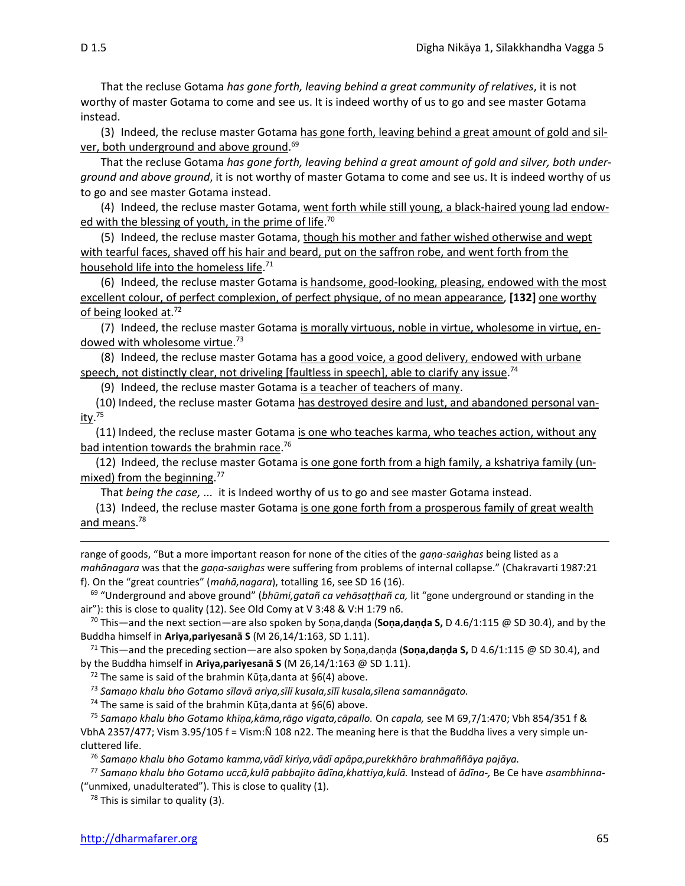That the recluse Gotama *has gone forth, leaving behind a great community of relatives*, it is not worthy of master Gotama to come and see us. It is indeed worthy of us to go and see master Gotama instead.

(3) Indeed, the recluse master Gotama has gone forth, leaving behind a great amount of gold and silver, both underground and above ground.[69]

That the recluse Gotama *has gone forth, leaving behind a great amount of gold and silver, both underground and above ground*, it is not worthy of master Gotama to come and see us. It is indeed worthy of us to go and see master Gotama instead.

(4) Indeed, the recluse master Gotama, went forth while still young, a black-haired young lad endowed with the blessing of youth, in the prime of life.[70]

(5) Indeed, the recluse master Gotama, though his mother and father wished otherwise and wept with tearful faces, shaved off his hair and beard, put on the saffron robe, and went forth from the household life into the homeless life.[71]

(6) Indeed, the recluse master Gotama is handsome, good-looking, pleasing, endowed with the most excellent colour, of perfect complexion, of perfect physique, of no mean appearance, **[132]** one worthy of being looked at.[72]

(7) Indeed, the recluse master Gotama is morally virtuous, noble in virtue, wholesome in virtue, endowed with wholesome virtue.[73]

(8) Indeed, the recluse master Gotama has a good voice, a good delivery, endowed with urbane speech, not distinctly clear, not driveling [faultless in speech], able to clarify any issue.[74]

(9) Indeed, the recluse master Gotama is a teacher of teachers of many.

(10) Indeed, the recluse master Gotama has destroyed desire and lust, and abandoned personal vanity.[75]

(11) Indeed, the recluse master Gotama is one who teaches karma, who teaches action, without any bad intention towards the brahmin race.[76]

(12) Indeed, the recluse master Gotama is one gone forth from a high family, a kshatriya family (unmixed) from the beginning.[77]

That *being the case, ...* it is Indeed worthy of us to go and see master Gotama instead.

(13) Indeed, the recluse master Gotama is one gone forth from a prosperous family of great wealth and means.[78]

---

range of goods, "But a more important reason for none of the cities of the *gaṇa-saṅghas* being listed as a *mahānagara* was that the *gaṇa-saṅghas* were suffering from problems of internal collapse." (Chakravarti 1987:21 f). On the "great countries" (*mahā,nagara*), totalling 16, see SD 16 (16).

[69] "Underground and above ground" (*bhūmi,gatañ ca vehāsaṭṭhañ ca,* lit "gone underground or standing in the air"): this is close to quality (12). See Old Comy at V 3:48 & V:H 1:79 n6.

[70] This—and the next section—are also spoken by Soṇa,daṇḍa (**Soṇa,daṇḍa S,** D 4.6/1:115 @ SD 30.4), and by the Buddha himself in **Ariya,pariyesanā S** (M 26,14/1:163, SD 1.11).

[71] This—and the preceding section—are also spoken by Soṇa,daṇḍa (**Soṇa,daṇḍa S,** D 4.6/1:115 @ SD 30.4), and by the Buddha himself in **Ariya,pariyesanā S** (M 26,14/1:163 @ SD 1.11).

[72] The same is said of the brahmin Kūṭa,danta at §6(4) above.

[73] *Samaṇo khalu bho Gotamo sīlavā ariya,sīlī kusala,sīlī kusala,sīlena samannāgato.*

[74] The same is said of the brahmin Kūṭa,danta at §6(6) above.

[75] *Samaṇo khalu bho Gotamo khīṇa,kāma,rāgo vigata,cāpallo.* On *capala,* see M 69,7/1:470; Vbh 854/351 f & VbhA 2357/477; Vism 3.95/105 f = Vism:Ñ 108 n22. The meaning here is that the Buddha lives a very simple uncluttered life.

[76] *Samaṇo khalu bho Gotamo kamma,vādī kiriya,vādī apāpa,purekkhāro brahmaññāya pajāya.*

[77] *Samaṇo khalu bho Gotamo uccā,kulā pabbajito ādīna,khattiya,kulā.* Instead of *ādīna-,* Be Ce have *asambhinna-* ("unmixed, unadulterated"). This is close to quality (1).

[78] This is similar to quality (3).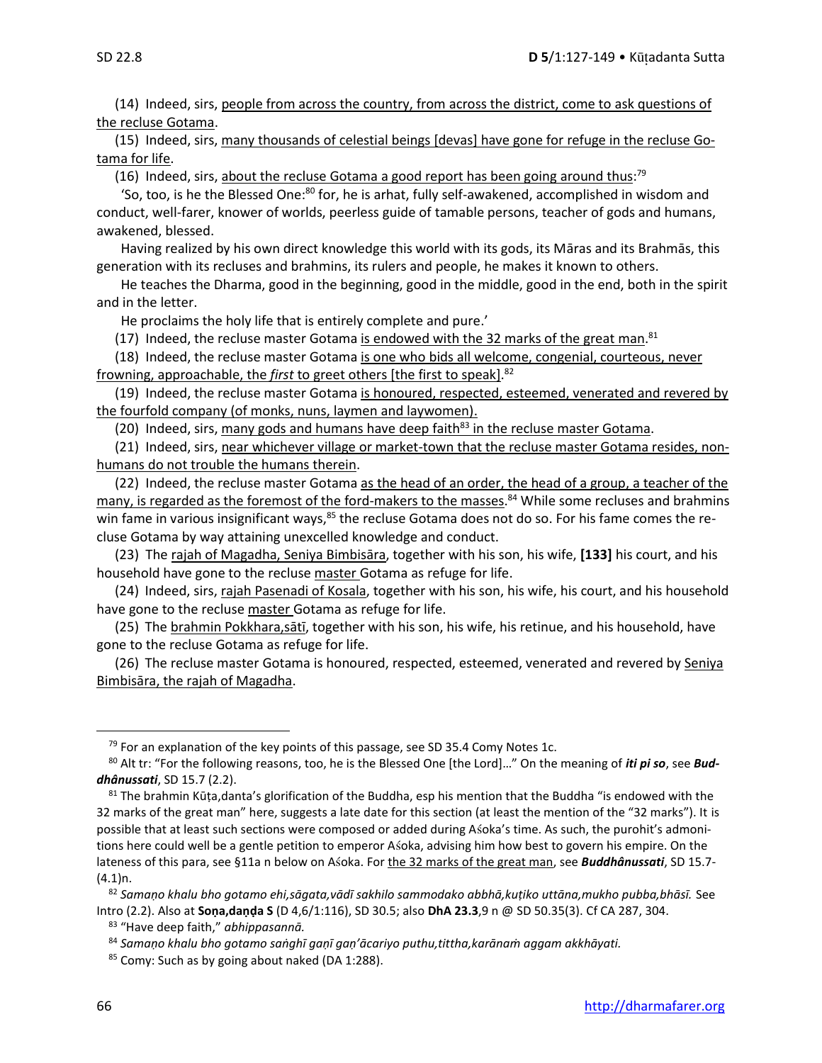(14) Indeed, sirs, <u>people from across the country, from across the district, come to ask questions of the recluse Gotama</u>.

(15) Indeed, sirs, <u>many thousands of celestial beings [devas] have gone for refuge in the recluse Gotama for life</u>.

(16) Indeed, sirs, <u>about the recluse Gotama a good report has been going around thus</u>:[79]

'So, too, is he the Blessed One:[80] for, he is arhat, fully self-awakened, accomplished in wisdom and conduct, well-farer, knower of worlds, peerless guide of tamable persons, teacher of gods and humans, awakened, blessed.

Having realized by his own direct knowledge this world with its gods, its Māras and its Brahmās, this generation with its recluses and brahmins, its rulers and people, he makes it known to others.

He teaches the Dharma, good in the beginning, good in the middle, good in the end, both in the spirit and in the letter.

He proclaims the holy life that is entirely complete and pure.'

(17) Indeed, the recluse master Gotama <u>is endowed with the 32 marks of the great man</u>.[81]

(18) Indeed, the recluse master Gotama <u>is one who bids all welcome, congenial, courteous, never frowning, approachable, the *first* to greet others [the first to speak]</u>.[82]

(19) Indeed, the recluse master Gotama <u>is honoured, respected, esteemed, venerated and revered by the fourfold company (of monks, nuns, laymen and laywomen).</u>

(20) Indeed, sirs, <u>many gods and humans have deep faith[83] in the recluse master Gotama</u>.

(21) Indeed, sirs, <u>near whichever village or market-town that the recluse master Gotama resides, non-humans do not trouble the humans therein</u>.

(22) Indeed, the recluse master Gotama <u>as the head of an order, the head of a group, a teacher of the many, is regarded as the foremost of the ford-makers to the masses</u>.[84] While some recluses and brahmins win fame in various insignificant ways,[85] the recluse Gotama does not do so. For his fame comes the recluse Gotama by way attaining unexcelled knowledge and conduct.

(23) The <u>rajah of Magadha, Seniya Bimbisāra</u>, together with his son, his wife, **[133]** his court, and his household have gone to the recluse <u>master</u> Gotama as refuge for life.

(24) Indeed, sirs, <u>rajah Pasenadi of Kosala</u>, together with his son, his wife, his court, and his household have gone to the recluse <u>master</u> Gotama as refuge for life.

(25) The <u>brahmin Pokkhara,sātī</u>, together with his son, his wife, his retinue, and his household, have gone to the recluse Gotama as refuge for life.

(26) The recluse master Gotama is honoured, respected, esteemed, venerated and revered by <u>Seniya Bimbisāra, the rajah of Magadha</u>.

---

[79] For an explanation of the key points of this passage, see SD 35.4 Comy Notes 1c.

[80] Alt tr: "For the following reasons, too, he is the Blessed One [the Lord]…" On the meaning of ***iti pi so***, see ***Buddhânussati***, SD 15.7 (2.2).

[81] The brahmin Kūṭa,danta's glorification of the Buddha, esp his mention that the Buddha "is endowed with the 32 marks of the great man" here, suggests a late date for this section (at least the mention of the "32 marks"). It is possible that at least such sections were composed or added during Aśoka's time. As such, the purohit's admonitions here could well be a gentle petition to emperor Aśoka, advising him how best to govern his empire. On the lateness of this para, see §11a n below on Aśoka. For <u>the 32 marks of the great man</u>, see ***Buddhânussati***, SD 15.7(4.1)n.

[82] *Samaṇo khalu bho gotamo ehi,sāgata,vādī sakhilo sammodako abbhā,kuṭiko uttāna,mukho pubba,bhāsī.* See Intro (2.2). Also at **Soṇa,daṇḍa S** (D 4,6/1:116), SD 30.5; also **DhA 23.3**,9 n @ SD 50.35(3). Cf CA 287, 304.

[83] "Have deep faith," *abhippasannā.*

[84] *Samaṇo khalu bho gotamo saṅghī gaṇī gaṇ'ācariyo puthu,tittha,karānaṁ aggam akkhāyati.*

[85] Comy: Such as by going about naked (DA 1:288).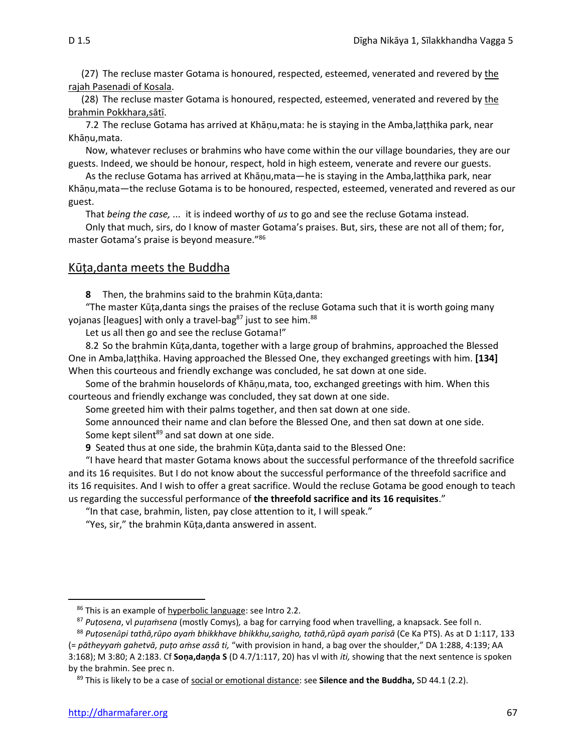(27) The recluse master Gotama is honoured, respected, esteemed, venerated and revered by the rajah Pasenadi of Kosala.

(28) The recluse master Gotama is honoured, respected, esteemed, venerated and revered by the brahmin Pokkhara,sātī.

7.2 The recluse Gotama has arrived at Khāṇu,mata: he is staying in the Amba,laṭṭhika park, near Khāṇu,mata.

Now, whatever recluses or brahmins who have come within the our village boundaries, they are our guests. Indeed, we should be honour, respect, hold in high esteem, venerate and revere our guests.

As the recluse Gotama has arrived at Khāṇu,mata—he is staying in the Amba,laṭṭhika park, near Khāṇu,mata—the recluse Gotama is to be honoured, respected, esteemed, venerated and revered as our guest.

That *being the case, ...* it is indeed worthy of *us* to go and see the recluse Gotama instead.

Only that much, sirs, do I know of master Gotama's praises. But, sirs, these are not all of them; for, master Gotama's praise is beyond measure."[86]

## Kūṭa,danta meets the Buddha

**8** Then, the brahmins said to the brahmin Kūṭa,danta:

"The master Kūṭa,danta sings the praises of the recluse Gotama such that it is worth going many yojanas [leagues] with only a travel-bag[87] just to see him.[88]

Let us all then go and see the recluse Gotama!"

8.2 So the brahmin Kūṭa,danta, together with a large group of brahmins, approached the Blessed One in Amba,laṭṭhika. Having approached the Blessed One, they exchanged greetings with him. **[134]** When this courteous and friendly exchange was concluded, he sat down at one side.

Some of the brahmin houselords of Khāṇu,mata, too, exchanged greetings with him. When this courteous and friendly exchange was concluded, they sat down at one side.

Some greeted him with their palms together, and then sat down at one side.

Some announced their name and clan before the Blessed One, and then sat down at one side.

Some kept silent[89] and sat down at one side.

**9** Seated thus at one side, the brahmin Kūṭa,danta said to the Blessed One:

"I have heard that master Gotama knows about the successful performance of the threefold sacrifice and its 16 requisites. But I do not know about the successful performance of the threefold sacrifice and its 16 requisites. And I wish to offer a great sacrifice. Would the recluse Gotama be good enough to teach us regarding the successful performance of **the threefold sacrifice and its 16 requisites**."

"In that case, brahmin, listen, pay close attention to it, I will speak."

"Yes, sir," the brahmin Kūṭa,danta answered in assent.

---

[86] This is an example of hyperbolic language: see Intro 2.2.

[87] *Puṭosena*, vl *puṭaṁsena* (mostly Comys), a bag for carrying food when travelling, a knapsack. See foll n.

[88] *Puṭosenâpi tathā,rūpo ayaṁ bhikkhave bhikkhu,saṅgho, tathā,rūpā ayaṁ parisā* (Ce Ka PTS). As at D 1:117, 133 (= *pātheyyaṁ gahetvā, puṭo aṁse assâ ti,* "with provision in hand, a bag over the shoulder," DA 1:288, 4:139; AA 3:168); M 3:80; A 2:183. Cf **Soṇa,daṇḍa S** (D 4.7/1:117, 20) has vl with *iti,* showing that the next sentence is spoken by the brahmin. See prec n.

[89] This is likely to be a case of social or emotional distance: see **Silence and the Buddha,** SD 44.1 (2.2).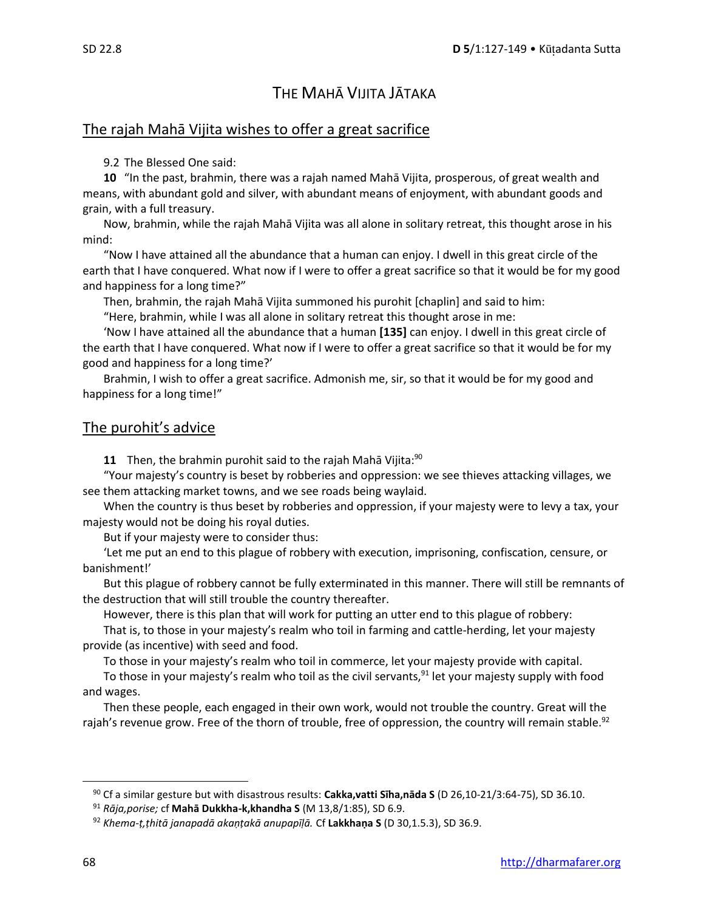# THE MAHĀ VIJITA JĀTAKA

## The rajah Mahā Vijita wishes to offer a great sacrifice

9.2 The Blessed One said:

**10** "In the past, brahmin, there was a rajah named Mahā Vijita, prosperous, of great wealth and means, with abundant gold and silver, with abundant means of enjoyment, with abundant goods and grain, with a full treasury.

Now, brahmin, while the rajah Mahā Vijita was all alone in solitary retreat, this thought arose in his mind:

"Now I have attained all the abundance that a human can enjoy. I dwell in this great circle of the earth that I have conquered. What now if I were to offer a great sacrifice so that it would be for my good and happiness for a long time?"

Then, brahmin, the rajah Mahā Vijita summoned his purohit [chaplin] and said to him:

"Here, brahmin, while I was all alone in solitary retreat this thought arose in me:

'Now I have attained all the abundance that a human **[135]** can enjoy. I dwell in this great circle of the earth that I have conquered. What now if I were to offer a great sacrifice so that it would be for my good and happiness for a long time?'

Brahmin, I wish to offer a great sacrifice. Admonish me, sir, so that it would be for my good and happiness for a long time!"

## The purohit's advice

**11** Then, the brahmin purohit said to the rajah Mahā Vijita:[90]

"Your majesty's country is beset by robberies and oppression: we see thieves attacking villages, we see them attacking market towns, and we see roads being waylaid.

When the country is thus beset by robberies and oppression, if your majesty were to levy a tax, your majesty would not be doing his royal duties.

But if your majesty were to consider thus:

'Let me put an end to this plague of robbery with execution, imprisoning, confiscation, censure, or banishment!'

But this plague of robbery cannot be fully exterminated in this manner. There will still be remnants of the destruction that will still trouble the country thereafter.

However, there is this plan that will work for putting an utter end to this plague of robbery:

That is, to those in your majesty's realm who toil in farming and cattle-herding, let your majesty provide (as incentive) with seed and food.

To those in your majesty's realm who toil in commerce, let your majesty provide with capital.

To those in your majesty's realm who toil as the civil servants,[91] let your majesty supply with food and wages.

Then these people, each engaged in their own work, would not trouble the country. Great will the rajah's revenue grow. Free of the thorn of trouble, free of oppression, the country will remain stable.[92]

---

[90] Cf a similar gesture but with disastrous results: **Cakka,vatti Sīha,nāda S** (D 26,10-21/3:64-75), SD 36.10.

[91] *Rāja,porise;* cf **Mahā Dukkha-k,khandha S** (M 13,8/1:85), SD 6.9.

[92] *Khema-ṭ,ṭhitā janapadā akaṇṭakā anupapīḷā.* Cf **Lakkhaṇa S** (D 30,1.5.3), SD 36.9.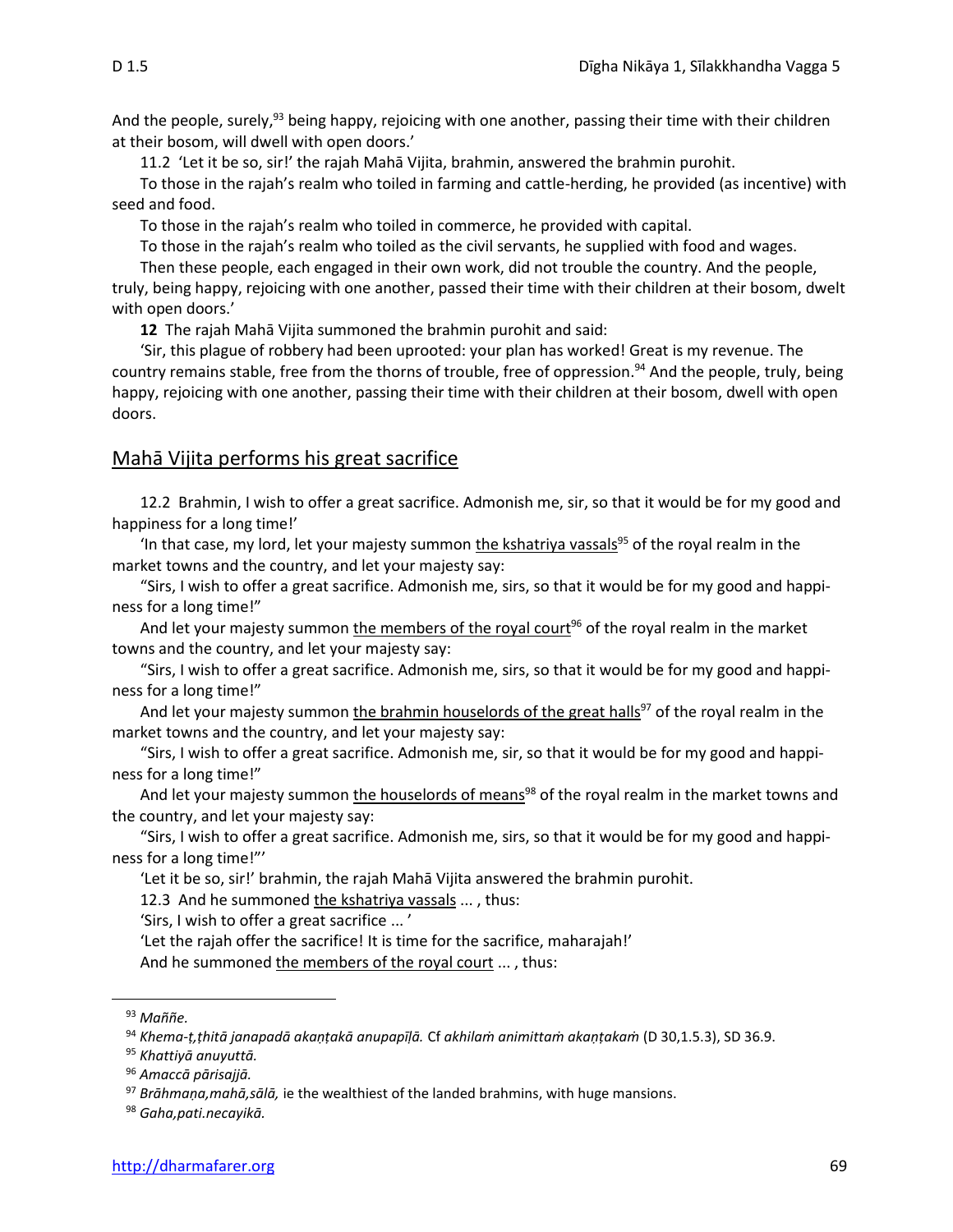And the people, surely,[93] being happy, rejoicing with one another, passing their time with their children at their bosom, will dwell with open doors.'

11.2 'Let it be so, sir!' the rajah Mahā Vijita, brahmin, answered the brahmin purohit.

To those in the rajah's realm who toiled in farming and cattle-herding, he provided (as incentive) with seed and food.

To those in the rajah's realm who toiled in commerce, he provided with capital.

To those in the rajah's realm who toiled as the civil servants, he supplied with food and wages.

Then these people, each engaged in their own work, did not trouble the country. And the people, truly, being happy, rejoicing with one another, passed their time with their children at their bosom, dwelt with open doors.'

**12** The rajah Mahā Vijita summoned the brahmin purohit and said:

'Sir, this plague of robbery had been uprooted: your plan has worked! Great is my revenue. The country remains stable, free from the thorns of trouble, free of oppression.[94] And the people, truly, being happy, rejoicing with one another, passing their time with their children at their bosom, dwell with open doors.

## Mahā Vijita performs his great sacrifice

12.2 Brahmin, I wish to offer a great sacrifice. Admonish me, sir, so that it would be for my good and happiness for a long time!'

'In that case, my lord, let your majesty summon the kshatriya vassals[95] of the royal realm in the market towns and the country, and let your majesty say:

"Sirs, I wish to offer a great sacrifice. Admonish me, sirs, so that it would be for my good and happiness for a long time!"

And let your majesty summon the members of the royal court[96] of the royal realm in the market towns and the country, and let your majesty say:

"Sirs, I wish to offer a great sacrifice. Admonish me, sirs, so that it would be for my good and happiness for a long time!"

And let your majesty summon the brahmin houselords of the great halls[97] of the royal realm in the market towns and the country, and let your majesty say:

"Sirs, I wish to offer a great sacrifice. Admonish me, sir, so that it would be for my good and happiness for a long time!"

And let your majesty summon the houselords of means[98] of the royal realm in the market towns and the country, and let your majesty say:

"Sirs, I wish to offer a great sacrifice. Admonish me, sirs, so that it would be for my good and happiness for a long time!"'

'Let it be so, sir!' brahmin, the rajah Mahā Vijita answered the brahmin purohit.

12.3 And he summoned the kshatriya vassals ... , thus:

'Sirs, I wish to offer a great sacrifice ... '

'Let the rajah offer the sacrifice! It is time for the sacrifice, maharajah!'

And he summoned the members of the royal court ... , thus:

---

[93] *Maññe.*

[94] *Khema-ṭ,ṭhitā janapadā akaṇṭakā anupapīḷā.* Cf *akhilaṁ animittaṁ akaṇṭakaṁ* (D 30,1.5.3), SD 36.9.

[95] *Khattiyā anuyuttā.*

[96] *Amaccā pārisajjā.*

[97] *Brāhmaṇa,mahā,sālā,* ie the wealthiest of the landed brahmins, with huge mansions.

[98] *Gaha,pati.necayikā.*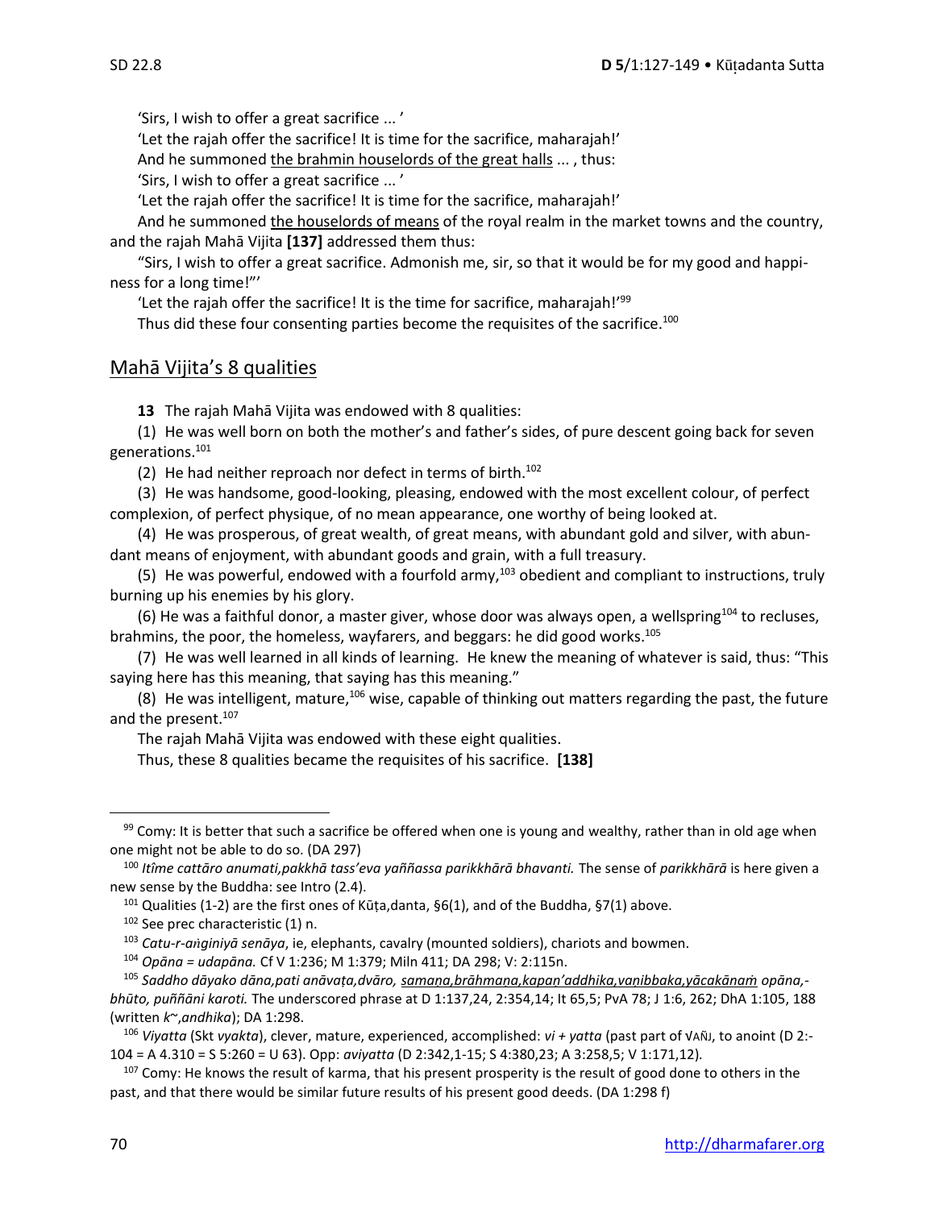'Sirs, I wish to offer a great sacrifice ... '

'Let the rajah offer the sacrifice! It is time for the sacrifice, maharajah!'

And he summoned <u>the brahmin houselords of the great halls</u> ... , thus:

'Sirs, I wish to offer a great sacrifice ... '

'Let the rajah offer the sacrifice! It is time for the sacrifice, maharajah!'

And he summoned <u>the houselords of means</u> of the royal realm in the market towns and the country, and the rajah Mahā Vijita **[137]** addressed them thus:

"Sirs, I wish to offer a great sacrifice. Admonish me, sir, so that it would be for my good and happiness for a long time!"'

'Let the rajah offer the sacrifice! It is the time for sacrifice, maharajah!'[99]

Thus did these four consenting parties become the requisites of the sacrifice.[100]

## <u>Mahā Vijita's 8 qualities</u>

**13** The rajah Mahā Vijita was endowed with 8 qualities:

(1) He was well born on both the mother's and father's sides, of pure descent going back for seven generations.[101]

(2) He had neither reproach nor defect in terms of birth.[102]

(3) He was handsome, good-looking, pleasing, endowed with the most excellent colour, of perfect complexion, of perfect physique, of no mean appearance, one worthy of being looked at.

(4) He was prosperous, of great wealth, of great means, with abundant gold and silver, with abundant means of enjoyment, with abundant goods and grain, with a full treasury.

(5) He was powerful, endowed with a fourfold army,[103] obedient and compliant to instructions, truly burning up his enemies by his glory.

(6) He was a faithful donor, a master giver, whose door was always open, a wellspring[104] to recluses, brahmins, the poor, the homeless, wayfarers, and beggars: he did good works.[105]

(7) He was well learned in all kinds of learning. He knew the meaning of whatever is said, thus: "This saying here has this meaning, that saying has this meaning."

(8) He was intelligent, mature,[106] wise, capable of thinking out matters regarding the past, the future and the present.[107]

The rajah Mahā Vijita was endowed with these eight qualities.

Thus, these 8 qualities became the requisites of his sacrifice. **[138]**

---

[99] Comy: It is better that such a sacrifice be offered when one is young and wealthy, rather than in old age when one might not be able to do so. (DA 297)

[100] *Itîme cattāro anumati,pakkhā tass'eva yaññassa parikkhārā bhavanti.* The sense of *parikkhārā* is here given a new sense by the Buddha: see Intro (2.4).

[101] Qualities (1-2) are the first ones of Kūṭa,danta, §6(1), and of the Buddha, §7(1) above.

[102] See prec characteristic (1) n.

[103] *Catu-r-aṅginiyā senāya*, ie, elephants, cavalry (mounted soldiers), chariots and bowmen.

[104] *Opāna = udapāna.* Cf V 1:236; M 1:379; Miln 411; DA 298; V: 2:115n.

[105] *Saddho dāyako dāna,pati anāvaṭa,dvāro, <u>samaṇa,brāhmaṇa,kapan'addhika,vaṇibbaka,yācakānaṁ</u> opāna,-bhūto, puññāni karoti.* The underscored phrase at D 1:137,24, 2:354,14; It 65,5; PvA 78; J 1:6, 262; DhA 1:105, 188 (written *k~,andhika*); DA 1:298.

[106] *Viyatta* (Skt *vyakta*), clever, mature, experienced, accomplished: *vi + yatta* (past part of √AÑJ, to anoint (D 2:-104 = A 4.310 = S 5:260 = U 63). Opp: *aviyatta* (D 2:342,1-15; S 4:380,23; A 3:258,5; V 1:171,12).

[107] Comy: He knows the result of karma, that his present prosperity is the result of good done to others in the past, and that there would be similar future results of his present good deeds. (DA 1:298 f)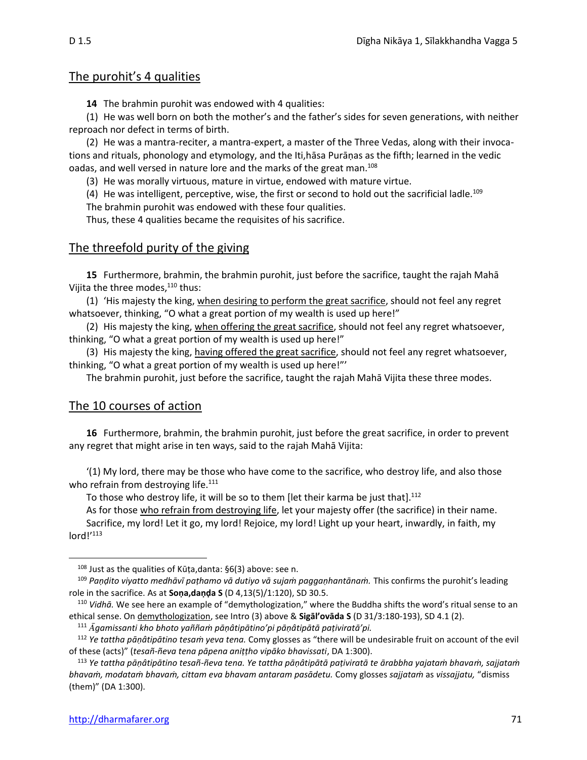## The purohit's 4 qualities

**14** The brahmin purohit was endowed with 4 qualities:

(1) He was well born on both the mother's and the father's sides for seven generations, with neither reproach nor defect in terms of birth.

(2) He was a mantra-reciter, a mantra-expert, a master of the Three Vedas, along with their invocations and rituals, phonology and etymology, and the Iti,hāsa Purāṇas as the fifth; learned in the vedic oadas, and well versed in nature lore and the marks of the great man.[108]

(3) He was morally virtuous, mature in virtue, endowed with mature virtue.

(4) He was intelligent, perceptive, wise, the first or second to hold out the sacrificial ladle.[109]

The brahmin purohit was endowed with these four qualities.

Thus, these 4 qualities became the requisites of his sacrifice.

## The threefold purity of the giving

**15** Furthermore, brahmin, the brahmin purohit, just before the sacrifice, taught the rajah Mahā Vijita the three modes,[110] thus:

(1) 'His majesty the king, <u>when desiring to perform the great sacrifice</u>, should not feel any regret whatsoever, thinking, "O what a great portion of my wealth is used up here!"

(2) His majesty the king, <u>when offering the great sacrifice</u>, should not feel any regret whatsoever, thinking, "O what a great portion of my wealth is used up here!"

(3) His majesty the king, <u>having offered the great sacrifice</u>, should not feel any regret whatsoever, thinking, "O what a great portion of my wealth is used up here!"'

The brahmin purohit, just before the sacrifice, taught the rajah Mahā Vijita these three modes.

## The 10 courses of action

**16** Furthermore, brahmin, the brahmin purohit, just before the great sacrifice, in order to prevent any regret that might arise in ten ways, said to the rajah Mahā Vijita:

'(1) My lord, there may be those who have come to the sacrifice, who destroy life, and also those who refrain from destroying life.[111]

To those who destroy life, it will be so to them [let their karma be just that].[112]

As for those <u>who refrain from destroying life</u>, let your majesty offer (the sacrifice) in their name.

Sacrifice, my lord! Let it go, my lord! Rejoice, my lord! Light up your heart, inwardly, in faith, my lord!'[113]

---

[108] Just as the qualities of Kūṭa,danta: §6(3) above: see n.

[109] *Paṇḍito viyatto medhāvī paṭhamo vā dutiyo vā sujaṁ paggaṇhantānaṁ.* This confirms the purohit's leading role in the sacrifice. As at **Soṇa,daṇḍa S** (D 4,13(5)/1:120), SD 30.5.

[110] *Vidhā.* We see here an example of "demythologization," where the Buddha shifts the word's ritual sense to an ethical sense. On <u>demythologization</u>, see Intro (3) above & **Sigāl'ovāda S** (D 31/3:180-193), SD 4.1 (2).

[111] *Āgamissanti kho bhoto yaññaṁ pāṇâtipātino'pi pāṇâtipātā paṭiviratā'pi.*

[112] *Ye tattha pāṇâtipātino tesaṁ yeva tena.* Comy glosses as "there will be undesirable fruit on account of the evil of these (acts)" (*tesañ-ñeva tena pāpena aniṭṭho vipāko bhavissati*, DA 1:300).

[113] *Ye tattha pāṇâtipātino tesañ-ñeva tena. Ye tattha pāṇâtipātā paṭiviratā te ārabbha yajataṁ bhavaṁ, sajjataṁ bhavaṁ, modataṁ bhavaṁ, cittam eva bhavam antaram pasādetu.* Comy glosses *sajjataṁ* as *vissajjatu,* "dismiss (them)" (DA 1:300).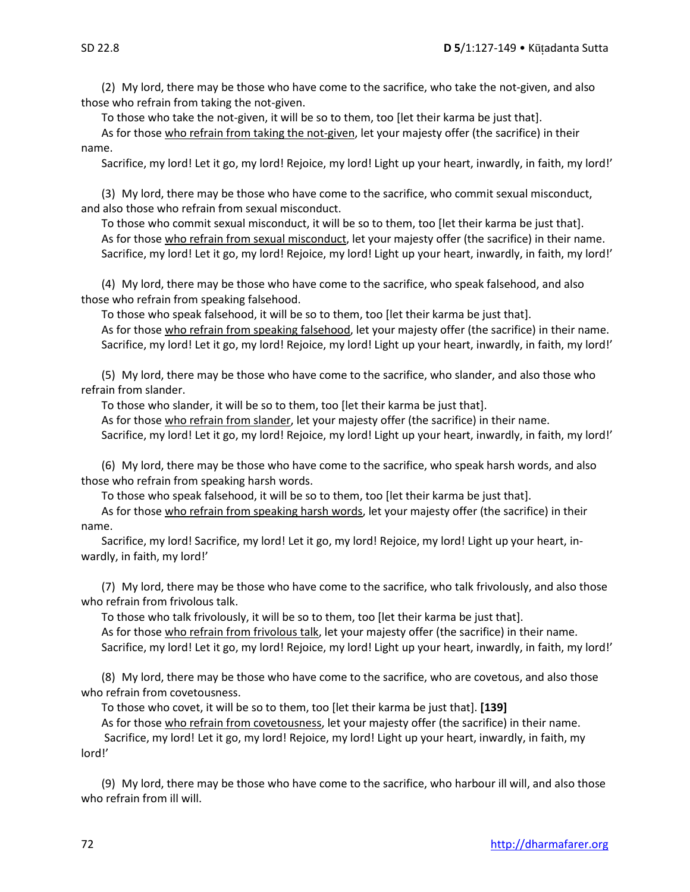(2) My lord, there may be those who have come to the sacrifice, who take the not-given, and also those who refrain from taking the not-given.

To those who take the not-given, it will be so to them, too [let their karma be just that].

As for those <u>who refrain from taking the not-given</u>, let your majesty offer (the sacrifice) in their name.

Sacrifice, my lord! Let it go, my lord! Rejoice, my lord! Light up your heart, inwardly, in faith, my lord!'

(3) My lord, there may be those who have come to the sacrifice, who commit sexual misconduct, and also those who refrain from sexual misconduct.

To those who commit sexual misconduct, it will be so to them, too [let their karma be just that].

As for those <u>who refrain from sexual misconduct</u>, let your majesty offer (the sacrifice) in their name.

Sacrifice, my lord! Let it go, my lord! Rejoice, my lord! Light up your heart, inwardly, in faith, my lord!'

(4) My lord, there may be those who have come to the sacrifice, who speak falsehood, and also those who refrain from speaking falsehood.

To those who speak falsehood, it will be so to them, too [let their karma be just that].

As for those <u>who refrain from speaking falsehood</u>, let your majesty offer (the sacrifice) in their name.

Sacrifice, my lord! Let it go, my lord! Rejoice, my lord! Light up your heart, inwardly, in faith, my lord!'

(5) My lord, there may be those who have come to the sacrifice, who slander, and also those who refrain from slander.

To those who slander, it will be so to them, too [let their karma be just that].

As for those <u>who refrain from slander</u>, let your majesty offer (the sacrifice) in their name.

Sacrifice, my lord! Let it go, my lord! Rejoice, my lord! Light up your heart, inwardly, in faith, my lord!'

(6) My lord, there may be those who have come to the sacrifice, who speak harsh words, and also those who refrain from speaking harsh words.

To those who speak falsehood, it will be so to them, too [let their karma be just that].

As for those <u>who refrain from speaking harsh words</u>, let your majesty offer (the sacrifice) in their name.

Sacrifice, my lord! Sacrifice, my lord! Let it go, my lord! Rejoice, my lord! Light up your heart, inwardly, in faith, my lord!'

(7) My lord, there may be those who have come to the sacrifice, who talk frivolously, and also those who refrain from frivolous talk.

To those who talk frivolously, it will be so to them, too [let their karma be just that].

As for those <u>who refrain from frivolous talk</u>, let your majesty offer (the sacrifice) in their name.

Sacrifice, my lord! Let it go, my lord! Rejoice, my lord! Light up your heart, inwardly, in faith, my lord!'

(8) My lord, there may be those who have come to the sacrifice, who are covetous, and also those who refrain from covetousness.

To those who covet, it will be so to them, too [let their karma be just that]. **[139]**

As for those <u>who refrain from covetousness</u>, let your majesty offer (the sacrifice) in their name.

Sacrifice, my lord! Let it go, my lord! Rejoice, my lord! Light up your heart, inwardly, in faith, my lord!'

(9) My lord, there may be those who have come to the sacrifice, who harbour ill will, and also those who refrain from ill will.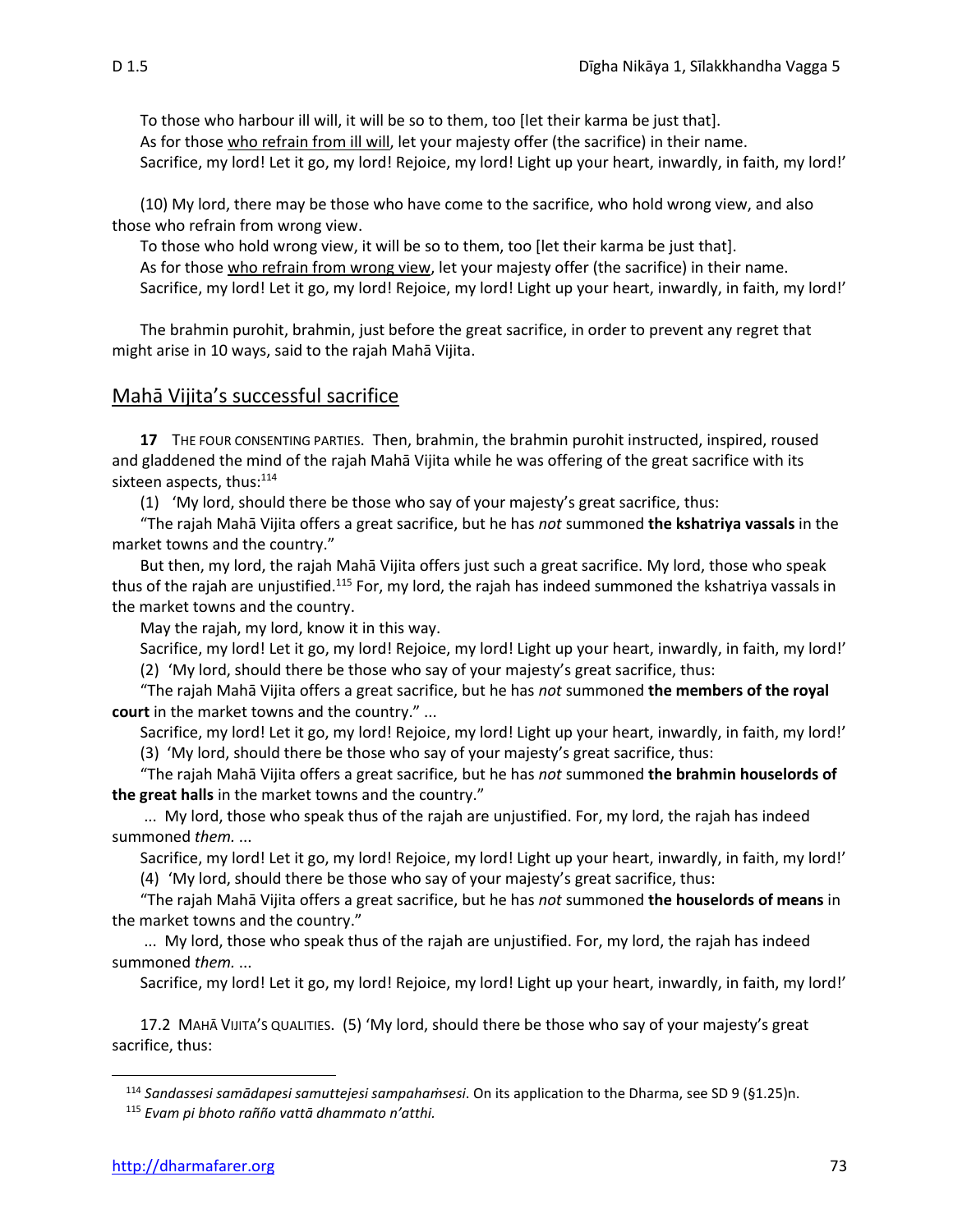To those who harbour ill will, it will be so to them, too [let their karma be just that].
As for those <u>who refrain from ill will</u>, let your majesty offer (the sacrifice) in their name.
Sacrifice, my lord! Let it go, my lord! Rejoice, my lord! Light up your heart, inwardly, in faith, my lord!'

(10) My lord, there may be those who have come to the sacrifice, who hold wrong view, and also those who refrain from wrong view.
To those who hold wrong view, it will be so to them, too [let their karma be just that].
As for those <u>who refrain from wrong view</u>, let your majesty offer (the sacrifice) in their name.
Sacrifice, my lord! Let it go, my lord! Rejoice, my lord! Light up your heart, inwardly, in faith, my lord!'

The brahmin purohit, brahmin, just before the great sacrifice, in order to prevent any regret that might arise in 10 ways, said to the rajah Mahā Vijita.

## Mahā Vijita's successful sacrifice

**17** THE FOUR CONSENTING PARTIES. Then, brahmin, the brahmin purohit instructed, inspired, roused and gladdened the mind of the rajah Mahā Vijita while he was offering of the great sacrifice with its sixteen aspects, thus:[114]

(1) 'My lord, should there be those who say of your majesty's great sacrifice, thus:

"The rajah Mahā Vijita offers a great sacrifice, but he has *not* summoned **the kshatriya vassals** in the market towns and the country."

But then, my lord, the rajah Mahā Vijita offers just such a great sacrifice. My lord, those who speak thus of the rajah are unjustified.[115] For, my lord, the rajah has indeed summoned the kshatriya vassals in the market towns and the country.

May the rajah, my lord, know it in this way.

Sacrifice, my lord! Let it go, my lord! Rejoice, my lord! Light up your heart, inwardly, in faith, my lord!'

(2) 'My lord, should there be those who say of your majesty's great sacrifice, thus:

"The rajah Mahā Vijita offers a great sacrifice, but he has *not* summoned **the members of the royal court** in the market towns and the country." ...

Sacrifice, my lord! Let it go, my lord! Rejoice, my lord! Light up your heart, inwardly, in faith, my lord!'

(3) 'My lord, should there be those who say of your majesty's great sacrifice, thus:

"The rajah Mahā Vijita offers a great sacrifice, but he has *not* summoned **the brahmin houselords of the great halls** in the market towns and the country."

... My lord, those who speak thus of the rajah are unjustified. For, my lord, the rajah has indeed summoned *them.* ...

Sacrifice, my lord! Let it go, my lord! Rejoice, my lord! Light up your heart, inwardly, in faith, my lord!'

(4) 'My lord, should there be those who say of your majesty's great sacrifice, thus:

"The rajah Mahā Vijita offers a great sacrifice, but he has *not* summoned **the houselords of means** in the market towns and the country."

... My lord, those who speak thus of the rajah are unjustified. For, my lord, the rajah has indeed summoned *them.* ...

Sacrifice, my lord! Let it go, my lord! Rejoice, my lord! Light up your heart, inwardly, in faith, my lord!'

17.2 MAHĀ VIJITA'S QUALITIES. (5) 'My lord, should there be those who say of your majesty's great sacrifice, thus:

---

[114] *Sandassesi samādapesi samuttejesi sampahaṁsesi*. On its application to the Dharma, see SD 9 (§1.25)n.

[115] *Evam pi bhoto rañño vattā dhammato n'atthi.*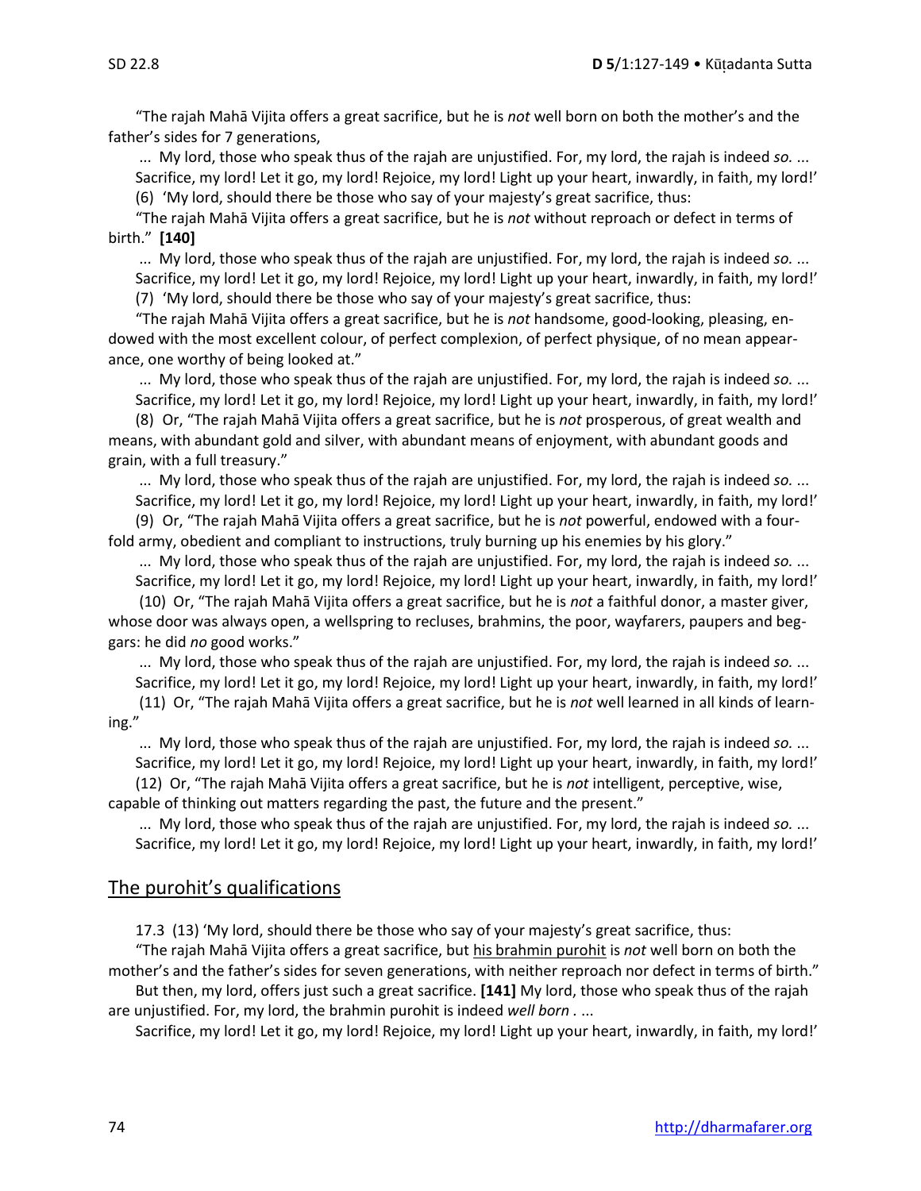"The rajah Mahā Vijita offers a great sacrifice, but he is *not* well born on both the mother's and the father's sides for 7 generations,

... My lord, those who speak thus of the rajah are unjustified. For, my lord, the rajah is indeed *so.* ...
Sacrifice, my lord! Let it go, my lord! Rejoice, my lord! Light up your heart, inwardly, in faith, my lord!'

(6) 'My lord, should there be those who say of your majesty's great sacrifice, thus:

"The rajah Mahā Vijita offers a great sacrifice, but he is *not* without reproach or defect in terms of birth." **[140]**

... My lord, those who speak thus of the rajah are unjustified. For, my lord, the rajah is indeed *so.* ...
Sacrifice, my lord! Let it go, my lord! Rejoice, my lord! Light up your heart, inwardly, in faith, my lord!'

(7) 'My lord, should there be those who say of your majesty's great sacrifice, thus:

"The rajah Mahā Vijita offers a great sacrifice, but he is *not* handsome, good-looking, pleasing, endowed with the most excellent colour, of perfect complexion, of perfect physique, of no mean appearance, one worthy of being looked at."

... My lord, those who speak thus of the rajah are unjustified. For, my lord, the rajah is indeed *so.* ...
Sacrifice, my lord! Let it go, my lord! Rejoice, my lord! Light up your heart, inwardly, in faith, my lord!'

(8) Or, "The rajah Mahā Vijita offers a great sacrifice, but he is *not* prosperous, of great wealth and means, with abundant gold and silver, with abundant means of enjoyment, with abundant goods and grain, with a full treasury."

... My lord, those who speak thus of the rajah are unjustified. For, my lord, the rajah is indeed *so.* ...
Sacrifice, my lord! Let it go, my lord! Rejoice, my lord! Light up your heart, inwardly, in faith, my lord!'

(9) Or, "The rajah Mahā Vijita offers a great sacrifice, but he is *not* powerful, endowed with a four-fold army, obedient and compliant to instructions, truly burning up his enemies by his glory."

... My lord, those who speak thus of the rajah are unjustified. For, my lord, the rajah is indeed *so.* ...
Sacrifice, my lord! Let it go, my lord! Rejoice, my lord! Light up your heart, inwardly, in faith, my lord!'

(10) Or, "The rajah Mahā Vijita offers a great sacrifice, but he is *not* a faithful donor, a master giver, whose door was always open, a wellspring to recluses, brahmins, the poor, wayfarers, paupers and beggars: he did *no* good works."

... My lord, those who speak thus of the rajah are unjustified. For, my lord, the rajah is indeed *so.* ...
Sacrifice, my lord! Let it go, my lord! Rejoice, my lord! Light up your heart, inwardly, in faith, my lord!'

(11) Or, "The rajah Mahā Vijita offers a great sacrifice, but he is *not* well learned in all kinds of learning."

... My lord, those who speak thus of the rajah are unjustified. For, my lord, the rajah is indeed *so.* ...
Sacrifice, my lord! Let it go, my lord! Rejoice, my lord! Light up your heart, inwardly, in faith, my lord!'

(12) Or, "The rajah Mahā Vijita offers a great sacrifice, but he is *not* intelligent, perceptive, wise, capable of thinking out matters regarding the past, the future and the present."

... My lord, those who speak thus of the rajah are unjustified. For, my lord, the rajah is indeed *so.* ...
Sacrifice, my lord! Let it go, my lord! Rejoice, my lord! Light up your heart, inwardly, in faith, my lord!'

## The purohit's qualifications

17.3 (13) 'My lord, should there be those who say of your majesty's great sacrifice, thus:

"The rajah Mahā Vijita offers a great sacrifice, but his brahmin purohit is *not* well born on both the mother's and the father's sides for seven generations, with neither reproach nor defect in terms of birth."

But then, my lord, offers just such a great sacrifice. **[141]** My lord, those who speak thus of the rajah are unjustified. For, my lord, the brahmin purohit is indeed *well born* . ...

Sacrifice, my lord! Let it go, my lord! Rejoice, my lord! Light up your heart, inwardly, in faith, my lord!'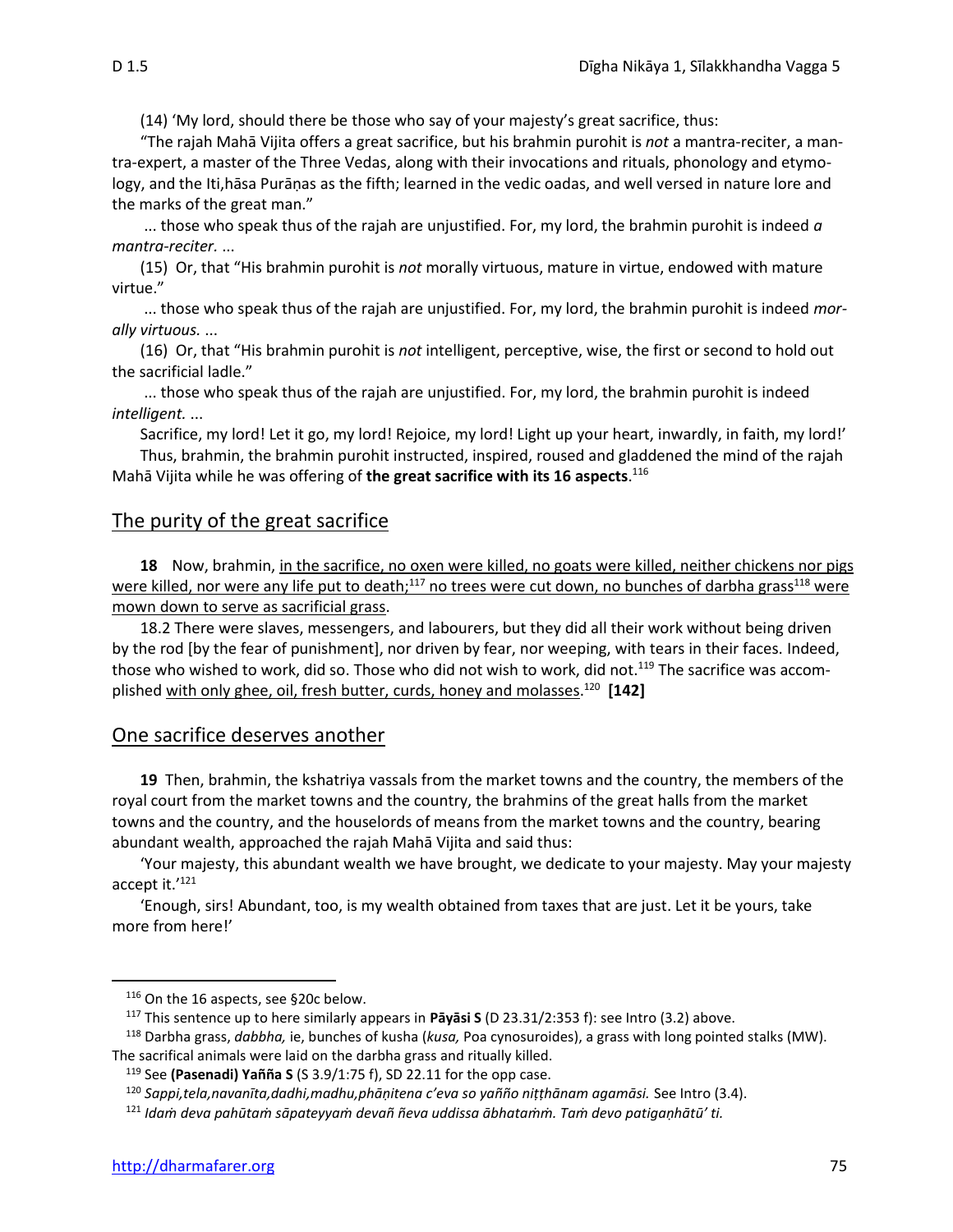(14) 'My lord, should there be those who say of your majesty's great sacrifice, thus:

"The rajah Mahā Vijita offers a great sacrifice, but his brahmin purohit is *not* a mantra-reciter, a mantra-expert, a master of the Three Vedas, along with their invocations and rituals, phonology and etymology, and the Iti,hāsa Purāṇas as the fifth; learned in the vedic oadas, and well versed in nature lore and the marks of the great man."

... those who speak thus of the rajah are unjustified. For, my lord, the brahmin purohit is indeed *a mantra-reciter.* ...

(15) Or, that "His brahmin purohit is *not* morally virtuous, mature in virtue, endowed with mature virtue."

... those who speak thus of the rajah are unjustified. For, my lord, the brahmin purohit is indeed *morally virtuous.* ...

(16) Or, that "His brahmin purohit is *not* intelligent, perceptive, wise, the first or second to hold out the sacrificial ladle."

... those who speak thus of the rajah are unjustified. For, my lord, the brahmin purohit is indeed *intelligent.* ...

Sacrifice, my lord! Let it go, my lord! Rejoice, my lord! Light up your heart, inwardly, in faith, my lord!'

Thus, brahmin, the brahmin purohit instructed, inspired, roused and gladdened the mind of the rajah Mahā Vijita while he was offering of **the great sacrifice with its 16 aspects**.[116]

## The purity of the great sacrifice

**18** Now, brahmin, in the sacrifice, no oxen were killed, no goats were killed, neither chickens nor pigs were killed, nor were any life put to death;[117] no trees were cut down, no bunches of darbha grass[118] were mown down to serve as sacrificial grass.

18.2 There were slaves, messengers, and labourers, but they did all their work without being driven by the rod [by the fear of punishment], nor driven by fear, nor weeping, with tears in their faces. Indeed, those who wished to work, did so. Those who did not wish to work, did not.[119] The sacrifice was accomplished with only ghee, oil, fresh butter, curds, honey and molasses.[120] **[142]**

## One sacrifice deserves another

**19** Then, brahmin, the kshatriya vassals from the market towns and the country, the members of the royal court from the market towns and the country, the brahmins of the great halls from the market towns and the country, and the houselords of means from the market towns and the country, bearing abundant wealth, approached the rajah Mahā Vijita and said thus:

'Your majesty, this abundant wealth we have brought, we dedicate to your majesty. May your majesty accept it.'[121]

'Enough, sirs! Abundant, too, is my wealth obtained from taxes that are just. Let it be yours, take more from here!'

---

[116] On the 16 aspects, see §20c below.

[117] This sentence up to here similarly appears in **Pāyāsi S** (D 23.31/2:353 f): see Intro (3.2) above.

[118] Darbha grass, *dabbha,* ie, bunches of kusha (*kusa,* Poa cynosuroides), a grass with long pointed stalks (MW). The sacrifical animals were laid on the darbha grass and ritually killed.

[119] See **(Pasenadi) Yañña S** (S 3.9/1:75 f), SD 22.11 for the opp case.

[120] *Sappi,tela,navanīta,dadhi,madhu,phāṇitena c'eva so yañño niṭṭhānam agamāsi.* See Intro (3.4).

[121] *Idaṁ deva pahūtaṁ sāpateyyaṁ devañ ñeva uddissa ābhataṁṁ. Taṁ devo patigaṇhātū' ti.*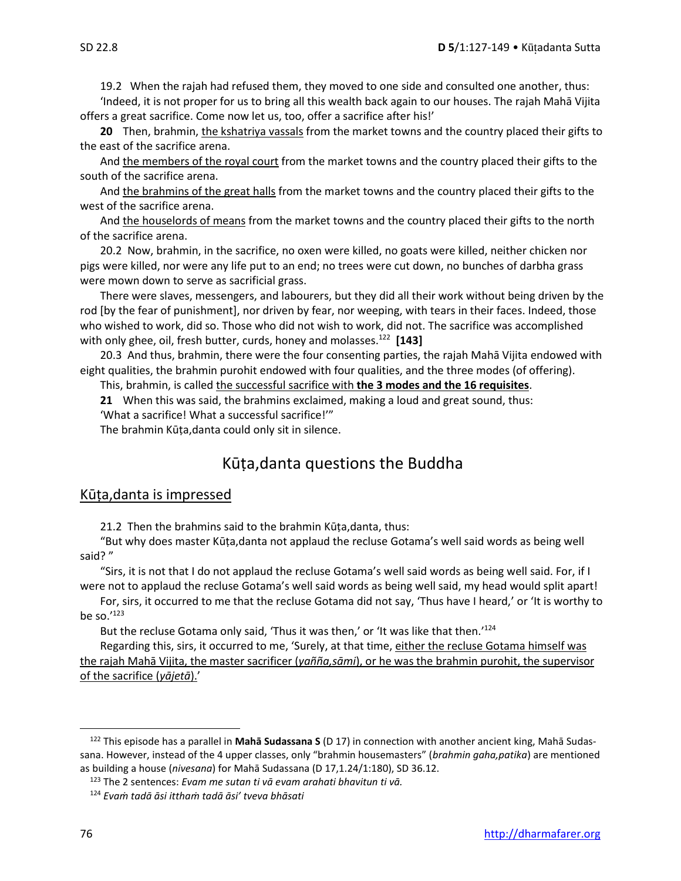19.2 When the rajah had refused them, they moved to one side and consulted one another, thus:

'Indeed, it is not proper for us to bring all this wealth back again to our houses. The rajah Mahā Vijita offers a great sacrifice. Come now let us, too, offer a sacrifice after his!'

**20** Then, brahmin, the kshatriya vassals from the market towns and the country placed their gifts to the east of the sacrifice arena.

And the members of the royal court from the market towns and the country placed their gifts to the south of the sacrifice arena.

And the brahmins of the great halls from the market towns and the country placed their gifts to the west of the sacrifice arena.

And the houselords of means from the market towns and the country placed their gifts to the north of the sacrifice arena.

20.2 Now, brahmin, in the sacrifice, no oxen were killed, no goats were killed, neither chicken nor pigs were killed, nor were any life put to an end; no trees were cut down, no bunches of darbha grass were mown down to serve as sacrificial grass.

There were slaves, messengers, and labourers, but they did all their work without being driven by the rod [by the fear of punishment], nor driven by fear, nor weeping, with tears in their faces. Indeed, those who wished to work, did so. Those who did not wish to work, did not. The sacrifice was accomplished with only ghee, oil, fresh butter, curds, honey and molasses.[122] **[143]**

20.3 And thus, brahmin, there were the four consenting parties, the rajah Mahā Vijita endowed with eight qualities, the brahmin purohit endowed with four qualities, and the three modes (of offering).

This, brahmin, is called the successful sacrifice with **the 3 modes and the 16 requisites**.

**21** When this was said, the brahmins exclaimed, making a loud and great sound, thus:

'What a sacrifice! What a successful sacrifice!'"

The brahmin Kūṭa,danta could only sit in silence.

## Kūṭa,danta questions the Buddha

### Kūṭa,danta is impressed

21.2 Then the brahmins said to the brahmin Kūṭa,danta, thus:

"But why does master Kūṭa,danta not applaud the recluse Gotama's well said words as being well said? "

"Sirs, it is not that I do not applaud the recluse Gotama's well said words as being well said. For, if I were not to applaud the recluse Gotama's well said words as being well said, my head would split apart!

For, sirs, it occurred to me that the recluse Gotama did not say, 'Thus have I heard,' or 'It is worthy to be so.'[123]

But the recluse Gotama only said, 'Thus it was then,' or 'It was like that then.'[124]

Regarding this, sirs, it occurred to me, 'Surely, at that time, either the recluse Gotama himself was the rajah Mahā Vijita, the master sacrificer (*yañña,sāmi*), or he was the brahmin purohit, the supervisor of the sacrifice (*yājetā*).'

---

[122] This episode has a parallel in **Mahā Sudassana S** (D 17) in connection with another ancient king, Mahā Sudassana. However, instead of the 4 upper classes, only "brahmin housemasters" (*brahmin gaha,patika*) are mentioned as building a house (*nivesana*) for Mahā Sudassana (D 17,1.24/1:180), SD 36.12.

[123] The 2 sentences: *Evam me sutan ti vā evam arahati bhavitun ti vā.*

[124] *Evaṁ tadā āsi itthaṁ tadā āsi' tveva bhāsati*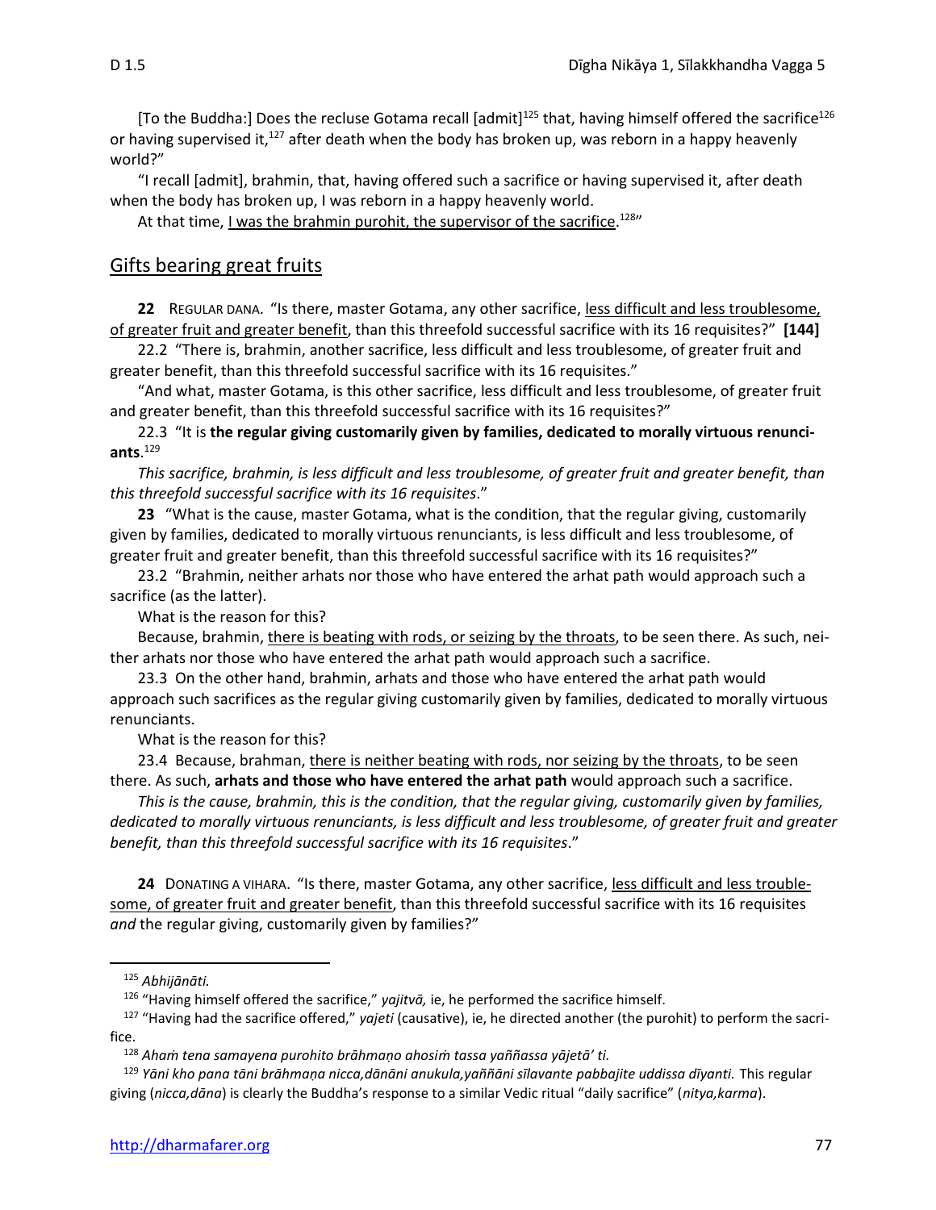[To the Buddha:] Does the recluse Gotama recall [admit][125] that, having himself offered the sacrifice[126] or having supervised it,[127] after death when the body has broken up, was reborn in a happy heavenly world?"

"I recall [admit], brahmin, that, having offered such a sacrifice or having supervised it, after death when the body has broken up, I was reborn in a happy heavenly world.

At that time, I was the brahmin purohit, the supervisor of the sacrifice.[128]"

## Gifts bearing great fruits

**22** REGULAR DANA. "Is there, master Gotama, any other sacrifice, less difficult and less troublesome, of greater fruit and greater benefit, than this threefold successful sacrifice with its 16 requisites?" **[144]**

22.2 "There is, brahmin, another sacrifice, less difficult and less troublesome, of greater fruit and greater benefit, than this threefold successful sacrifice with its 16 requisites."

"And what, master Gotama, is this other sacrifice, less difficult and less troublesome, of greater fruit and greater benefit, than this threefold successful sacrifice with its 16 requisites?"

22.3 "It is **the regular giving customarily given by families, dedicated to morally virtuous renunciants**.[129]

*This sacrifice, brahmin, is less difficult and less troublesome, of greater fruit and greater benefit, than this threefold successful sacrifice with its 16 requisites*."

**23** "What is the cause, master Gotama, what is the condition, that the regular giving, customarily given by families, dedicated to morally virtuous renunciants, is less difficult and less troublesome, of greater fruit and greater benefit, than this threefold successful sacrifice with its 16 requisites?"

23.2 "Brahmin, neither arhats nor those who have entered the arhat path would approach such a sacrifice (as the latter).

What is the reason for this?

Because, brahmin, there is beating with rods, or seizing by the throats, to be seen there. As such, neither arhats nor those who have entered the arhat path would approach such a sacrifice.

23.3 On the other hand, brahmin, arhats and those who have entered the arhat path would approach such sacrifices as the regular giving customarily given by families, dedicated to morally virtuous renunciants.

What is the reason for this?

23.4 Because, brahman, there is neither beating with rods, nor seizing by the throats, to be seen there. As such, **arhats and those who have entered the arhat path** would approach such a sacrifice.

*This is the cause, brahmin, this is the condition, that the regular giving, customarily given by families, dedicated to morally virtuous renunciants, is less difficult and less troublesome, of greater fruit and greater benefit, than this threefold successful sacrifice with its 16 requisites*."

**24** DONATING A VIHARA. "Is there, master Gotama, any other sacrifice, less difficult and less troublesome, of greater fruit and greater benefit, than this threefold successful sacrifice with its 16 requisites *and* the regular giving, customarily given by families?"

---

[125] *Abhijānāti.*

[126] "Having himself offered the sacrifice," *yajitvā,* ie, he performed the sacrifice himself.

[127] "Having had the sacrifice offered," *yajeti* (causative), ie, he directed another (the purohit) to perform the sacrifice.

[128] *Ahaṁ tena samayena purohito brāhmaṇo ahosiṁ tassa yaññassa yājetā' ti.*

[129] *Yāni kho pana tāni brāhmaṇa nicca,dānāni anukula,yaññāni sīlavante pabbajite uddissa dīyanti.* This regular giving (*nicca,dāna*) is clearly the Buddha's response to a similar Vedic ritual "daily sacrifice" (*nitya,karma*).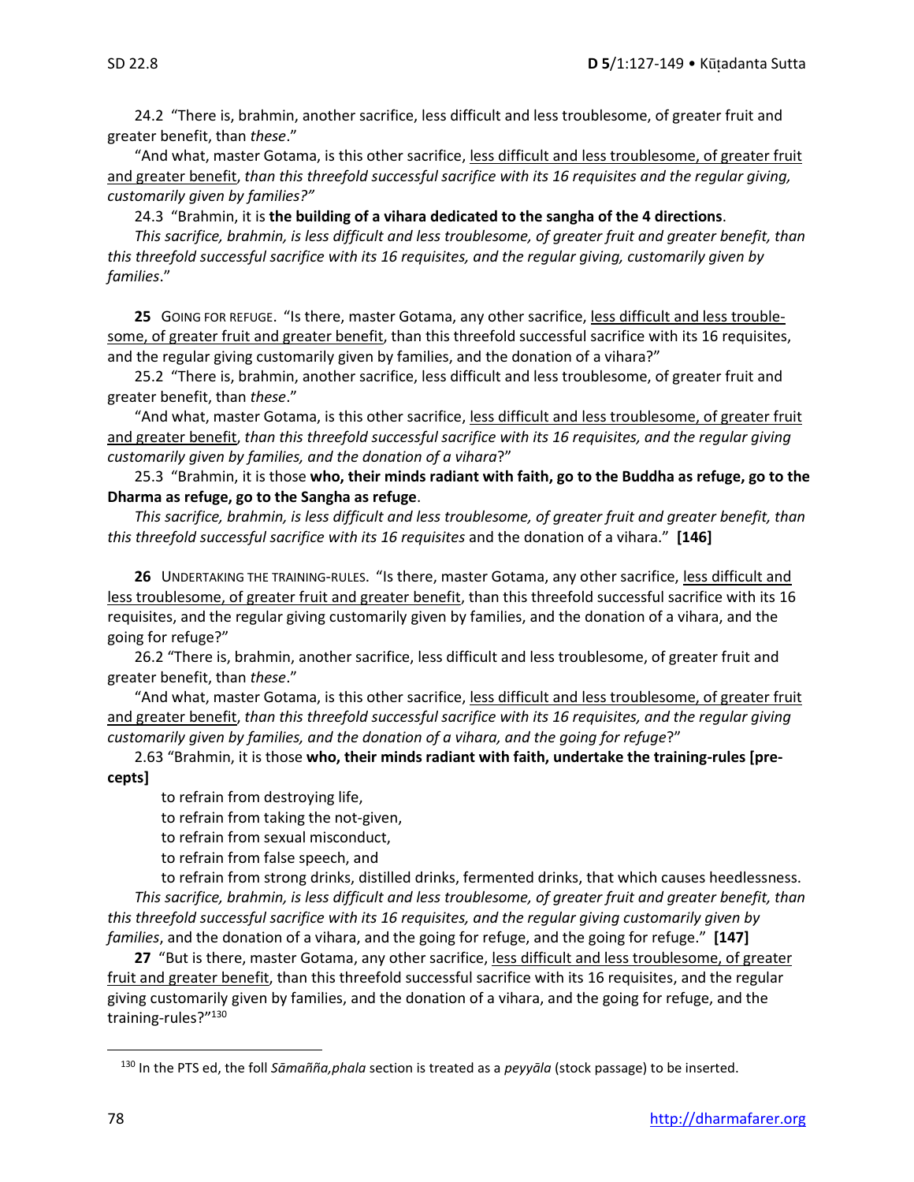24.2 "There is, brahmin, another sacrifice, less difficult and less troublesome, of greater fruit and greater benefit, than *these*."

"And what, master Gotama, is this other sacrifice, less difficult and less troublesome, of greater fruit and greater benefit, *than this threefold successful sacrifice with its 16 requisites and the regular giving, customarily given by families?"*

24.3 "Brahmin, it is **the building of a vihara dedicated to the sangha of the 4 directions**.

*This sacrifice, brahmin, is less difficult and less troublesome, of greater fruit and greater benefit, than this threefold successful sacrifice with its 16 requisites, and the regular giving, customarily given by families*."

**25** GOING FOR REFUGE. "Is there, master Gotama, any other sacrifice, less difficult and less troublesome, of greater fruit and greater benefit, than this threefold successful sacrifice with its 16 requisites, and the regular giving customarily given by families, and the donation of a vihara?"

25.2 "There is, brahmin, another sacrifice, less difficult and less troublesome, of greater fruit and greater benefit, than *these*."

"And what, master Gotama, is this other sacrifice, less difficult and less troublesome, of greater fruit and greater benefit, *than this threefold successful sacrifice with its 16 requisites, and the regular giving customarily given by families, and the donation of a vihara*?"

25.3 "Brahmin, it is those **who, their minds radiant with faith, go to the Buddha as refuge, go to the Dharma as refuge, go to the Sangha as refuge**.

*This sacrifice, brahmin, is less difficult and less troublesome, of greater fruit and greater benefit, than this threefold successful sacrifice with its 16 requisites* and the donation of a vihara." **[146]**

**26** UNDERTAKING THE TRAINING-RULES. "Is there, master Gotama, any other sacrifice, less difficult and less troublesome, of greater fruit and greater benefit, than this threefold successful sacrifice with its 16 requisites, and the regular giving customarily given by families, and the donation of a vihara, and the going for refuge?"

26.2 "There is, brahmin, another sacrifice, less difficult and less troublesome, of greater fruit and greater benefit, than *these*."

"And what, master Gotama, is this other sacrifice, less difficult and less troublesome, of greater fruit and greater benefit, *than this threefold successful sacrifice with its 16 requisites, and the regular giving customarily given by families, and the donation of a vihara, and the going for refuge*?"

2.63 "Brahmin, it is those **who, their minds radiant with faith, undertake the training-rules [precepts]**

to refrain from destroying life,
to refrain from taking the not-given,
to refrain from sexual misconduct,
to refrain from false speech, and
to refrain from strong drinks, distilled drinks, fermented drinks, that which causes heedlessness.

*This sacrifice, brahmin, is less difficult and less troublesome, of greater fruit and greater benefit, than this threefold successful sacrifice with its 16 requisites, and the regular giving customarily given by families*, and the donation of a vihara, and the going for refuge, and the going for refuge." **[147]**

**27** "But is there, master Gotama, any other sacrifice, less difficult and less troublesome, of greater fruit and greater benefit, than this threefold successful sacrifice with its 16 requisites, and the regular giving customarily given by families, and the donation of a vihara, and the going for refuge, and the training-rules?"[130]

---

[130] In the PTS ed, the foll *Sāmañña,phala* section is treated as a *peyyāla* (stock passage) to be inserted.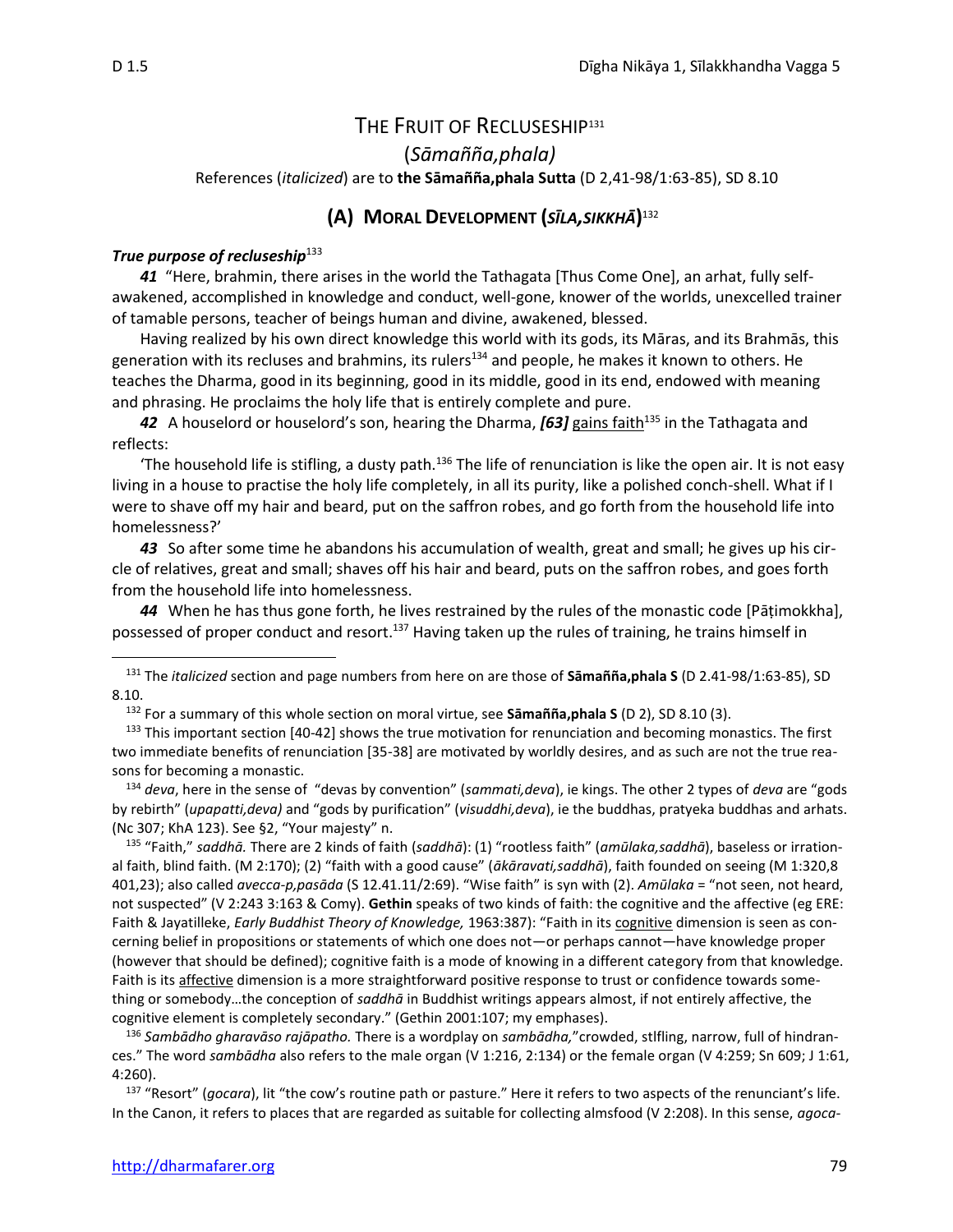# THE FRUIT OF RECLUSESHIP[131]

## (*Sāmañña,phala)*

References (*italicized*) are to **the Sāmañña,phala Sutta** (D 2,41-98/1:63-85), SD 8.10

## (A) MORAL DEVELOPMENT (*SĪLA,SIKKHĀ*)[132]

### *True purpose of recluseship*[133]

***41*** "Here, brahmin, there arises in the world the Tathagata [Thus Come One], an arhat, fully self-awakened, accomplished in knowledge and conduct, well-gone, knower of the worlds, unexcelled trainer of tamable persons, teacher of beings human and divine, awakened, blessed.

Having realized by his own direct knowledge this world with its gods, its Māras, and its Brahmās, this generation with its recluses and brahmins, its rulers[134] and people, he makes it known to others. He teaches the Dharma, good in its beginning, good in its middle, good in its end, endowed with meaning and phrasing. He proclaims the holy life that is entirely complete and pure.

***42*** A houselord or houselord's son, hearing the Dharma, ***[63]*** gains faith[135] in the Tathagata and reflects:

'The household life is stifling, a dusty path.[136] The life of renunciation is like the open air. It is not easy living in a house to practise the holy life completely, in all its purity, like a polished conch-shell. What if I were to shave off my hair and beard, put on the saffron robes, and go forth from the household life into homelessness?'

***43*** So after some time he abandons his accumulation of wealth, great and small; he gives up his circle of relatives, great and small; shaves off his hair and beard, puts on the saffron robes, and goes forth from the household life into homelessness.

***44*** When he has thus gone forth, he lives restrained by the rules of the monastic code [Pāṭimokkha], possessed of proper conduct and resort.[137] Having taken up the rules of training, he trains himself in

---

[131] The *italicized* section and page numbers from here on are those of **Sāmañña,phala S** (D 2.41-98/1:63-85), SD 8.10.

[132] For a summary of this whole section on moral virtue, see **Sāmañña,phala S** (D 2), SD 8.10 (3).

[133] This important section [40-42] shows the true motivation for renunciation and becoming monastics. The first two immediate benefits of renunciation [35-38] are motivated by worldly desires, and as such are not the true reasons for becoming a monastic.

[134] *deva*, here in the sense of "devas by convention" (*sammati,deva*), ie kings. The other 2 types of *deva* are "gods by rebirth" (*upapatti,deva)* and "gods by purification" (*visuddhi,deva*), ie the buddhas, pratyeka buddhas and arhats. (Nc 307; KhA 123). See §2, "Your majesty" n.

[135] "Faith," *saddhā.* There are 2 kinds of faith (*saddhā*): (1) "rootless faith" (*amūlaka,saddhā*), baseless or irrational faith, blind faith. (M 2:170); (2) "faith with a good cause" (*ākāravati,saddhā*), faith founded on seeing (M 1:320,8 401,23); also called *avecca-p,pasāda* (S 12.41.11/2:69). "Wise faith" is syn with (2). *Amūlaka* = "not seen, not heard, not suspected" (V 2:243 3:163 & Comy). **Gethin** speaks of two kinds of faith: the cognitive and the affective (eg ERE: Faith & Jayatilleke, *Early Buddhist Theory of Knowledge,* 1963:387): "Faith in its cognitive dimension is seen as concerning belief in propositions or statements of which one does not—or perhaps cannot—have knowledge proper (however that should be defined); cognitive faith is a mode of knowing in a different category from that knowledge. Faith is its affective dimension is a more straightforward positive response to trust or confidence towards something or somebody…the conception of *saddhā* in Buddhist writings appears almost, if not entirely affective, the cognitive element is completely secondary." (Gethin 2001:107; my emphases).

[136] *Sambādho gharavāso rajāpatho.* There is a wordplay on *sambādha,*"crowded, stlfling, narrow, full of hindrances." The word *sambādha* also refers to the male organ (V 1:216, 2:134) or the female organ (V 4:259; Sn 609; J 1:61, 4:260).

[137] "Resort" (*gocara*), lit "the cow's routine path or pasture." Here it refers to two aspects of the renunciant's life. In the Canon, it refers to places that are regarded as suitable for collecting almsfood (V 2:208). In this sense, *agoca-*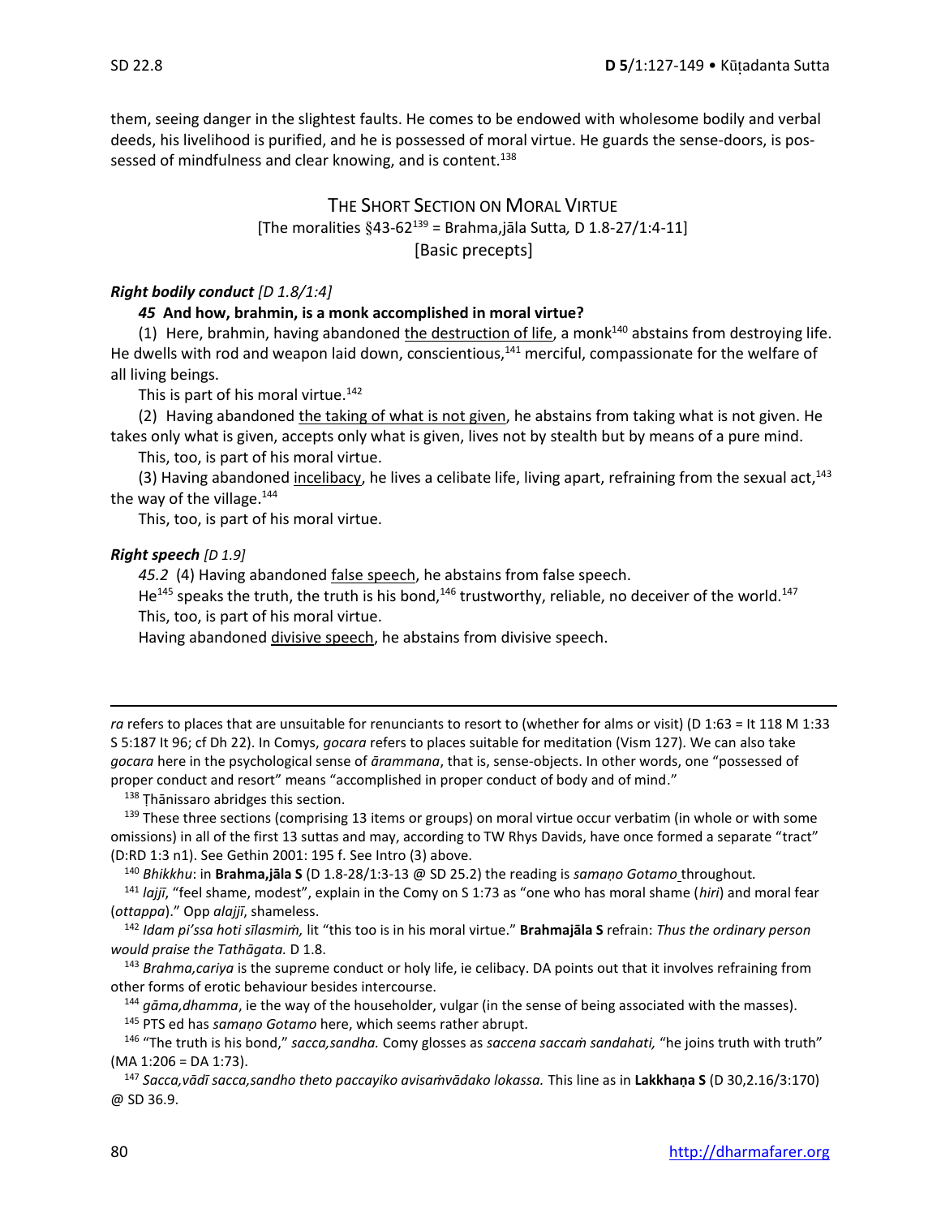them, seeing danger in the slightest faults. He comes to be endowed with wholesome bodily and verbal deeds, his livelihood is purified, and he is possessed of moral virtue. He guards the sense-doors, is possessed of mindfulness and clear knowing, and is content.[138]

## The Short Section on Moral Virtue

[The moralities §43-62[139] = Brahma,jāla Sutta, D 1.8-27/1:4-11]

[Basic precepts]

***Right bodily conduct*** *[D 1.8/1:4]*

***45*** **And how, brahmin, is a monk accomplished in moral virtue?**

(1) Here, brahmin, having abandoned the destruction of life, a monk[140] abstains from destroying life. He dwells with rod and weapon laid down, conscientious,[141] merciful, compassionate for the welfare of all living beings.

This is part of his moral virtue.[142]

(2) Having abandoned the taking of what is not given, he abstains from taking what is not given. He takes only what is given, accepts only what is given, lives not by stealth but by means of a pure mind.

This, too, is part of his moral virtue.

(3) Having abandoned incelibacy, he lives a celibate life, living apart, refraining from the sexual act,[143] the way of the village.[144]

This, too, is part of his moral virtue.

***Right speech*** *[D 1.9]*

*45.2* (4) Having abandoned false speech, he abstains from false speech.

He[145] speaks the truth, the truth is his bond,[146] trustworthy, reliable, no deceiver of the world.[147]

This, too, is part of his moral virtue.

Having abandoned divisive speech, he abstains from divisive speech.

---

*ra* refers to places that are unsuitable for renunciants to resort to (whether for alms or visit) (D 1:63 = It 118 M 1:33 S 5:187 It 96; cf Dh 22). In Comys, *gocara* refers to places suitable for meditation (Vism 127). We can also take *gocara* here in the psychological sense of *ārammana*, that is, sense-objects. In other words, one "possessed of proper conduct and resort" means "accomplished in proper conduct of body and of mind."

[138] Ṭhānissaro abridges this section.

[139] These three sections (comprising 13 items or groups) on moral virtue occur verbatim (in whole or with some omissions) in all of the first 13 suttas and may, according to TW Rhys Davids, have once formed a separate "tract" (D:RD 1:3 n1). See Gethin 2001: 195 f. See Intro (3) above.

[140] *Bhikkhu*: in **Brahma,jāla S** (D 1.8-28/1:3-13 @ SD 25.2) the reading is *samaṇo Gotamo* throughout.

[141] *lajjī*, "feel shame, modest", explain in the Comy on S 1:73 as "one who has moral shame (*hiri*) and moral fear (*ottappa*)." Opp *alajjī*, shameless.

[142] *Idam pi'ssa hoti sīlasmiṁ,* lit "this too is in his moral virtue." **Brahmajāla S** refrain: *Thus the ordinary person would praise the Tathāgata.* D 1.8.

[143] *Brahma,cariya* is the supreme conduct or holy life, ie celibacy. DA points out that it involves refraining from other forms of erotic behaviour besides intercourse.

[144] *gāma,dhamma*, ie the way of the householder, vulgar (in the sense of being associated with the masses).

[145] PTS ed has *samaṇo Gotamo* here, which seems rather abrupt.

[146] "The truth is his bond," *sacca,sandha.* Comy glosses as *saccena saccaṁ sandahati,* "he joins truth with truth" (MA 1:206 = DA 1:73).

[147] *Sacca,vādī sacca,sandho theto paccayiko avisaṁvādako lokassa.* This line as in **Lakkhaṇa S** (D 30,2.16/3:170) @ SD 36.9.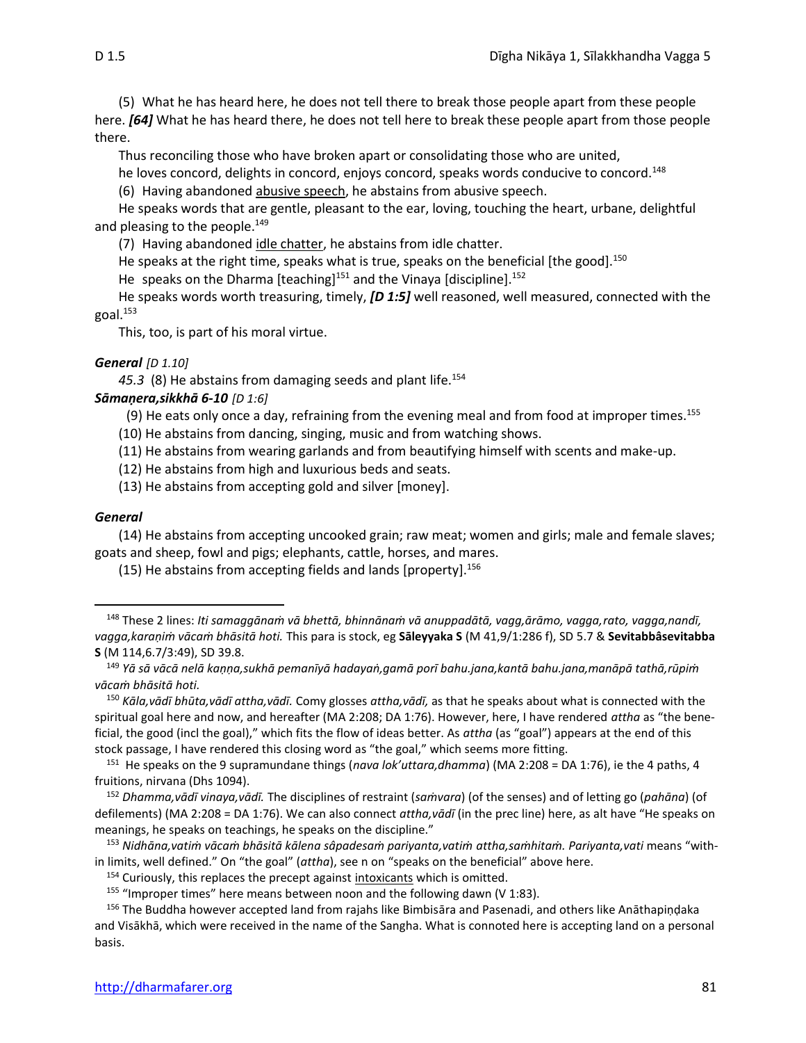(5) What he has heard here, he does not tell there to break those people apart from these people here. ***[64]*** What he has heard there, he does not tell here to break these people apart from those people there.

Thus reconciling those who have broken apart or consolidating those who are united,

he loves concord, delights in concord, enjoys concord, speaks words conducive to concord.[148]

(6) Having abandoned <u>abusive speech</u>, he abstains from abusive speech.

He speaks words that are gentle, pleasant to the ear, loving, touching the heart, urbane, delightful and pleasing to the people.[149]

(7) Having abandoned <u>idle chatter</u>, he abstains from idle chatter.

He speaks at the right time, speaks what is true, speaks on the beneficial [the good].[150]

He speaks on the Dharma [teaching][151] and the Vinaya [discipline].[152]

He speaks words worth treasuring, timely, ***[D 1:5]*** well reasoned, well measured, connected with the goal.[153]

This, too, is part of his moral virtue.

***General*** *[D 1.10]*

*45.3* (8) He abstains from damaging seeds and plant life.[154]

***Sāmaṇera,sikkhā 6-10*** *[D 1:6]*

(9) He eats only once a day, refraining from the evening meal and from food at improper times.[155]

(10) He abstains from dancing, singing, music and from watching shows.

(11) He abstains from wearing garlands and from beautifying himself with scents and make-up.

(12) He abstains from high and luxurious beds and seats.

(13) He abstains from accepting gold and silver [money].

***General***

(14) He abstains from accepting uncooked grain; raw meat; women and girls; male and female slaves; goats and sheep, fowl and pigs; elephants, cattle, horses, and mares.

(15) He abstains from accepting fields and lands [property].[156]

---

[148] These 2 lines: *Iti samaggānaṁ vā bhettā, bhinnānaṁ vā anuppadātā, vagg,ārāmo, vagga,rato, vagga,nandī, vagga,karaṇiṁ vācaṁ bhāsitā hoti.* This para is stock, eg **Sāleyyaka S** (M 41,9/1:286 f), SD 5.7 & **Sevitabbâsevitabba S** (M 114,6.7/3:49), SD 39.8.

[149] *Yā sā vācā nelā kaṇṇa,sukhā pemanīyā hadayaṅ,gamā porī bahu.jana,kantā bahu.jana,manāpā tathā,rūpiṁ vācaṁ bhāsitā hoti.*

[150] *Kāla,vādī bhūta,vādī attha,vādī.* Comy glosses *attha,vādī,* as that he speaks about what is connected with the spiritual goal here and now, and hereafter (MA 2:208; DA 1:76). However, here, I have rendered *attha* as "the beneficial, the good (incl the goal)," which fits the flow of ideas better. As *attha* (as "goal") appears at the end of this stock passage, I have rendered this closing word as "the goal," which seems more fitting.

[151] He speaks on the 9 supramundane things (*nava lok'uttara,dhamma*) (MA 2:208 = DA 1:76), ie the 4 paths, 4 fruitions, nirvana (Dhs 1094).

[152] *Dhamma,vādī vinaya,vādī.* The disciplines of restraint (*saṁvara*) (of the senses) and of letting go (*pahāna*) (of defilements) (MA 2:208 = DA 1:76). We can also connect *attha,vādī* (in the prec line) here, as alt have "He speaks on meanings, he speaks on teachings, he speaks on the discipline."

[153] *Nidhāna,vatiṁ vācaṁ bhāsitā kālena sâpadesaṁ pariyanta,vatiṁ attha,saṁhitaṁ. Pariyanta,vati* means "within limits, well defined." On "the goal" (*attha*), see n on "speaks on the beneficial" above here.

[154] Curiously, this replaces the precept against <u>intoxicants</u> which is omitted.

[155] "Improper times" here means between noon and the following dawn (V 1:83).

[156] The Buddha however accepted land from rajahs like Bimbisāra and Pasenadi, and others like Anāthapiṇḍaka and Visākhā, which were received in the name of the Sangha. What is connoted here is accepting land on a personal basis.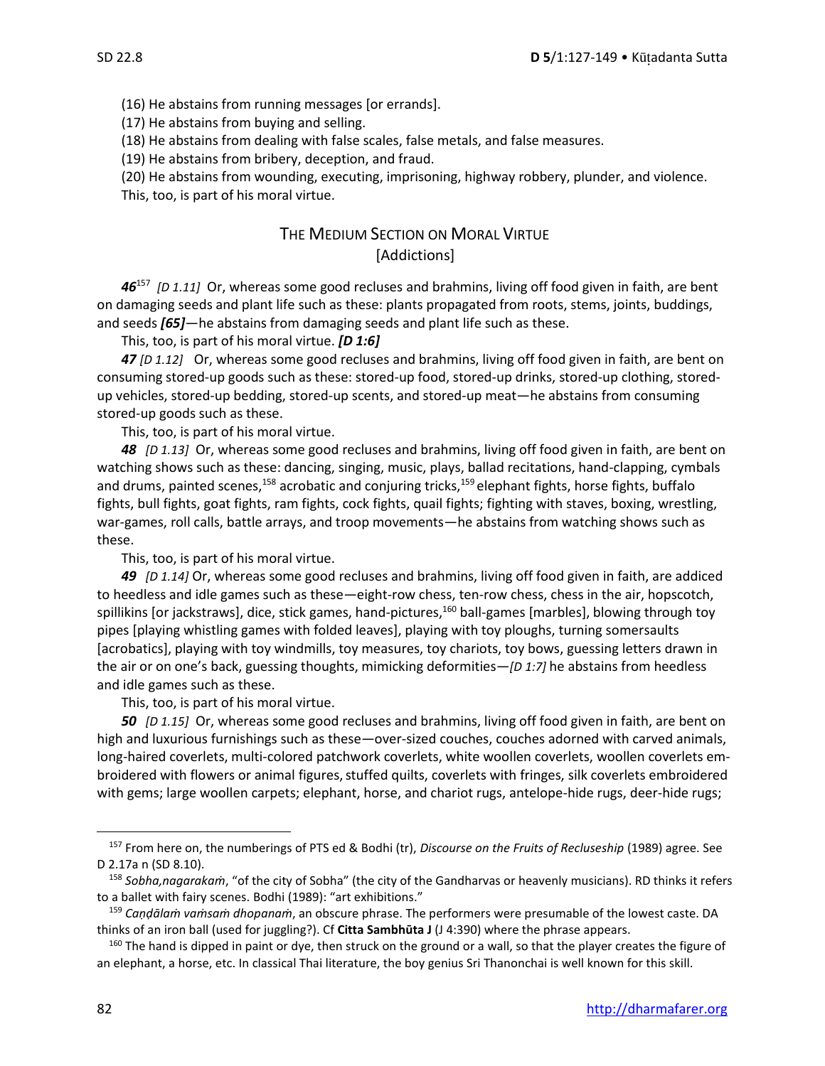(16) He abstains from running messages [or errands].

(17) He abstains from buying and selling.

(18) He abstains from dealing with false scales, false metals, and false measures.

(19) He abstains from bribery, deception, and fraud.

(20) He abstains from wounding, executing, imprisoning, highway robbery, plunder, and violence.

This, too, is part of his moral virtue.

## THE MEDIUM SECTION ON MORAL VIRTUE
### [Addictions]

***46***[157] *[D 1.11]* Or, whereas some good recluses and brahmins, living off food given in faith, are bent on damaging seeds and plant life such as these: plants propagated from roots, stems, joints, buddings, and seeds ***[65]***—he abstains from damaging seeds and plant life such as these.

This, too, is part of his moral virtue. ***[D 1:6]***

***47*** *[D 1.12]* Or, whereas some good recluses and brahmins, living off food given in faith, are bent on consuming stored-up goods such as these: stored-up food, stored-up drinks, stored-up clothing, stored-up vehicles, stored-up bedding, stored-up scents, and stored-up meat—he abstains from consuming stored-up goods such as these.

This, too, is part of his moral virtue.

***48*** *[D 1.13]* Or, whereas some good recluses and brahmins, living off food given in faith, are bent on watching shows such as these: dancing, singing, music, plays, ballad recitations, hand-clapping, cymbals and drums, painted scenes,[158] acrobatic and conjuring tricks,[159] elephant fights, horse fights, buffalo fights, bull fights, goat fights, ram fights, cock fights, quail fights; fighting with staves, boxing, wrestling, war-games, roll calls, battle arrays, and troop movements—he abstains from watching shows such as these.

This, too, is part of his moral virtue.

***49*** *[D 1.14]* Or, whereas some good recluses and brahmins, living off food given in faith, are addiced to heedless and idle games such as these—eight-row chess, ten-row chess, chess in the air, hopscotch, spillikins [or jackstraws], dice, stick games, hand-pictures,[160] ball-games [marbles], blowing through toy pipes [playing whistling games with folded leaves], playing with toy ploughs, turning somersaults [acrobatics], playing with toy windmills, toy measures, toy chariots, toy bows, guessing letters drawn in the air or on one's back, guessing thoughts, mimicking deformities—*[D 1:7]* he abstains from heedless and idle games such as these.

This, too, is part of his moral virtue.

***50*** *[D 1.15]* Or, whereas some good recluses and brahmins, living off food given in faith, are bent on high and luxurious furnishings such as these—over-sized couches, couches adorned with carved animals, long-haired coverlets, multi-colored patchwork coverlets, white woollen coverlets, woollen coverlets embroidered with flowers or animal figures, stuffed quilts, coverlets with fringes, silk coverlets embroidered with gems; large woollen carpets; elephant, horse, and chariot rugs, antelope-hide rugs, deer-hide rugs;

---

[157] From here on, the numberings of PTS ed & Bodhi (tr), *Discourse on the Fruits of Recluseship* (1989) agree. See D 2.17a n (SD 8.10).

[158] *Sobha,nagarakaṁ*, "of the city of Sobha" (the city of the Gandharvas or heavenly musicians). RD thinks it refers to a ballet with fairy scenes. Bodhi (1989): "art exhibitions."

[159] *Caṇḍālaṁ vaṁsaṁ dhopanaṁ*, an obscure phrase. The performers were presumable of the lowest caste. DA thinks of an iron ball (used for juggling?). Cf **Citta Sambhūta J** (J 4:390) where the phrase appears.

[160] The hand is dipped in paint or dye, then struck on the ground or a wall, so that the player creates the figure of an elephant, a horse, etc. In classical Thai literature, the boy genius Sri Thanonchai is well known for this skill.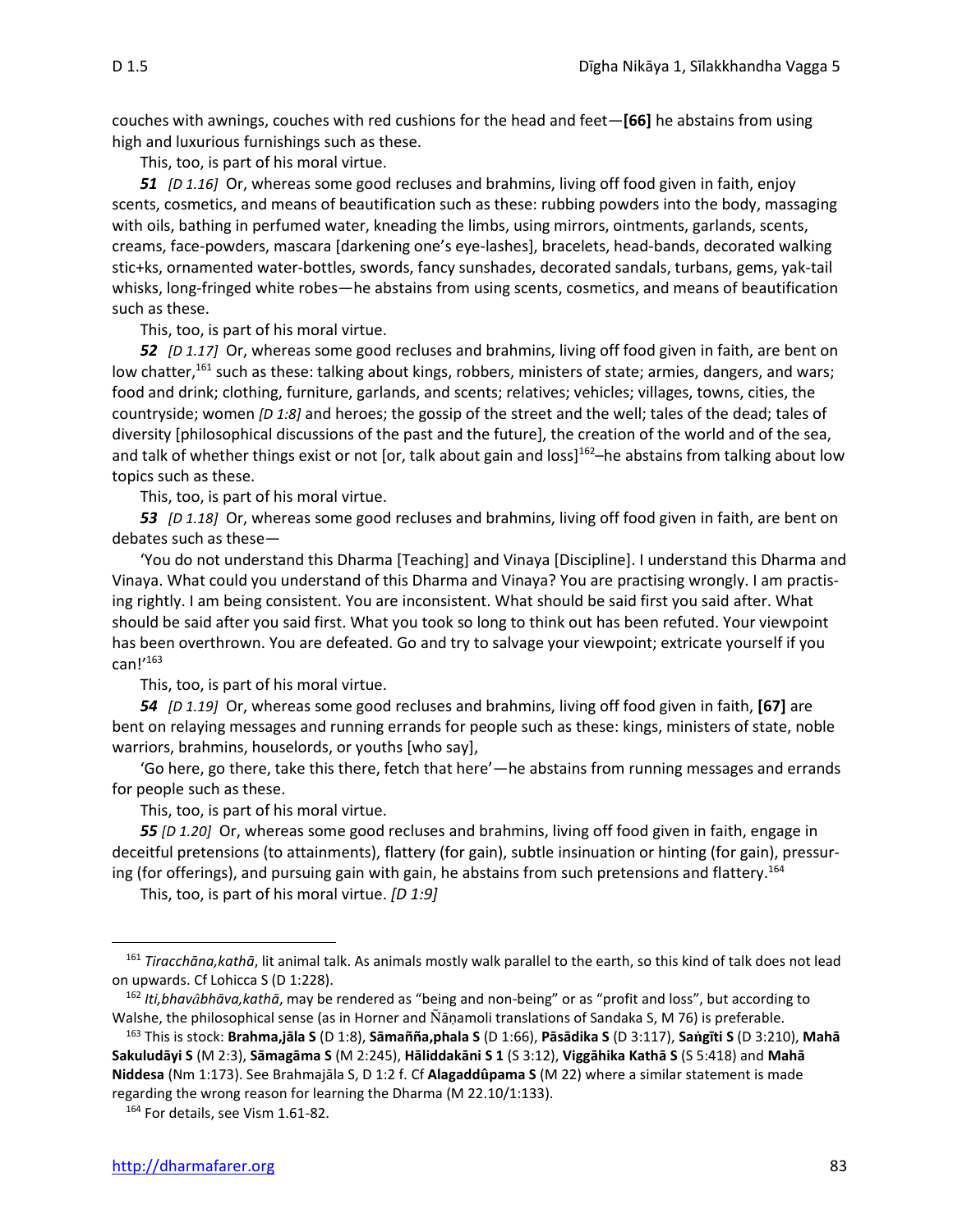couches with awnings, couches with red cushions for the head and feet—**[66]** he abstains from using high and luxurious furnishings such as these.

This, too, is part of his moral virtue.

***51*** *[D 1.16]* Or, whereas some good recluses and brahmins, living off food given in faith, enjoy scents, cosmetics, and means of beautification such as these: rubbing powders into the body, massaging with oils, bathing in perfumed water, kneading the limbs, using mirrors, ointments, garlands, scents, creams, face-powders, mascara [darkening one's eye-lashes], bracelets, head-bands, decorated walking stic+ks, ornamented water-bottles, swords, fancy sunshades, decorated sandals, turbans, gems, yak-tail whisks, long-fringed white robes—he abstains from using scents, cosmetics, and means of beautification such as these.

This, too, is part of his moral virtue.

***52*** *[D 1.17]* Or, whereas some good recluses and brahmins, living off food given in faith, are bent on low chatter,[161] such as these: talking about kings, robbers, ministers of state; armies, dangers, and wars; food and drink; clothing, furniture, garlands, and scents; relatives; vehicles; villages, towns, cities, the countryside; women *[D 1:8]* and heroes; the gossip of the street and the well; tales of the dead; tales of diversity [philosophical discussions of the past and the future], the creation of the world and of the sea, and talk of whether things exist or not [or, talk about gain and loss][162]–he abstains from talking about low topics such as these.

This, too, is part of his moral virtue.

***53*** *[D 1.18]* Or, whereas some good recluses and brahmins, living off food given in faith, are bent on debates such as these—

'You do not understand this Dharma [Teaching] and Vinaya [Discipline]. I understand this Dharma and Vinaya. What could you understand of this Dharma and Vinaya? You are practising wrongly. I am practising rightly. I am being consistent. You are inconsistent. What should be said first you said after. What should be said after you said first. What you took so long to think out has been refuted. Your viewpoint has been overthrown. You are defeated. Go and try to salvage your viewpoint; extricate yourself if you can!'[163]

This, too, is part of his moral virtue.

***54*** *[D 1.19]* Or, whereas some good recluses and brahmins, living off food given in faith, **[67]** are bent on relaying messages and running errands for people such as these: kings, ministers of state, noble warriors, brahmins, houselords, or youths [who say],

'Go here, go there, take this there, fetch that here'—he abstains from running messages and errands for people such as these.

This, too, is part of his moral virtue.

***55*** *[D 1.20]* Or, whereas some good recluses and brahmins, living off food given in faith, engage in deceitful pretensions (to attainments), flattery (for gain), subtle insinuation or hinting (for gain), pressuring (for offerings), and pursuing gain with gain, he abstains from such pretensions and flattery.[164]

This, too, is part of his moral virtue. *[D 1:9]*

---

[161] *Tiracchāna,kathā*, lit animal talk. As animals mostly walk parallel to the earth, so this kind of talk does not lead on upwards. Cf Lohicca S (D 1:228).

[162] *Iti,bhavâbhāva,kathā*, may be rendered as "being and non-being" or as "profit and loss", but according to Walshe, the philosophical sense (as in Horner and Ñāṇamoli translations of Sandaka S, M 76) is preferable.

[163] This is stock: **Brahma,jāla S** (D 1:8), **Sāmañña,phala S** (D 1:66), **Pāsādika S** (D 3:117), **Saṅgīti S** (D 3:210), **Mahā Sakuludāyi S** (M 2:3), **Sāmagāma S** (M 2:245), **Hāliddakāni S 1** (S 3:12), **Viggāhika Kathā S** (S 5:418) and **Mahā Niddesa** (Nm 1:173). See Brahmajāla S, D 1:2 f. Cf **Alagaddûpama S** (M 22) where a similar statement is made regarding the wrong reason for learning the Dharma (M 22.10/1:133).

[164] For details, see Vism 1.61-82.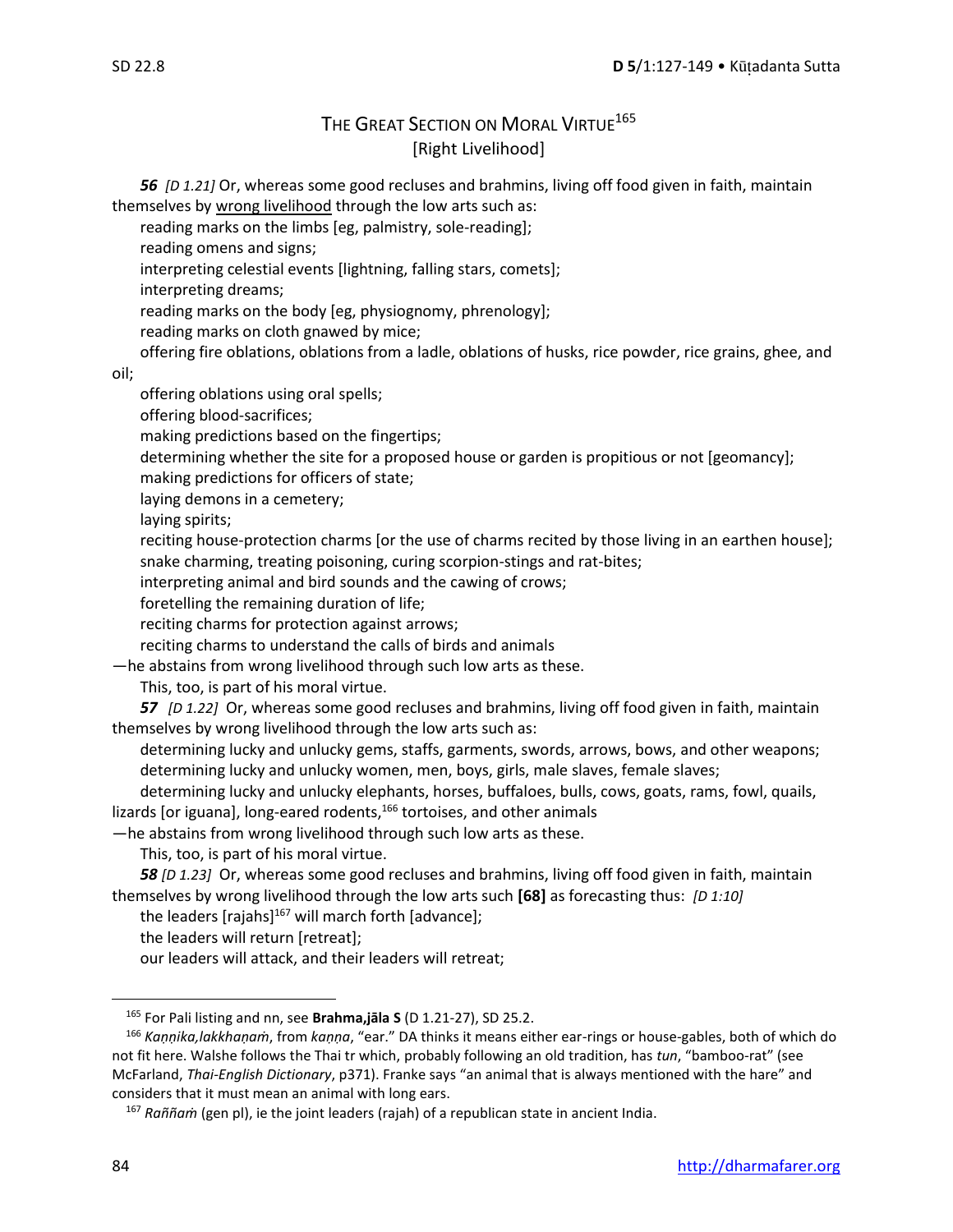## THE GREAT SECTION ON MORAL VIRTUE[165]
[Right Livelihood]

***56*** *[D 1.21]* Or, whereas some good recluses and brahmins, living off food given in faith, maintain themselves by wrong livelihood through the low arts such as:

reading marks on the limbs [eg, palmistry, sole-reading];
reading omens and signs;
interpreting celestial events [lightning, falling stars, comets];
interpreting dreams;
reading marks on the body [eg, physiognomy, phrenology];
reading marks on cloth gnawed by mice;
offering fire oblations, oblations from a ladle, oblations of husks, rice powder, rice grains, ghee, and oil;
offering oblations using oral spells;
offering blood-sacrifices;
making predictions based on the fingertips;
determining whether the site for a proposed house or garden is propitious or not [geomancy];
making predictions for officers of state;
laying demons in a cemetery;
laying spirits;
reciting house-protection charms [or the use of charms recited by those living in an earthen house];
snake charming, treating poisoning, curing scorpion-stings and rat-bites;
interpreting animal and bird sounds and the cawing of crows;
foretelling the remaining duration of life;
reciting charms for protection against arrows;
reciting charms to understand the calls of birds and animals

—he abstains from wrong livelihood through such low arts as these.

This, too, is part of his moral virtue.

***57*** *[D 1.22]* Or, whereas some good recluses and brahmins, living off food given in faith, maintain themselves by wrong livelihood through the low arts such as:

determining lucky and unlucky gems, staffs, garments, swords, arrows, bows, and other weapons;
determining lucky and unlucky women, men, boys, girls, male slaves, female slaves;
determining lucky and unlucky elephants, horses, buffaloes, bulls, cows, goats, rams, fowl, quails, lizards [or iguana], long-eared rodents,[166] tortoises, and other animals

—he abstains from wrong livelihood through such low arts as these.

This, too, is part of his moral virtue.

***58*** *[D 1.23]* Or, whereas some good recluses and brahmins, living off food given in faith, maintain themselves by wrong livelihood through the low arts such **[68]** as forecasting thus: *[D 1:10]*

the leaders [rajahs][167] will march forth [advance];
the leaders will return [retreat];
our leaders will attack, and their leaders will retreat;

---

[165] For Pali listing and nn, see **Brahma,jāla S** (D 1.21-27), SD 25.2.

[166] *Kaṇṇika,lakkhaṇaṁ*, from *kaṇṇa*, "ear." DA thinks it means either ear-rings or house-gables, both of which do not fit here. Walshe follows the Thai tr which, probably following an old tradition, has *tun*, "bamboo-rat" (see McFarland, *Thai-English Dictionary*, p371). Franke says "an animal that is always mentioned with the hare" and considers that it must mean an animal with long ears.

[167] *Raññaṁ* (gen pl), ie the joint leaders (rajah) of a republican state in ancient India.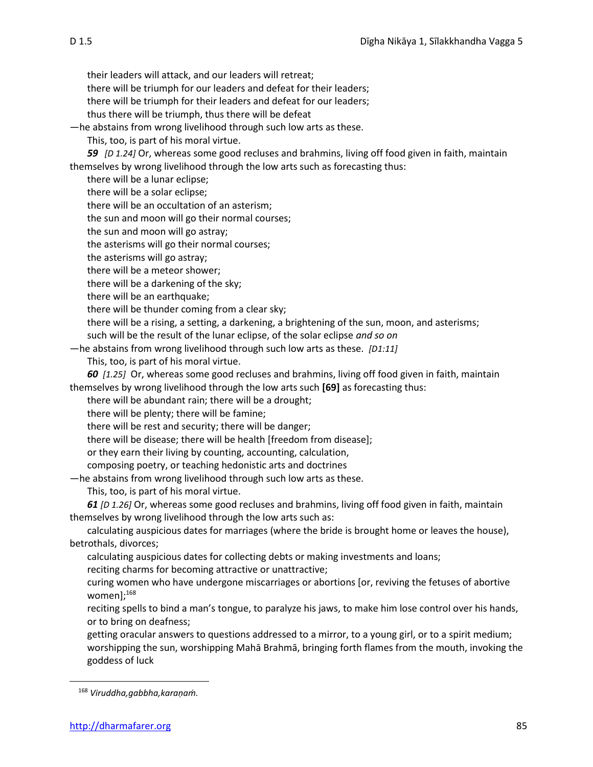their leaders will attack, and our leaders will retreat;
there will be triumph for our leaders and defeat for their leaders;
there will be triumph for their leaders and defeat for our leaders;
thus there will be triumph, thus there will be defeat

—he abstains from wrong livelihood through such low arts as these.

This, too, is part of his moral virtue.

***59*** *[D 1.24]* Or, whereas some good recluses and brahmins, living off food given in faith, maintain themselves by wrong livelihood through the low arts such as forecasting thus:

there will be a lunar eclipse;
there will be a solar eclipse;
there will be an occultation of an asterism;
the sun and moon will go their normal courses;
the sun and moon will go astray;
the asterisms will go their normal courses;
the asterisms will go astray;
there will be a meteor shower;
there will be a darkening of the sky;
there will be an earthquake;
there will be thunder coming from a clear sky;
there will be a rising, a setting, a darkening, a brightening of the sun, moon, and asterisms;
such will be the result of the lunar eclipse, of the solar eclipse *and so on*

—he abstains from wrong livelihood through such low arts as these. *[D1:11]*

This, too, is part of his moral virtue.

***60*** *[1.25]* Or, whereas some good recluses and brahmins, living off food given in faith, maintain themselves by wrong livelihood through the low arts such **[69]** as forecasting thus:

there will be abundant rain; there will be a drought;
there will be plenty; there will be famine;
there will be rest and security; there will be danger;
there will be disease; there will be health [freedom from disease];
or they earn their living by counting, accounting, calculation,
composing poetry, or teaching hedonistic arts and doctrines

—he abstains from wrong livelihood through such low arts as these.

This, too, is part of his moral virtue.

***61*** *[D 1.26]* Or, whereas some good recluses and brahmins, living off food given in faith, maintain themselves by wrong livelihood through the low arts such as:

calculating auspicious dates for marriages (where the bride is brought home or leaves the house), betrothals, divorces;
calculating auspicious dates for collecting debts or making investments and loans;
reciting charms for becoming attractive or unattractive;
curing women who have undergone miscarriages or abortions [or, reviving the fetuses of abortive women];[168]
reciting spells to bind a man's tongue, to paralyze his jaws, to make him lose control over his hands, or to bring on deafness;
getting oracular answers to questions addressed to a mirror, to a young girl, or to a spirit medium;
worshipping the sun, worshipping Mahā Brahmā, bringing forth flames from the mouth, invoking the goddess of luck

---

[168] *Viruddha,gabbha,karaṇaṁ.*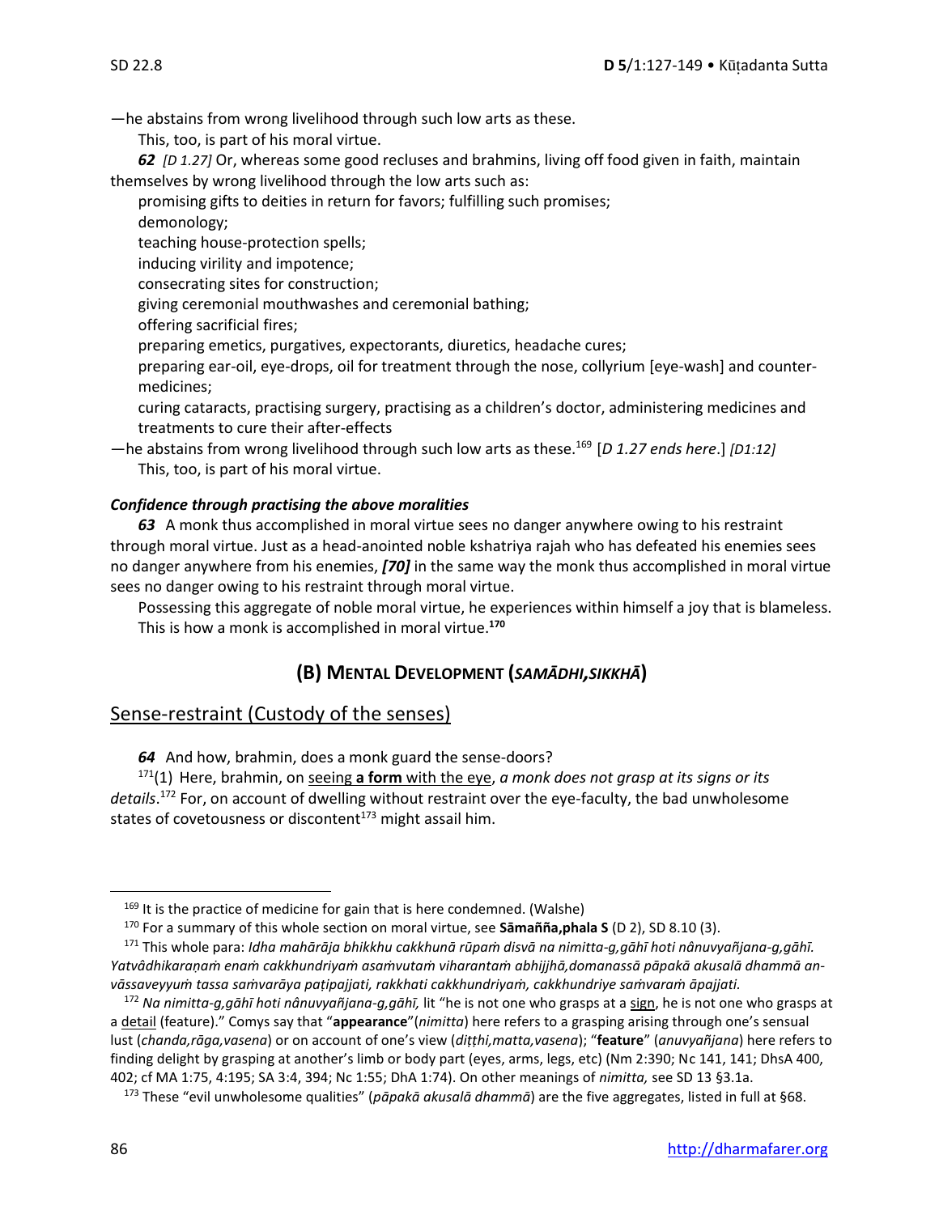—he abstains from wrong livelihood through such low arts as these.

This, too, is part of his moral virtue.

***62*** *[D 1.27]* Or, whereas some good recluses and brahmins, living off food given in faith, maintain themselves by wrong livelihood through the low arts such as:

promising gifts to deities in return for favors; fulfilling such promises;
demonology;
teaching house-protection spells;
inducing virility and impotence;
consecrating sites for construction;
giving ceremonial mouthwashes and ceremonial bathing;
offering sacrificial fires;
preparing emetics, purgatives, expectorants, diuretics, headache cures;
preparing ear-oil, eye-drops, oil for treatment through the nose, collyrium [eye-wash] and counter-medicines;
curing cataracts, practising surgery, practising as a children's doctor, administering medicines and treatments to cure their after-effects

—he abstains from wrong livelihood through such low arts as these.[169] [*D 1.27 ends here*.] *[D1:12]*

This, too, is part of his moral virtue.

***Confidence through practising the above moralities***

***63*** A monk thus accomplished in moral virtue sees no danger anywhere owing to his restraint through moral virtue. Just as a head-anointed noble kshatriya rajah who has defeated his enemies sees no danger anywhere from his enemies, ***[70]*** in the same way the monk thus accomplished in moral virtue sees no danger owing to his restraint through moral virtue.

Possessing this aggregate of noble moral virtue, he experiences within himself a joy that is blameless. This is how a monk is accomplished in moral virtue.[170]

## (B) MENTAL DEVELOPMENT (*SAMĀDHI,SIKKHĀ*)

### Sense-restraint (Custody of the senses)

***64*** And how, brahmin, does a monk guard the sense-doors?

[171](1) Here, brahmin, on seeing **a form** with the eye, *a monk does not grasp at its signs or its details*.[172] For, on account of dwelling without restraint over the eye-faculty, the bad unwholesome states of covetousness or discontent[173] might assail him.

---

[169] It is the practice of medicine for gain that is here condemned. (Walshe)

[170] For a summary of this whole section on moral virtue, see **Sāmañña,phala S** (D 2), SD 8.10 (3).

[171] This whole para: *Idha mahārāja bhikkhu cakkhunā rūpaṁ disvā na nimitta-g,gāhī hoti nânuvyañjana-g,gāhī. Yatvâdhikaraṇaṁ enaṁ cakkhundriyaṁ asaṁvutaṁ viharantaṁ abhijjhā,domanassā pāpakā akusalā dhammā an-vāssaveyyuṁ tassa saṁvarāya paṭipajjati, rakkhati cakkhundriyaṁ, cakkhundriye saṁvaraṁ āpajjati.*

[172] *Na nimitta-g,gāhī hoti nânuvyañjana-g,gāhī,* lit "he is not one who grasps at a sign, he is not one who grasps at a detail (feature)." Comys say that "**appearance**"(*nimitta*) here refers to a grasping arising through one's sensual lust (*chanda,rāga,vasena*) or on account of one's view (*diṭṭhi,matta,vasena*); "**feature**" (*anuvyañjana*) here refers to finding delight by grasping at another's limb or body part (eyes, arms, legs, etc) (Nm 2:390; Nc 141, 141; DhsA 400, 402; cf MA 1:75, 4:195; SA 3:4, 394; Nc 1:55; DhA 1:74). On other meanings of *nimitta,* see SD 13 §3.1a.

[173] These "evil unwholesome qualities" (*pāpakā akusalā dhammā*) are the five aggregates, listed in full at §68.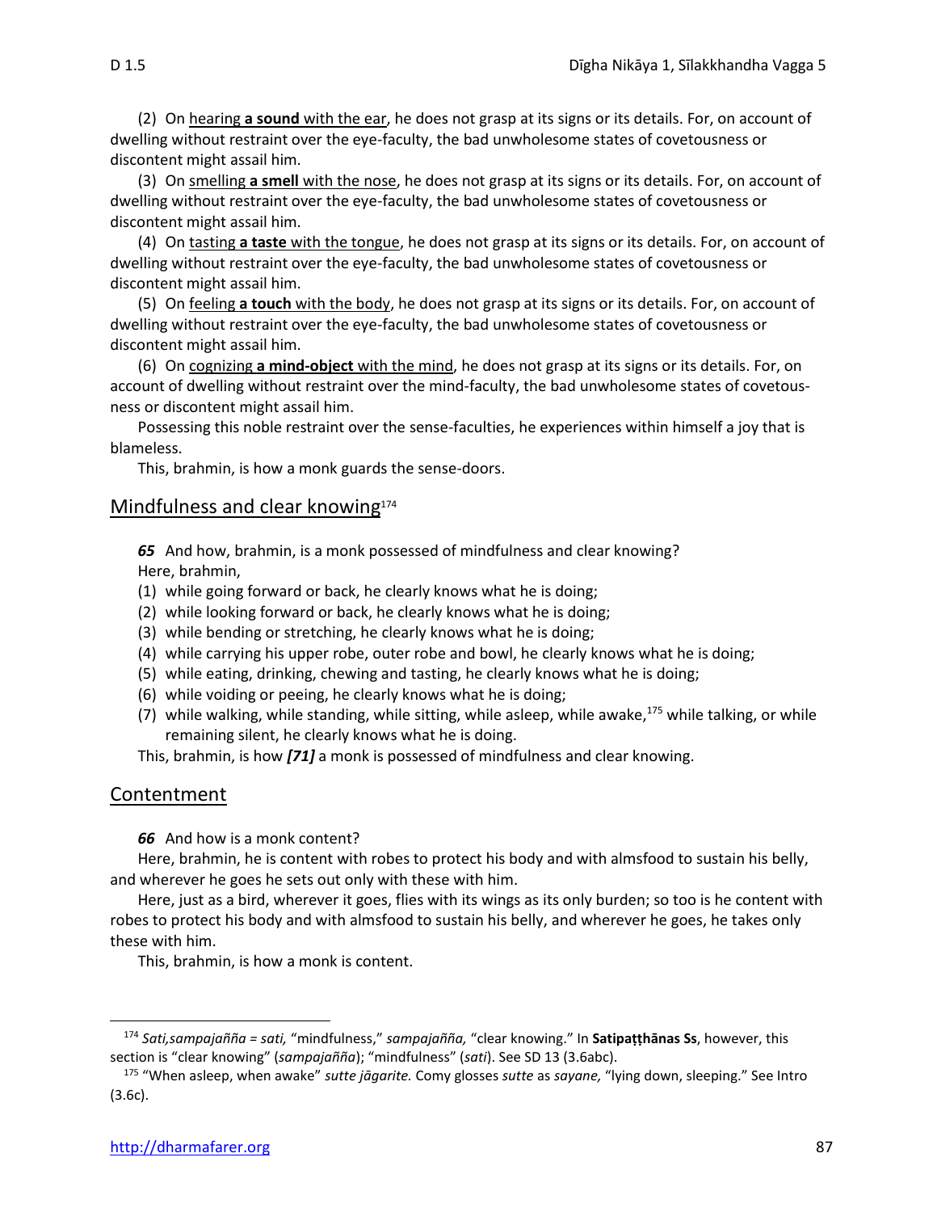(2) On <u>hearing **a sound** with the ear</u>, he does not grasp at its signs or its details. For, on account of dwelling without restraint over the eye-faculty, the bad unwholesome states of covetousness or discontent might assail him.

(3) On <u>smelling **a smell** with the nose</u>, he does not grasp at its signs or its details. For, on account of dwelling without restraint over the eye-faculty, the bad unwholesome states of covetousness or discontent might assail him.

(4) On <u>tasting **a taste** with the tongue</u>, he does not grasp at its signs or its details. For, on account of dwelling without restraint over the eye-faculty, the bad unwholesome states of covetousness or discontent might assail him.

(5) On <u>feeling **a touch** with the body</u>, he does not grasp at its signs or its details. For, on account of dwelling without restraint over the eye-faculty, the bad unwholesome states of covetousness or discontent might assail him.

(6) On <u>cognizing **a mind-object** with the mind</u>, he does not grasp at its signs or its details. For, on account of dwelling without restraint over the mind-faculty, the bad unwholesome states of covetousness or discontent might assail him.

Possessing this noble restraint over the sense-faculties, he experiences within himself a joy that is blameless.

This, brahmin, is how a monk guards the sense-doors.

## Mindfulness and clear knowing[174]

***65*** And how, brahmin, is a monk possessed of mindfulness and clear knowing?

Here, brahmin,

(1) while going forward or back, he clearly knows what he is doing;
(2) while looking forward or back, he clearly knows what he is doing;
(3) while bending or stretching, he clearly knows what he is doing;
(4) while carrying his upper robe, outer robe and bowl, he clearly knows what he is doing;
(5) while eating, drinking, chewing and tasting, he clearly knows what he is doing;
(6) while voiding or peeing, he clearly knows what he is doing;
(7) while walking, while standing, while sitting, while asleep, while awake,[175] while talking, or while remaining silent, he clearly knows what he is doing.

This, brahmin, is how ***[71]*** a monk is possessed of mindfulness and clear knowing.

## Contentment

***66*** And how is a monk content?

Here, brahmin, he is content with robes to protect his body and with almsfood to sustain his belly, and wherever he goes he sets out only with these with him.

Here, just as a bird, wherever it goes, flies with its wings as its only burden; so too is he content with robes to protect his body and with almsfood to sustain his belly, and wherever he goes, he takes only these with him.

This, brahmin, is how a monk is content.

---

[174] *Sati,sampajañña = sati,* "mindfulness," *sampajañña,* "clear knowing." In **Satipaṭṭhānas Ss**, however, this section is "clear knowing" (*sampajañña*); "mindfulness" (*sati*). See SD 13 (3.6abc).

[175] "When asleep, when awake" *sutte jāgarite.* Comy glosses *sutte* as *sayane,* "lying down, sleeping." See Intro (3.6c).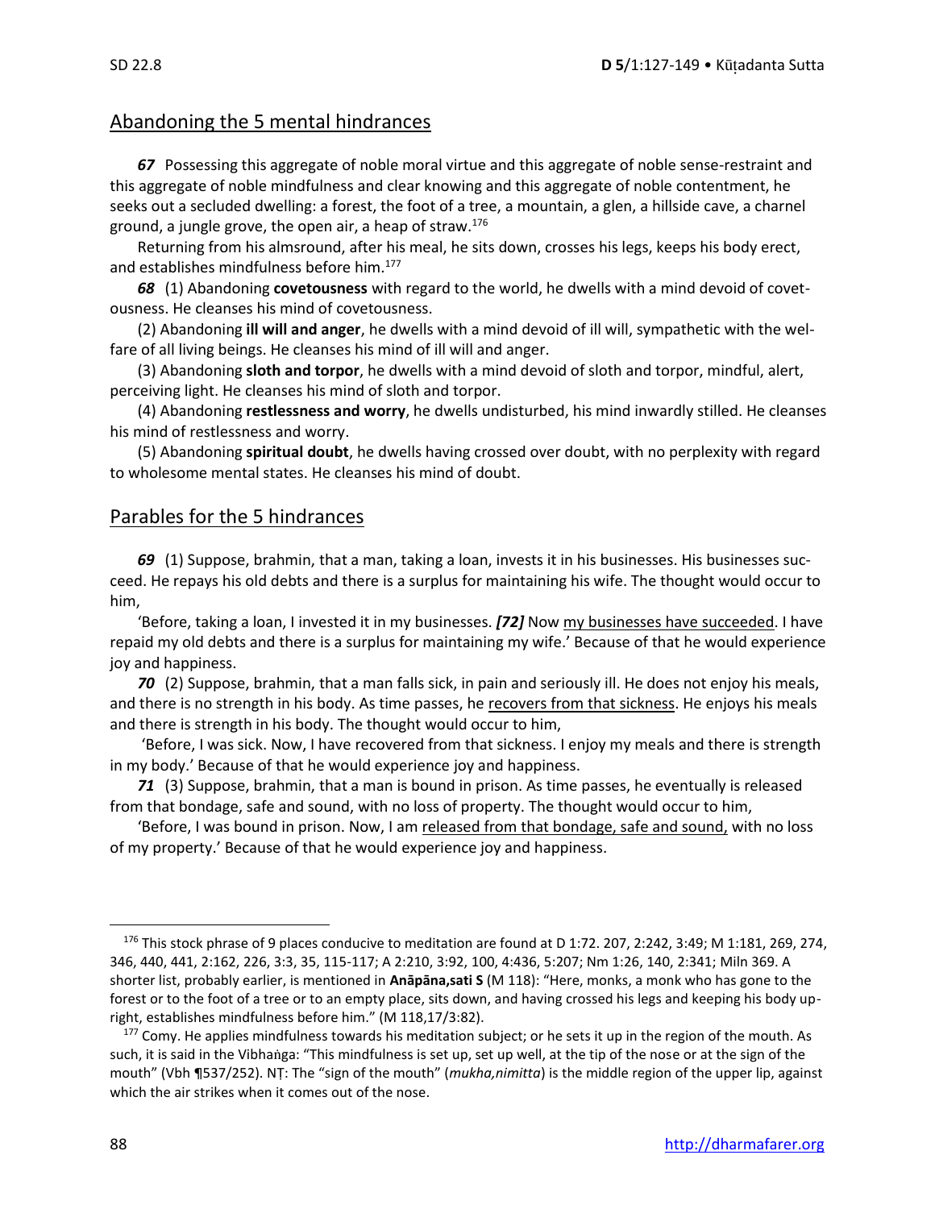## Abandoning the 5 mental hindrances

***67*** Possessing this aggregate of noble moral virtue and this aggregate of noble sense-restraint and this aggregate of noble mindfulness and clear knowing and this aggregate of noble contentment, he seeks out a secluded dwelling: a forest, the foot of a tree, a mountain, a glen, a hillside cave, a charnel ground, a jungle grove, the open air, a heap of straw.[176]

Returning from his almsround, after his meal, he sits down, crosses his legs, keeps his body erect, and establishes mindfulness before him.[177]

***68*** (1) Abandoning **covetousness** with regard to the world, he dwells with a mind devoid of covetousness. He cleanses his mind of covetousness.

(2) Abandoning **ill will and anger**, he dwells with a mind devoid of ill will, sympathetic with the welfare of all living beings. He cleanses his mind of ill will and anger.

(3) Abandoning **sloth and torpor**, he dwells with a mind devoid of sloth and torpor, mindful, alert, perceiving light. He cleanses his mind of sloth and torpor.

(4) Abandoning **restlessness and worry**, he dwells undisturbed, his mind inwardly stilled. He cleanses his mind of restlessness and worry.

(5) Abandoning **spiritual doubt**, he dwells having crossed over doubt, with no perplexity with regard to wholesome mental states. He cleanses his mind of doubt.

## Parables for the 5 hindrances

***69*** (1) Suppose, brahmin, that a man, taking a loan, invests it in his businesses. His businesses succeed. He repays his old debts and there is a surplus for maintaining his wife. The thought would occur to him,

'Before, taking a loan, I invested it in my businesses. ***[72]*** Now my businesses have succeeded. I have repaid my old debts and there is a surplus for maintaining my wife.' Because of that he would experience joy and happiness.

***70*** (2) Suppose, brahmin, that a man falls sick, in pain and seriously ill. He does not enjoy his meals, and there is no strength in his body. As time passes, he recovers from that sickness. He enjoys his meals and there is strength in his body. The thought would occur to him,

'Before, I was sick. Now, I have recovered from that sickness. I enjoy my meals and there is strength in my body.' Because of that he would experience joy and happiness.

***71*** (3) Suppose, brahmin, that a man is bound in prison. As time passes, he eventually is released from that bondage, safe and sound, with no loss of property. The thought would occur to him,

'Before, I was bound in prison. Now, I am released from that bondage, safe and sound, with no loss of my property.' Because of that he would experience joy and happiness.

---

[176] This stock phrase of 9 places conducive to meditation are found at D 1:72. 207, 2:242, 3:49; M 1:181, 269, 274, 346, 440, 441, 2:162, 226, 3:3, 35, 115-117; A 2:210, 3:92, 100, 4:436, 5:207; Nm 1:26, 140, 2:341; Miln 369. A shorter list, probably earlier, is mentioned in **Ānāpāna,sati S** (M 118): "Here, monks, a monk who has gone to the forest or to the foot of a tree or to an empty place, sits down, and having crossed his legs and keeping his body upright, establishes mindfulness before him." (M 118,17/3:82).

[177] Comy. He applies mindfulness towards his meditation subject; or he sets it up in the region of the mouth. As such, it is said in the Vibhaṅga: "This mindfulness is set up, set up well, at the tip of the nose or at the sign of the mouth" (Vbh ¶537/252). NṬ: The "sign of the mouth" (*mukha,nimitta*) is the middle region of the upper lip, against which the air strikes when it comes out of the nose.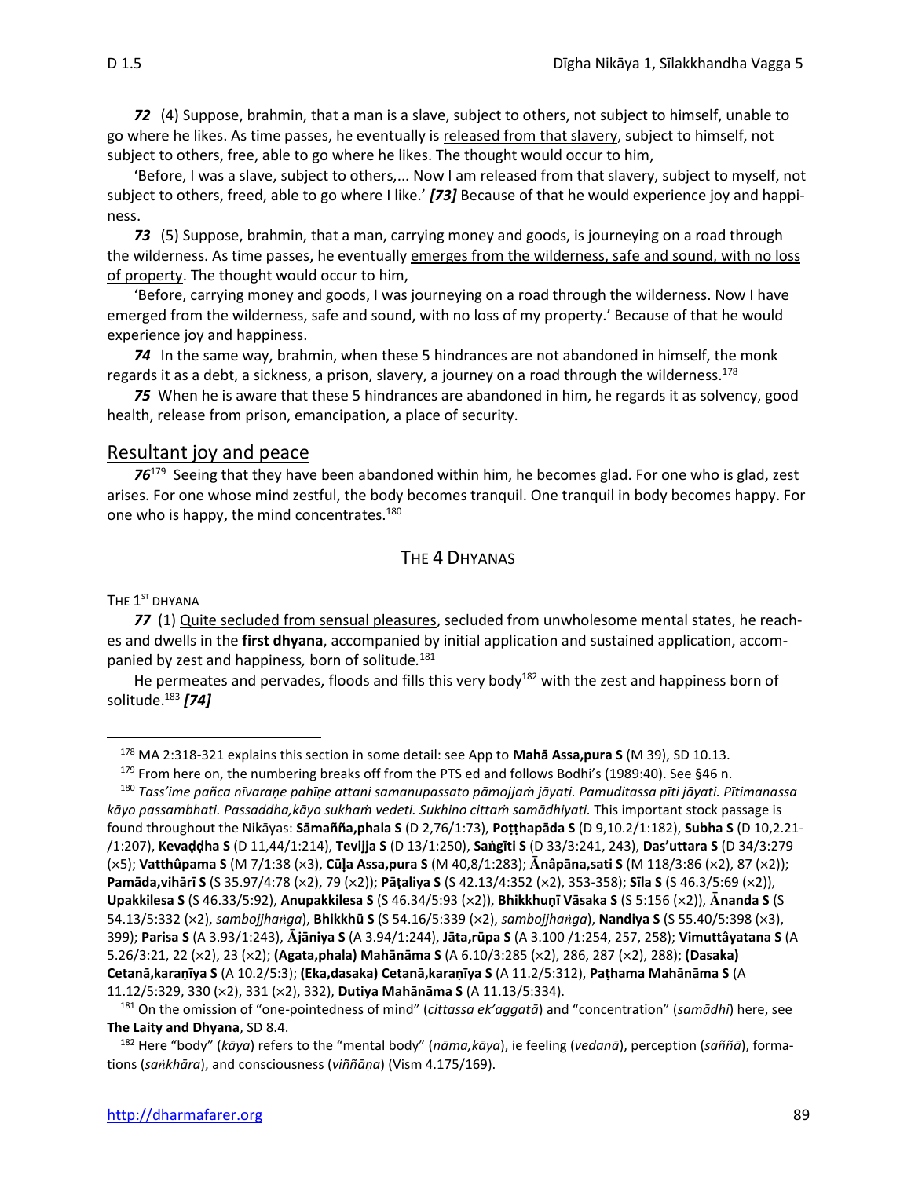***72*** (4) Suppose, brahmin, that a man is a slave, subject to others, not subject to himself, unable to go where he likes. As time passes, he eventually is released from that slavery, subject to himself, not subject to others, free, able to go where he likes. The thought would occur to him,

'Before, I was a slave, subject to others,... Now I am released from that slavery, subject to myself, not subject to others, freed, able to go where I like.' ***[73]*** Because of that he would experience joy and happiness.

***73*** (5) Suppose, brahmin, that a man, carrying money and goods, is journeying on a road through the wilderness. As time passes, he eventually emerges from the wilderness, safe and sound, with no loss of property. The thought would occur to him,

'Before, carrying money and goods, I was journeying on a road through the wilderness. Now I have emerged from the wilderness, safe and sound, with no loss of my property.' Because of that he would experience joy and happiness.

***74*** In the same way, brahmin, when these 5 hindrances are not abandoned in himself, the monk regards it as a debt, a sickness, a prison, slavery, a journey on a road through the wilderness.[178]

***75*** When he is aware that these 5 hindrances are abandoned in him, he regards it as solvency, good health, release from prison, emancipation, a place of security.

## Resultant joy and peace

***76***[179] Seeing that they have been abandoned within him, he becomes glad. For one who is glad, zest arises. For one whose mind zestful, the body becomes tranquil. One tranquil in body becomes happy. For one who is happy, the mind concentrates.[180]

### THE 4 DHYANAS

THE 1ST DHYANA

***77*** (1) Quite secluded from sensual pleasures, secluded from unwholesome mental states, he reaches and dwells in the **first dhyana**, accompanied by initial application and sustained application, accompanied by zest and happiness*,* born of solitude*.*[181]

He permeates and pervades, floods and fills this very body[182] with the zest and happiness born of solitude.[183] ***[74]***

---

[178] MA 2:318-321 explains this section in some detail: see App to **Mahā Assa,pura S** (M 39), SD 10.13.

[179] From here on, the numbering breaks off from the PTS ed and follows Bodhi's (1989:40). See §46 n.

[180] *Tass'ime pañca nīvaraṇe pahīṇe attani samanupassato pāmojjaṁ jāyati. Pamuditassa pīti jāyati. Pītimanassa kāyo passambhati. Passaddha,kāyo sukhaṁ vedeti. Sukhino cittaṁ samādhiyati.* This important stock passage is found throughout the Nikāyas: **Sāmañña,phala S** (D 2,76/1:73), **Poṭṭhapāda S** (D 9,10.2/1:182), **Subha S** (D 10,2.21-/1:207), **Kevaḍḍha S** (D 11,44/1:214), **Tevijja S** (D 13/1:250), **Saṅgīti S** (D 33/3:241, 243), **Das'uttara S** (D 34/3:279 (×5); **Vatthûpama S** (M 7/1:38 (×3), **Cūḷa Assa,pura S** (M 40,8/1:283); **Ānâpāna,sati S** (M 118/3:86 (×2), 87 (×2)); **Pamāda,vihārī S** (S 35.97/4:78 (×2), 79 (×2)); **Pāṭaliya S** (S 42.13/4:352 (×2), 353-358); **Sīla S** (S 46.3/5:69 (×2)), **Upakkilesa S** (S 46.33/5:92), **Anupakkilesa S** (S 46.34/5:93 (×2)), **Bhikkhuṇī Vāsaka S** (S 5:156 (×2)), **Ānanda S** (S 54.13/5:332 (×2), *sambojjhaṅga*), **Bhikkhū S** (S 54.16/5:339 (×2), *sambojjhaṅga*), **Nandiya S** (S 55.40/5:398 (×3), 399); **Parisa S** (A 3.93/1:243), **Ājāniya S** (A 3.94/1:244), **Jāta,rūpa S** (A 3.100 /1:254, 257, 258); **Vimuttâyatana S** (A 5.26/3:21, 22 (×2), 23 (×2); **(Agata,phala) Mahānāma S** (A 6.10/3:285 (×2), 286, 287 (×2), 288); **(Dasaka) Cetanā,karaṇīya S** (A 10.2/5:3); **(Eka,dasaka) Cetanā,karaṇīya S** (A 11.2/5:312), **Paṭhama Mahānāma S** (A 11.12/5:329, 330 (×2), 331 (×2), 332), **Dutiya Mahānāma S** (A 11.13/5:334).

[181] On the omission of "one-pointedness of mind" (*cittassa ek'aggatā*) and "concentration" (*samādhi*) here, see **The Laity and Dhyana**, SD 8.4.

[182] Here "body" (*kāya*) refers to the "mental body" (*nāma,kāya*), ie feeling (*vedanā*), perception (*saññā*), formations (*saṅkhāra*), and consciousness (*viññāṇa*) (Vism 4.175/169).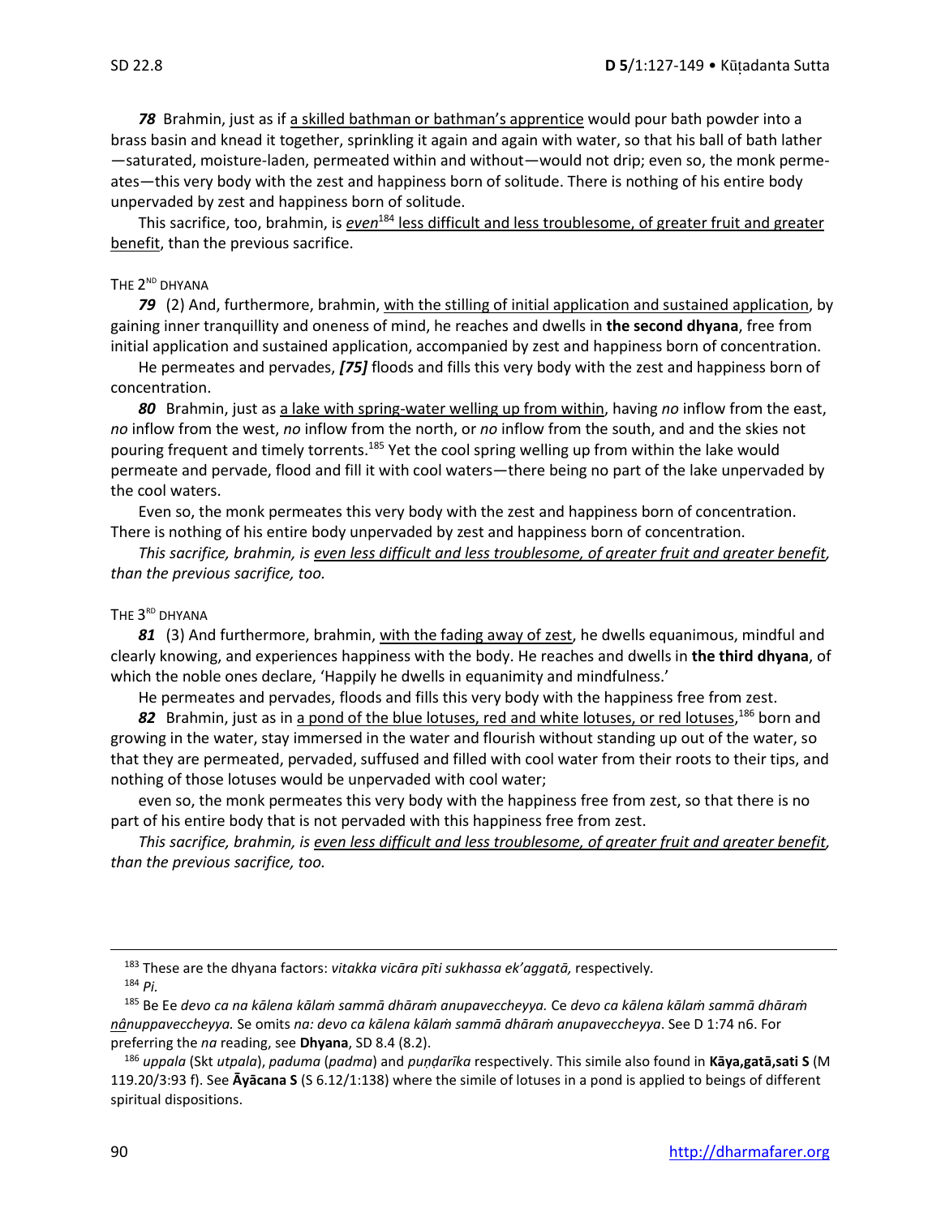***78*** Brahmin, just as if a skilled bathman or bathman's apprentice would pour bath powder into a brass basin and knead it together, sprinkling it again and again with water, so that his ball of bath lather —saturated, moisture-laden, permeated within and without—would not drip; even so, the monk permeates—this very body with the zest and happiness born of solitude. There is nothing of his entire body unpervaded by zest and happiness born of solitude.

This sacrifice, too, brahmin, is *even*[184] less difficult and less troublesome, of greater fruit and greater benefit, than the previous sacrifice.

THE 2ND DHYANA

***79*** (2) And, furthermore, brahmin, with the stilling of initial application and sustained application, by gaining inner tranquillity and oneness of mind, he reaches and dwells in **the second dhyana**, free from initial application and sustained application, accompanied by zest and happiness born of concentration.

He permeates and pervades, ***[75]*** floods and fills this very body with the zest and happiness born of concentration.

***80*** Brahmin, just as a lake with spring-water welling up from within, having *no* inflow from the east, *no* inflow from the west, *no* inflow from the north, or *no* inflow from the south, and and the skies not pouring frequent and timely torrents.[185] Yet the cool spring welling up from within the lake would permeate and pervade, flood and fill it with cool waters—there being no part of the lake unpervaded by the cool waters.

Even so, the monk permeates this very body with the zest and happiness born of concentration. There is nothing of his entire body unpervaded by zest and happiness born of concentration.

*This sacrifice, brahmin, is even less difficult and less troublesome, of greater fruit and greater benefit, than the previous sacrifice, too.*

THE 3RD DHYANA

***81*** (3) And furthermore, brahmin, with the fading away of zest, he dwells equanimous, mindful and clearly knowing, and experiences happiness with the body. He reaches and dwells in **the third dhyana**, of which the noble ones declare, 'Happily he dwells in equanimity and mindfulness.'

He permeates and pervades, floods and fills this very body with the happiness free from zest.

***82*** Brahmin, just as in a pond of the blue lotuses, red and white lotuses, or red lotuses,[186] born and growing in the water, stay immersed in the water and flourish without standing up out of the water, so that they are permeated, pervaded, suffused and filled with cool water from their roots to their tips, and nothing of those lotuses would be unpervaded with cool water;

even so, the monk permeates this very body with the happiness free from zest, so that there is no part of his entire body that is not pervaded with this happiness free from zest.

*This sacrifice, brahmin, is even less difficult and less troublesome, of greater fruit and greater benefit, than the previous sacrifice, too.*

---

[183] These are the dhyana factors: *vitakka vicāra pīti sukhassa ek'aggatā,* respectively.

[184] *Pi.*

[185] Be Ee *devo ca na kālena kālaṁ sammā dhāraṁ anupavecheyya.* Ce *devo ca kālena kālaṁ sammā dhāraṁ nânuppavecheyya.* Se omits *na: devo ca kālena kālaṁ sammā dhāraṁ anupavecheyya*. See D 1:74 n6. For preferring the *na* reading, see **Dhyana**, SD 8.4 (8.2).

[186] *uppala* (Skt *utpala*), *paduma* (*padma*) and *puṇḍarīka* respectively. This simile also found in **Kāya,gatā,sati S** (M 119.20/3:93 f). See **Āyācana S** (S 6.12/1:138) where the simile of lotuses in a pond is applied to beings of different spiritual dispositions.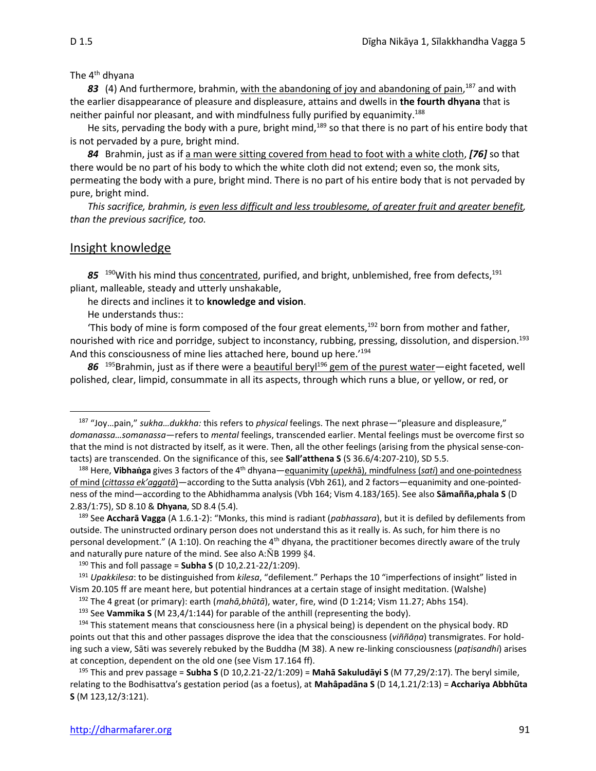The 4th dhyana

***83*** (4) And furthermore, brahmin, <u>with the abandoning of joy and abandoning of pain</u>,[187] and with the earlier disappearance of pleasure and displeasure, attains and dwells in **the fourth dhyana** that is neither painful nor pleasant, and with mindfulness fully purified by equanimity.[188]

He sits, pervading the body with a pure, bright mind,[189] so that there is no part of his entire body that is not pervaded by a pure, bright mind.

***84*** Brahmin, just as if <u>a man were sitting covered from head to foot with a white cloth</u>, ***[76]*** so that there would be no part of his body to which the white cloth did not extend; even so, the monk sits, permeating the body with a pure, bright mind. There is no part of his entire body that is not pervaded by pure, bright mind.

*This sacrifice, brahmin, is <u>even less difficult and less troublesome, of greater fruit and greater benefit</u>, than the previous sacrifice, too.*

## <u>Insight knowledge</u>

***85*** [190]With his mind thus <u>concentrated</u>, purified, and bright, unblemished, free from defects,[191] pliant, malleable, steady and utterly unshakable,

he directs and inclines it to **knowledge and vision**.

He understands thus::

'This body of mine is form composed of the four great elements,[192] born from mother and father, nourished with rice and porridge, subject to inconstancy, rubbing, pressing, dissolution, and dispersion.[193] And this consciousness of mine lies attached here, bound up here.'[194]

***86*** [195]Brahmin, just as if there were a <u>beautiful beryl</u>[196] <u>gem of the purest water</u>—eight faceted, well polished, clear, limpid, consummate in all its aspects, through which runs a blue, or yellow, or red, or

---

[187] "Joy…pain," *sukha…dukkha:* this refers to *physical* feelings. The next phrase—"pleasure and displeasure," *domanassa…somanassa*—refers to *mental* feelings, transcended earlier. Mental feelings must be overcome first so that the mind is not distracted by itself, as it were. Then, all the other feelings (arising from the physical sense-contacts) are transcended. On the significance of this, see **Sall'atthena S** (S 36.6/4:207-210), SD 5.5.

[188] Here, **Vibhaṅga** gives 3 factors of the 4th dhyana—<u>equanimity (*upekhā*), mindfulness (*sati*) and one-pointedness of mind (*cittassa ek'aggatā*)</u>—according to the Sutta analysis (Vbh 261), and 2 factors—equanimity and one-pointedness of the mind—according to the Abhidhamma analysis (Vbh 164; Vism 4.183/165). See also **Sāmañña,phala S** (D 2.83/1:75), SD 8.10 & **Dhyana**, SD 8.4 (5.4).

[189] See **Accharā Vagga** (A 1.6.1-2): "Monks, this mind is radiant (*pabhassara*), but it is defiled by defilements from outside. The uninstructed ordinary person does not understand this as it really is. As such, for him there is no personal development." (A 1:10). On reaching the 4th dhyana, the practitioner becomes directly aware of the truly and naturally pure nature of the mind. See also A:ÑB 1999 §4.

[190] This and foll passage = **Subha S** (D 10,2.21-22/1:209).

[191] *Upakkilesa*: to be distinguished from *kilesa*, "defilement." Perhaps the 10 "imperfections of insight" listed in Vism 20.105 ff are meant here, but potential hindrances at a certain stage of insight meditation. (Walshe)

[192] The 4 great (or primary): earth (*mahā,bhūtā*), water, fire, wind (D 1:214; Vism 11.27; Abhs 154).

[193] See **Vammika S** (M 23,4/1:144) for parable of the anthill (representing the body).

[194] This statement means that consciousness here (in a physical being) is dependent on the physical body. RD points out that this and other passages disprove the idea that the consciousness (*viññāṇa*) transmigrates. For holding such a view, Sāti was severely rebuked by the Buddha (M 38). A new re-linking consciousness (*paṭisandhi*) arises at conception, dependent on the old one (see Vism 17.164 ff).

[195] This and prev passage = **Subha S** (D 10,2.21-22/1:209) = **Mahā Sakuludāyi S** (M 77,29/2:17). The beryl simile, relating to the Bodhisattva's gestation period (as a foetus), at **Mahâpadāna S** (D 14,1.21/2:13) = **Acchariya Abbhūta S** (M 123,12/3:121).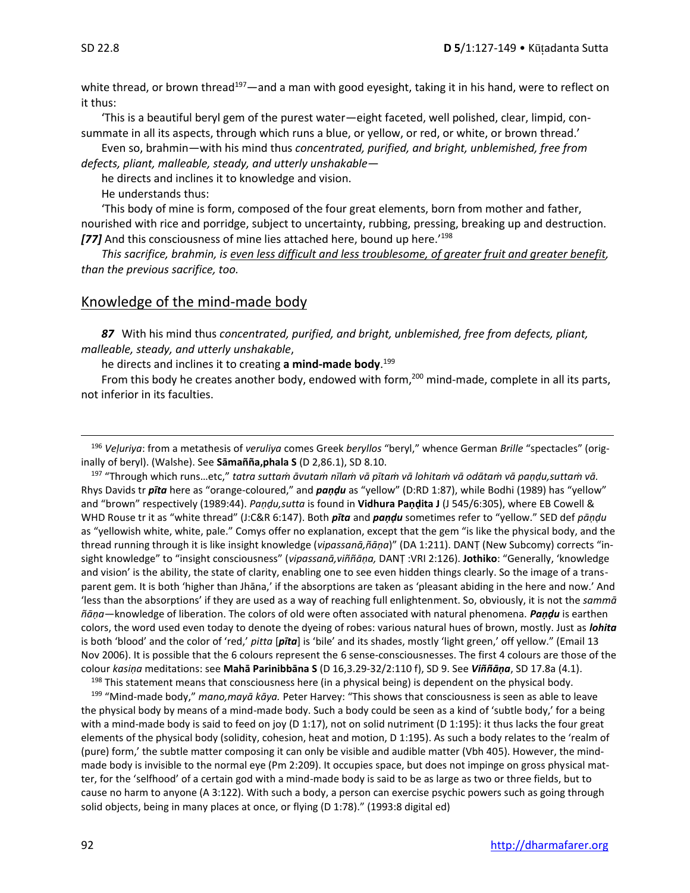white thread, or brown thread[197]—and a man with good eyesight, taking it in his hand, were to reflect on it thus:

'This is a beautiful beryl gem of the purest water—eight faceted, well polished, clear, limpid, consummate in all its aspects, through which runs a blue, or yellow, or red, or white, or brown thread.'

Even so, brahmin—with his mind thus *concentrated, purified, and bright, unblemished, free from defects, pliant, malleable, steady, and utterly unshakable*—

he directs and inclines it to knowledge and vision.

He understands thus:

'This body of mine is form, composed of the four great elements, born from mother and father, nourished with rice and porridge, subject to uncertainty, rubbing, pressing, breaking up and destruction. ***[77]*** And this consciousness of mine lies attached here, bound up here.'[198]

*This sacrifice, brahmin, is <u>even less difficult and less troublesome, of greater fruit and greater benefit</u>, than the previous sacrifice, too.*

## <u>Knowledge of the mind-made body</u>

***87*** With his mind thus *concentrated, purified, and bright, unblemished, free from defects, pliant, malleable, steady, and utterly unshakable*,

he directs and inclines it to creating **a mind-made body**.[199]

From this body he creates another body, endowed with form,[200] mind-made, complete in all its parts, not inferior in its faculties.

---

[196] *Veḷuriya*: from a metathesis of *veruliya* comes Greek *beryllos* "beryl," whence German *Brille* "spectacles" (originally of beryl). (Walshe). See **Sāmañña,phala S** (D 2,86.1), SD 8.10.

[197] "Through which runs…etc," *tatra suttaṁ āvutaṁ nīlaṁ vā pītaṁ vā lohitaṁ vā odātaṁ vā paṇḍu,suttaṁ vā.* Rhys Davids tr ***pīta*** here as "orange-coloured," and ***paṇḍu*** as "yellow" (D:RD 1:87), while Bodhi (1989) has "yellow" and "brown" respectively (1989:44). *Paṇḍu,sutta* is found in **Vidhura Paṇḍita J** (J 545/6:305), where EB Cowell & WHD Rouse tr it as "white thread" (J:C&R 6:147). Both ***pīta*** and ***paṇḍu*** sometimes refer to "yellow." SED def *pāṇḍu* as "yellowish white, white, pale." Comys offer no explanation, except that the gem "is like the physical body, and the thread running through it is like insight knowledge (*vipassanā,ñāṇa*)" (DA 1:211). DANṬ (New Subcomy) corrects "insight knowledge" to "insight consciousness" (*vipassanā,viññāṇa,* DANṬ :VRI 2:126). **Jothiko**: "Generally, 'knowledge and vision' is the ability, the state of clarity, enabling one to see even hidden things clearly. So the image of a transparent gem. It is both 'higher than Jhāna,' if the absorptions are taken as 'pleasant abiding in the here and now.' And 'less than the absorptions' if they are used as a way of reaching full enlightenment. So, obviously, it is not the *sammā ñāṇa*—knowledge of liberation. The colors of old were often associated with natural phenomena. ***Paṇḍu*** is earthen colors, the word used even today to denote the dyeing of robes: various natural hues of brown, mostly. Just as ***lohita*** is both 'blood' and the color of 'red,' *pitta* [***pīta***] is 'bile' and its shades, mostly 'light green,' off yellow." (Email 13 Nov 2006). It is possible that the 6 colours represent the 6 sense-consciousnesses. The first 4 colours are those of the colour *kasiṇa* meditations: see **Mahā Parinibbāna S** (D 16,3.29-32/2:110 f), SD 9. See ***Viññāṇa***, SD 17.8a (4.1).

[198] This statement means that consciousness here (in a physical being) is dependent on the physical body.

[199] "Mind-made body," *mano,mayā kāya.* Peter Harvey: "This shows that consciousness is seen as able to leave the physical body by means of a mind-made body. Such a body could be seen as a kind of 'subtle body,' for a being with a mind-made body is said to feed on joy (D 1:17), not on solid nutriment (D 1:195): it thus lacks the four great elements of the physical body (solidity, cohesion, heat and motion, D 1:195). As such a body relates to the 'realm of (pure) form,' the subtle matter composing it can only be visible and audible matter (Vbh 405). However, the mind-made body is invisible to the normal eye (Pm 2:209). It occupies space, but does not impinge on gross physical matter, for the 'selfhood' of a certain god with a mind-made body is said to be as large as two or three fields, but to cause no harm to anyone (A 3:122). With such a body, a person can exercise psychic powers such as going through solid objects, being in many places at once, or flying (D 1:78)." (1993:8 digital ed)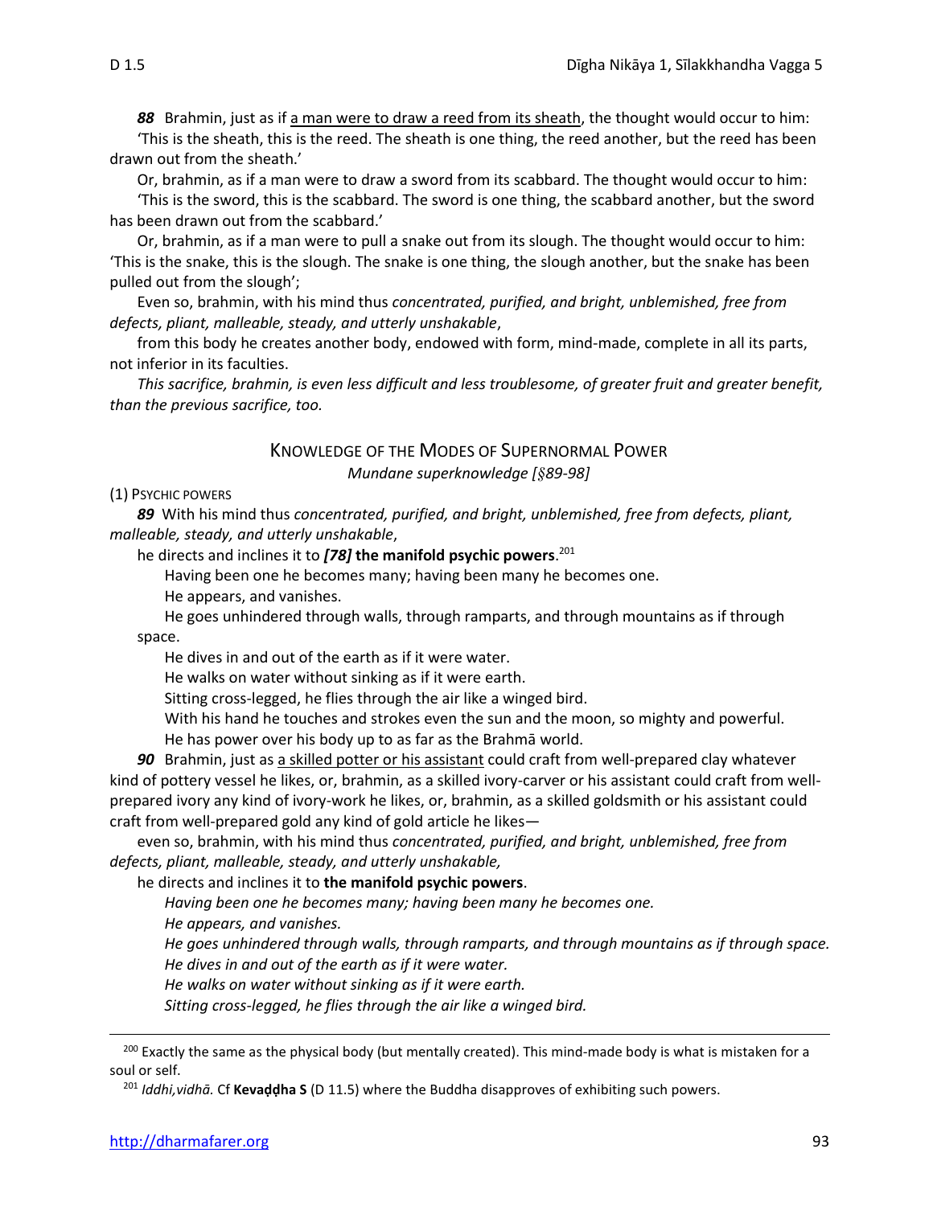***88*** Brahmin, just as if a man were to draw a reed from its sheath, the thought would occur to him:

'This is the sheath, this is the reed. The sheath is one thing, the reed another, but the reed has been drawn out from the sheath.'

Or, brahmin, as if a man were to draw a sword from its scabbard. The thought would occur to him:

'This is the sword, this is the scabbard. The sword is one thing, the scabbard another, but the sword has been drawn out from the scabbard.'

Or, brahmin, as if a man were to pull a snake out from its slough. The thought would occur to him: 'This is the snake, this is the slough. The snake is one thing, the slough another, but the snake has been pulled out from the slough';

Even so, brahmin, with his mind thus *concentrated, purified, and bright, unblemished, free from defects, pliant, malleable, steady, and utterly unshakable*,

from this body he creates another body, endowed with form, mind-made, complete in all its parts, not inferior in its faculties.

*This sacrifice, brahmin, is even less difficult and less troublesome, of greater fruit and greater benefit, than the previous sacrifice, too.*

## KNOWLEDGE OF THE MODES OF SUPERNORMAL POWER

*Mundane superknowledge [§89-98]*

(1) PSYCHIC POWERS

***89*** With his mind thus *concentrated, purified, and bright, unblemished, free from defects, pliant, malleable, steady, and utterly unshakable*,

he directs and inclines it to ***[78]*** **the manifold psychic powers**.[201]

Having been one he becomes many; having been many he becomes one.
He appears, and vanishes.
He goes unhindered through walls, through ramparts, and through mountains as if through space.
He dives in and out of the earth as if it were water.
He walks on water without sinking as if it were earth.
Sitting cross-legged, he flies through the air like a winged bird.
With his hand he touches and strokes even the sun and the moon, so mighty and powerful.
He has power over his body up to as far as the Brahmā world.

***90*** Brahmin, just as a skilled potter or his assistant could craft from well-prepared clay whatever kind of pottery vessel he likes, or, brahmin, as a skilled ivory-carver or his assistant could craft from well-prepared ivory any kind of ivory-work he likes, or, brahmin, as a skilled goldsmith or his assistant could craft from well-prepared gold any kind of gold article he likes—

even so, brahmin, with his mind thus *concentrated, purified, and bright, unblemished, free from defects, pliant, malleable, steady, and utterly unshakable,*

he directs and inclines it to **the manifold psychic powers**.

*Having been one he becomes many; having been many he becomes one.*
*He appears, and vanishes.*
*He goes unhindered through walls, through ramparts, and through mountains as if through space.*
*He dives in and out of the earth as if it were water.*
*He walks on water without sinking as if it were earth.*
*Sitting cross-legged, he flies through the air like a winged bird.*

---

[200] Exactly the same as the physical body (but mentally created). This mind-made body is what is mistaken for a soul or self.

[201] *Iddhi,vidhā.* Cf **Kevaḍḍha S** (D 11.5) where the Buddha disapproves of exhibiting such powers.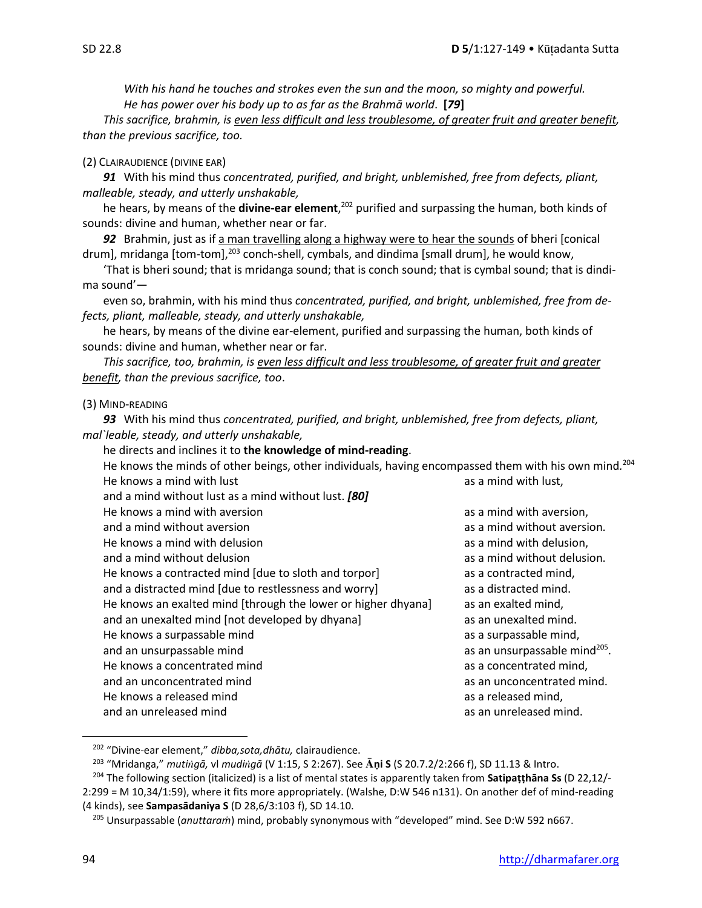*With his hand he touches and strokes even the sun and the moon, so mighty and powerful.*
*He has power over his body up to as far as the Brahmā world*. **[*79*]**

*This sacrifice, brahmin, is even less difficult and less troublesome, of greater fruit and greater benefit, than the previous sacrifice, too.*

(2) CLAIRAUDIENCE (DIVINE EAR)

***91*** With his mind thus *concentrated, purified, and bright, unblemished, free from defects, pliant, malleable, steady, and utterly unshakable,*

he hears, by means of the **divine-ear element**,[202] purified and surpassing the human, both kinds of sounds: divine and human, whether near or far.

***92*** Brahmin, just as if a man travelling along a highway were to hear the sounds of bheri [conical drum], mridanga [tom-tom],[203] conch-shell, cymbals, and dindima [small drum], he would know,

'That is bheri sound; that is mridanga sound; that is conch sound; that is cymbal sound; that is dindima sound'—

even so, brahmin, with his mind thus *concentrated, purified, and bright, unblemished, free from defects, pliant, malleable, steady, and utterly unshakable,*

he hears, by means of the divine ear-element, purified and surpassing the human, both kinds of sounds: divine and human, whether near or far.

*This sacrifice, too, brahmin, is even less difficult and less troublesome, of greater fruit and greater benefit, than the previous sacrifice, too*.

(3) MIND-READING

***93*** With his mind thus *concentrated, purified, and bright, unblemished, free from defects, pliant, mal`leable, steady, and utterly unshakable,*

he directs and inclines it to **the knowledge of mind-reading**.

He knows the minds of other beings, other individuals, having encompassed them with his own mind.[204]

He knows a mind with lust — as a mind with lust,
and a mind without lust as a mind without lust. *[80]*
He knows a mind with aversion — as a mind with aversion,
and a mind without aversion — as a mind without aversion.
He knows a mind with delusion — as a mind with delusion,
and a mind without delusion — as a mind without delusion.
He knows a contracted mind [due to sloth and torpor] — as a contracted mind,
and a distracted mind [due to restlessness and worry] — as a distracted mind.
He knows an exalted mind [through the lower or higher dhyana] — as an exalted mind,
and an unexalted mind [not developed by dhyana] — as an unexalted mind.
He knows a surpassable mind — as a surpassable mind,
and an unsurpassable mind — as an unsurpassable mind[205].
He knows a concentrated mind — as a concentrated mind,
and an unconcentrated mind — as an unconcentrated mind.
He knows a released mind — as a released mind,
and an unreleased mind — as an unreleased mind.

---

[202] "Divine-ear element," *dibba,sota,dhātu,* clairaudience.

[203] "Mridanga," *mutiṅgā,* vl *mudiṅgā* (V 1:15, S 2:267). See **Āṇi S** (S 20.7.2/2:266 f), SD 11.13 & Intro.

[204] The following section (italicized) is a list of mental states is apparently taken from **Satipaṭṭhāna Ss** (D 22,12/-2:299 = M 10,34/1:59), where it fits more appropriately. (Walshe, D:W 546 n131). On another def of mind-reading (4 kinds), see **Sampasādaniya S** (D 28,6/3:103 f), SD 14.10.

[205] Unsurpassable (*anuttaraṁ*) mind, probably synonymous with "developed" mind. See D:W 592 n667.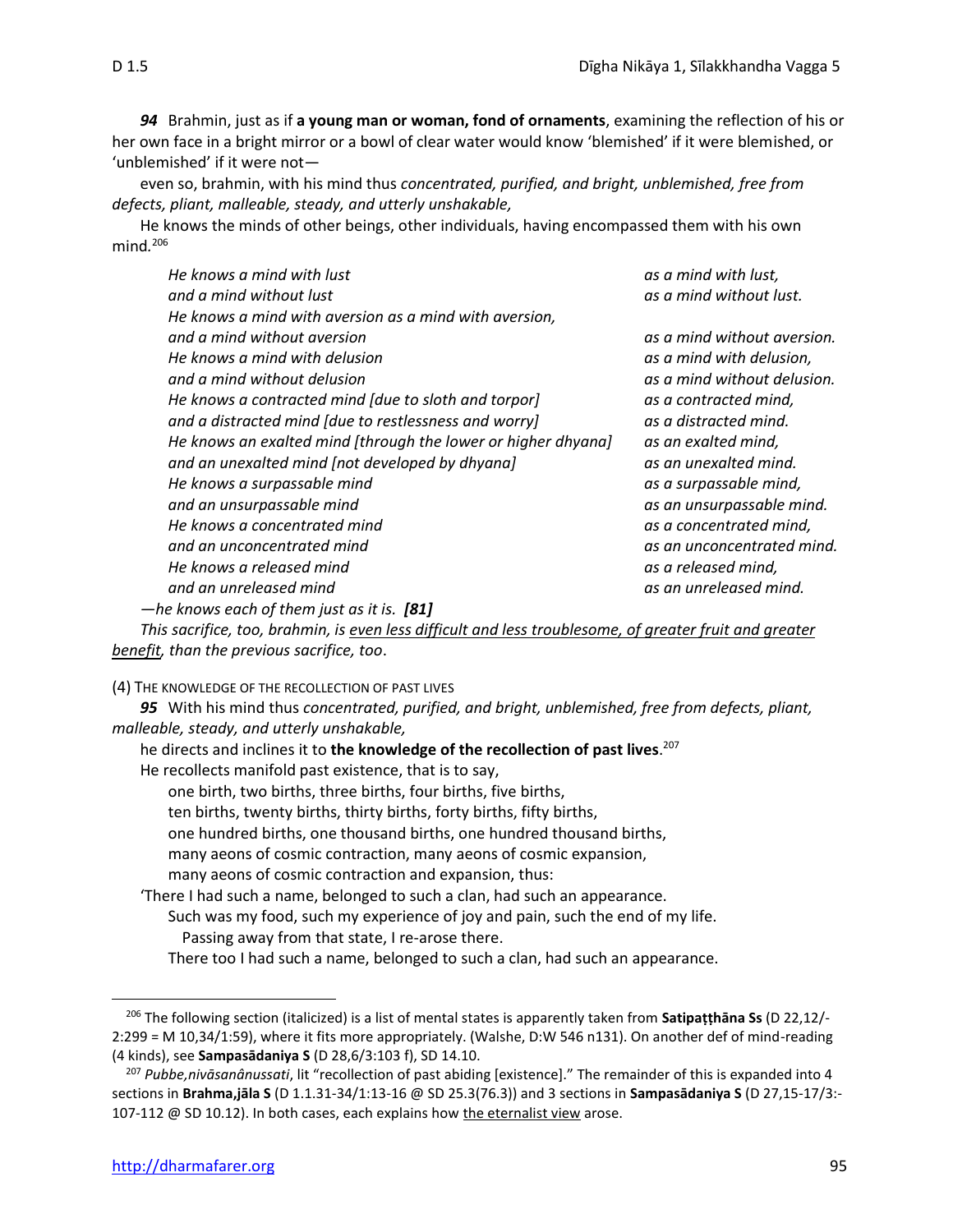*94* Brahmin, just as if **a young man or woman, fond of ornaments**, examining the reflection of his or her own face in a bright mirror or a bowl of clear water would know 'blemished' if it were blemished, or 'unblemished' if it were not—

even so, brahmin, with his mind thus *concentrated, purified, and bright, unblemished, free from defects, pliant, malleable, steady, and utterly unshakable,*

He knows the minds of other beings, other individuals, having encompassed them with his own mind.[206]

| | |
|---|---|
| *He knows a mind with lust* | *as a mind with lust,* |
| *and a mind without lust* | *as a mind without lust.* |
| *He knows a mind with aversion as a mind with aversion,* | |
| *and a mind without aversion* | *as a mind without aversion.* |
| *He knows a mind with delusion* | *as a mind with delusion,* |
| *and a mind without delusion* | *as a mind without delusion.* |
| *He knows a contracted mind [due to sloth and torpor]* | *as a contracted mind,* |
| *and a distracted mind [due to restlessness and worry]* | *as a distracted mind.* |
| *He knows an exalted mind [through the lower or higher dhyana]* | *as an exalted mind,* |
| *and an unexalted mind [not developed by dhyana]* | *as an unexalted mind.* |
| *He knows a surpassable mind* | *as a surpassable mind,* |
| *and an unsurpassable mind* | *as an unsurpassable mind.* |
| *He knows a concentrated mind* | *as a concentrated mind,* |
| *and an unconcentrated mind* | *as an unconcentrated mind.* |
| *He knows a released mind* | *as a released mind,* |
| *and an unreleased mind* | *as an unreleased mind.* |

*—he knows each of them just as it is.* ***[81]***

*This sacrifice, too, brahmin, is <u>even less difficult and less troublesome, of greater fruit and greater benefit</u>, than the previous sacrifice, too*.

(4) THE KNOWLEDGE OF THE RECOLLECTION OF PAST LIVES

*95* With his mind thus *concentrated, purified, and bright, unblemished, free from defects, pliant, malleable, steady, and utterly unshakable,*

he directs and inclines it to **the knowledge of the recollection of past lives**.[207]

He recollects manifold past existence, that is to say,

one birth, two births, three births, four births, five births,
ten births, twenty births, thirty births, forty births, fifty births,
one hundred births, one thousand births, one hundred thousand births,
many aeons of cosmic contraction, many aeons of cosmic expansion,
many aeons of cosmic contraction and expansion, thus:

'There I had such a name, belonged to such a clan, had such an appearance.
Such was my food, such my experience of joy and pain, such the end of my life.
Passing away from that state, I re-arose there.
There too I had such a name, belonged to such a clan, had such an appearance.

---

[206] The following section (italicized) is a list of mental states is apparently taken from **Satipaṭṭhāna Ss** (D 22,12/-2:299 = M 10,34/1:59), where it fits more appropriately. (Walshe, D:W 546 n131). On another def of mind-reading (4 kinds), see **Sampasādaniya S** (D 28,6/3:103 f), SD 14.10.

[207] *Pubbe,nivāsanânussati*, lit "recollection of past abiding [existence]." The remainder of this is expanded into 4 sections in **Brahma,jāla S** (D 1.1.31-34/1:13-16 @ SD 25.3(76.3)) and 3 sections in **Sampasādaniya S** (D 27,15-17/3:-107-112 @ SD 10.12). In both cases, each explains how <u>the eternalist view</u> arose.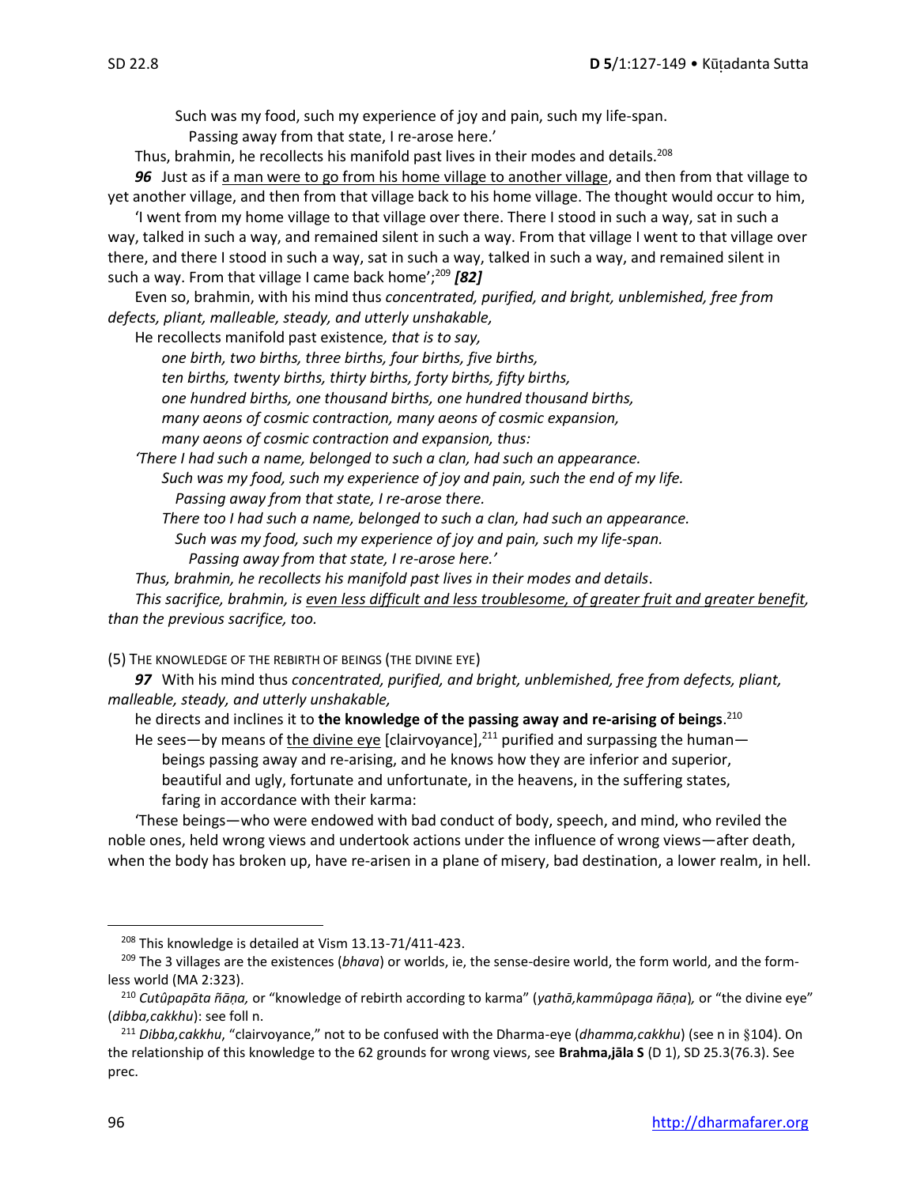Such was my food, such my experience of joy and pain, such my life-span.

Passing away from that state, I re-arose here.'

Thus, brahmin, he recollects his manifold past lives in their modes and details.[208]

***96*** Just as if a man were to go from his home village to another village, and then from that village to yet another village, and then from that village back to his home village. The thought would occur to him,

'I went from my home village to that village over there. There I stood in such a way, sat in such a way, talked in such a way, and remained silent in such a way. From that village I went to that village over there, and there I stood in such a way, sat in such a way, talked in such a way, and remained silent in such a way. From that village I came back home';[209] ***[82]***

Even so, brahmin, with his mind thus *concentrated, purified, and bright, unblemished, free from defects, pliant, malleable, steady, and utterly unshakable,*

He recollects manifold past existence*, that is to say,*

*one birth, two births, three births, four births, five births,*
*ten births, twenty births, thirty births, forty births, fifty births,*
*one hundred births, one thousand births, one hundred thousand births,*
*many aeons of cosmic contraction, many aeons of cosmic expansion,*
*many aeons of cosmic contraction and expansion, thus:*

*'There I had such a name, belonged to such a clan, had such an appearance.*

*Such was my food, such my experience of joy and pain, such the end of my life.*

*Passing away from that state, I re-arose there.*

*There too I had such a name, belonged to such a clan, had such an appearance.*

*Such was my food, such my experience of joy and pain, such my life-span.*

*Passing away from that state, I re-arose here.'*

*Thus, brahmin, he recollects his manifold past lives in their modes and details*.

*This sacrifice, brahmin, is even less difficult and less troublesome, of greater fruit and greater benefit, than the previous sacrifice, too.*

(5) THE KNOWLEDGE OF THE REBIRTH OF BEINGS (THE DIVINE EYE)

***97*** With his mind thus *concentrated, purified, and bright, unblemished, free from defects, pliant, malleable, steady, and utterly unshakable,*

he directs and inclines it to **the knowledge of the passing away and re-arising of beings**.[210]

He sees—by means of the divine eye [clairvoyance],[211] purified and surpassing the human—
beings passing away and re-arising, and he knows how they are inferior and superior,
beautiful and ugly, fortunate and unfortunate, in the heavens, in the suffering states,
faring in accordance with their karma:

'These beings—who were endowed with bad conduct of body, speech, and mind, who reviled the noble ones, held wrong views and undertook actions under the influence of wrong views—after death, when the body has broken up, have re-arisen in a plane of misery, bad destination, a lower realm, in hell.

---

[208] This knowledge is detailed at Vism 13.13-71/411-423.

[209] The 3 villages are the existences (*bhava*) or worlds, ie, the sense-desire world, the form world, and the formless world (MA 2:323).

[210] *Cutûpapāta ñāṇa,* or "knowledge of rebirth according to karma" (*yathā,kammûpaga ñāṇa*)*,* or "the divine eye" (*dibba,cakkhu*): see foll n.

[211] *Dibba,cakkhu*, "clairvoyance," not to be confused with the Dharma-eye (*dhamma,cakkhu*) (see n in §104). On the relationship of this knowledge to the 62 grounds for wrong views, see **Brahma,jāla S** (D 1), SD 25.3(76.3). See prec.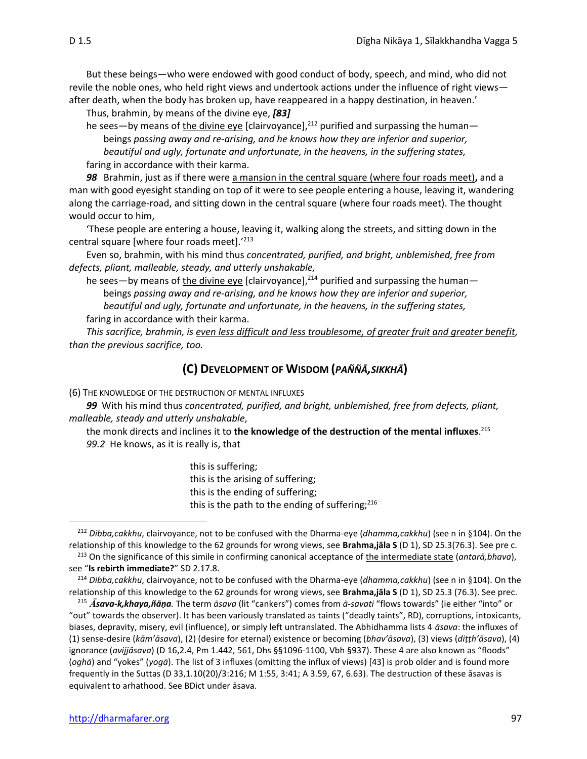But these beings—who were endowed with good conduct of body, speech, and mind, who did not revile the noble ones, who held right views and undertook actions under the influence of right views—after death, when the body has broken up, have reappeared in a happy destination, in heaven.'

Thus, brahmin, by means of the divine eye, ***[83]***

he sees—by means of the divine eye [clairvoyance],[212] purified and surpassing the human—
beings *passing away and re-arising, and he knows how they are inferior and superior, beautiful and ugly, fortunate and unfortunate, in the heavens, in the suffering states,*
faring in accordance with their karma.

***98*** Brahmin, just as if there were a mansion in the central square (where four roads meet)**,** and a man with good eyesight standing on top of it were to see people entering a house, leaving it, wandering along the carriage-road, and sitting down in the central square (where four roads meet). The thought would occur to him,

'These people are entering a house, leaving it, walking along the streets, and sitting down in the central square [where four roads meet].'[213]

Even so, brahmin, with his mind thus *concentrated, purified, and bright, unblemished, free from defects, pliant, malleable, steady, and utterly unshakable,*

he sees—by means of the divine eye [clairvoyance],[214] purified and surpassing the human—
beings *passing away and re-arising, and he knows how they are inferior and superior, beautiful and ugly, fortunate and unfortunate, in the heavens, in the suffering states,*
faring in accordance with their karma.

*This sacrifice, brahmin, is even less difficult and less troublesome, of greater fruit and greater benefit, than the previous sacrifice, too.*

## (C) DEVELOPMENT OF WISDOM (*PAÑÑĀ,SIKKHĀ*)

(6) THE KNOWLEDGE OF THE DESTRUCTION OF MENTAL INFLUXES

***99*** With his mind thus *concentrated, purified, and bright, unblemished, free from defects, pliant, malleable, steady and utterly unshakable*,

the monk directs and inclines it to **the knowledge of the destruction of the mental influxes**.[215]

*99.2* He knows, as it is really is, that

> this is suffering;
> this is the arising of suffering;
> this is the ending of suffering;
> this is the path to the ending of suffering;[216]

---

[212] *Dibba,cakkhu*, clairvoyance, not to be confused with the Dharma-eye (*dhamma,cakkhu*) (see n in §104). On the relationship of this knowledge to the 62 grounds for wrong views, see **Brahma,jāla S** (D 1), SD 25.3(76.3). See pre c.

[213] On the significance of this simile in confirming canonical acceptance of the intermediate state (*antarā,bhava*), see "**Is rebirth immediate?**" SD 2.17.8.

[214] *Dibba,cakkhu*, clairvoyance, not to be confused with the Dharma-eye (*dhamma,cakkhu*) (see n in §104). On the relationship of this knowledge to the 62 grounds for wrong views, see **Brahma,jāla S** (D 1), SD 25.3 (76.3). See prec.

[215] ***Āsava-k,khaya,ñāṇa.*** The term *āsava* (lit "cankers") comes from *ā-savati* "flows towards" (ie either "into" or "out" towards the observer). It has been variously translated as taints ("deadly taints", RD), corruptions, intoxicants, biases, depravity, misery, evil (influence), or simply left untranslated. The Abhidhamma lists 4 *āsava*: the influxes of (1) sense-desire (*kām'āsava*), (2) (desire for eternal) existence or becoming (*bhav'āsava*), (3) views (*diṭṭh'āsava*), (4) ignorance (*avijjâsava*) (D 16,2.4, Pm 1.442, 561, Dhs §§1096-1100, Vbh §937). These 4 are also known as "floods" (*oghā*) and "yokes" (*yogā*). The list of 3 influxes (omitting the influx of views) [43] is prob older and is found more frequently in the Suttas (D 33,1.10(20)/3:216; M 1:55, 3:41; A 3.59, 67, 6.63). The destruction of these āsavas is equivalent to arhathood. See BDict under āsava.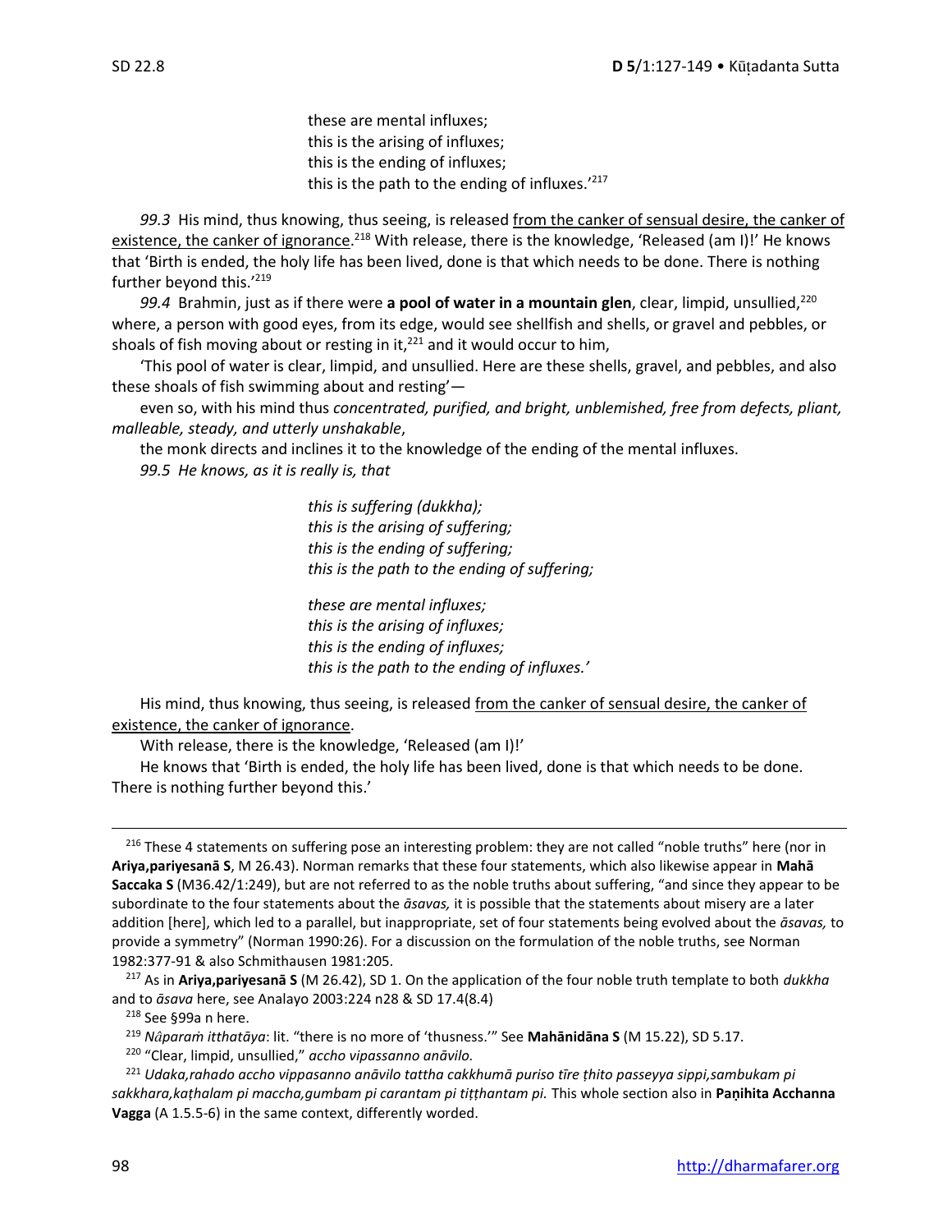these are mental influxes;
this is the arising of influxes;
this is the ending of influxes;
this is the path to the ending of influxes.'[217]

*99.3* His mind, thus knowing, thus seeing, is released <u>from the canker of sensual desire, the canker of existence, the canker of ignorance</u>.[218] With release, there is the knowledge, 'Released (am I)!' He knows that 'Birth is ended, the holy life has been lived, done is that which needs to be done. There is nothing further beyond this.'[219]

*99.4* Brahmin, just as if there were **a pool of water in a mountain glen**, clear, limpid, unsullied,[220] where, a person with good eyes, from its edge, would see shellfish and shells, or gravel and pebbles, or shoals of fish moving about or resting in it,[221] and it would occur to him,

'This pool of water is clear, limpid, and unsullied. Here are these shells, gravel, and pebbles, and also these shoals of fish swimming about and resting'—

even so, with his mind thus *concentrated, purified, and bright, unblemished, free from defects, pliant, malleable, steady, and utterly unshakable*,

the monk directs and inclines it to the knowledge of the ending of the mental influxes.

*99.5 He knows, as it is really is, that*

*this is suffering (dukkha);*
*this is the arising of suffering;*
*this is the ending of suffering;*
*this is the path to the ending of suffering;*

*these are mental influxes;*
*this is the arising of influxes;*
*this is the ending of influxes;*
*this is the path to the ending of influxes.'*

His mind, thus knowing, thus seeing, is released <u>from the canker of sensual desire, the canker of existence, the canker of ignorance</u>.

With release, there is the knowledge, 'Released (am I)!'

He knows that 'Birth is ended, the holy life has been lived, done is that which needs to be done. There is nothing further beyond this.'

---

[216] These 4 statements on suffering pose an interesting problem: they are not called "noble truths" here (nor in **Ariya,pariyesanā S**, M 26.43). Norman remarks that these four statements, which also likewise appear in **Mahā Saccaka S** (M36.42/1:249), but are not referred to as the noble truths about suffering, "and since they appear to be subordinate to the four statements about the *āsavas,* it is possible that the statements about misery are a later addition [here], which led to a parallel, but inappropriate, set of four statements being evolved about the *āsavas,* to provide a symmetry" (Norman 1990:26). For a discussion on the formulation of the noble truths, see Norman 1982:377-91 & also Schmithausen 1981:205.

[217] As in **Ariya,pariyesanā S** (M 26.42), SD 1. On the application of the four noble truth template to both *dukkha* and to *āsava* here, see Analayo 2003:224 n28 & SD 17.4(8.4)

[218] See §99a n here.

[219] *Nâparaṁ itthatāya*: lit. "there is no more of 'thusness.'" See **Mahānidāna S** (M 15.22), SD 5.17.

[220] "Clear, limpid, unsullied," *accho vipassanno anāvilo.*

[221] *Udaka,rahado accho vippasanno anāvilo tattha cakkhumā puriso tīre ṭhito passeyya sippi,sambukam pi sakkhara,kaṭhalam pi maccha,gumbam pi carantam pi tiṭṭhantam pi.* This whole section also in **Paṇihita Acchanna Vagga** (A 1.5.5-6) in the same context, differently worded.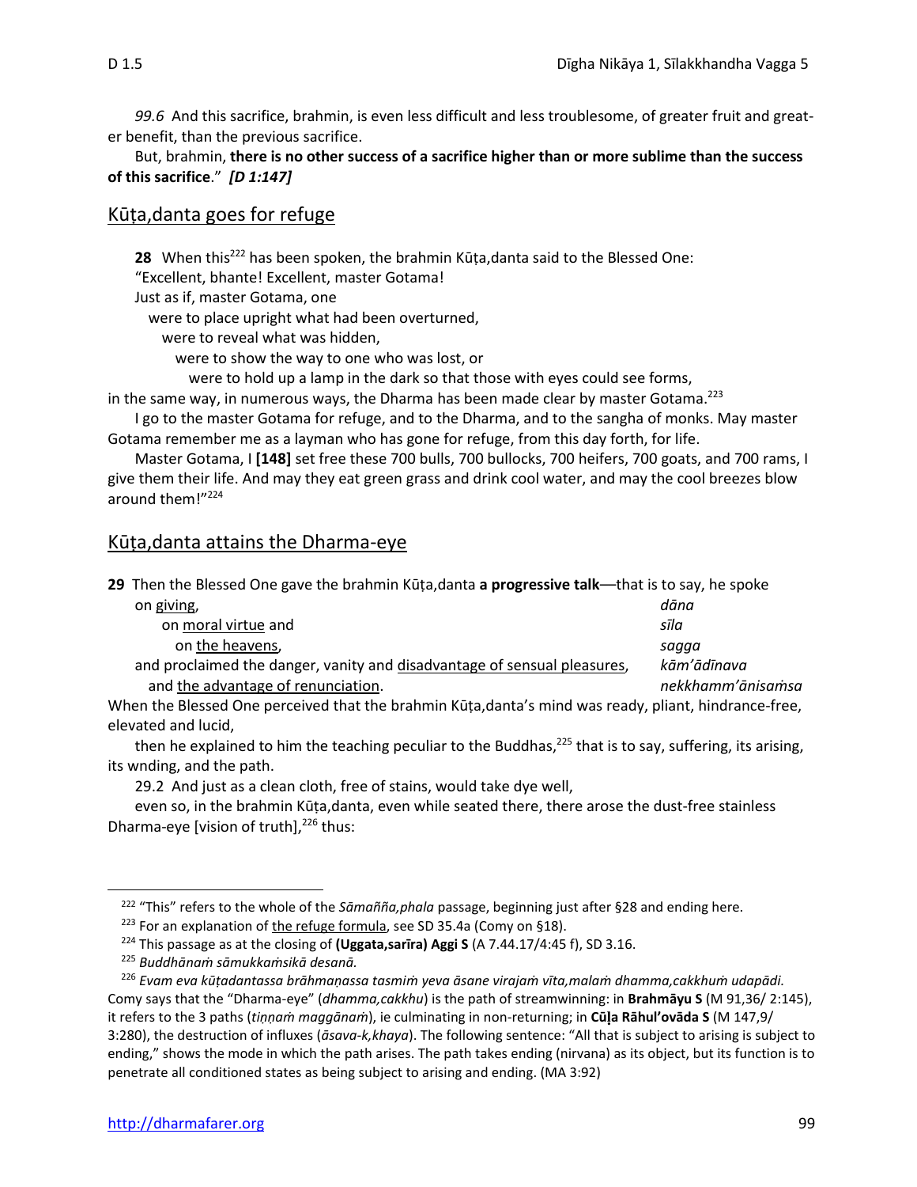*99.6* And this sacrifice, brahmin, is even less difficult and less troublesome, of greater fruit and greater benefit, than the previous sacrifice.

But, brahmin, **there is no other success of a sacrifice higher than or more sublime than the success of this sacrifice**." ***[D 1:147]***

## Kūṭa,danta goes for refuge

**28** When this[222] has been spoken, the brahmin Kūṭa,danta said to the Blessed One:

"Excellent, bhante! Excellent, master Gotama!

Just as if, master Gotama, one

were to place upright what had been overturned,

were to reveal what was hidden,

were to show the way to one who was lost, or

were to hold up a lamp in the dark so that those with eyes could see forms,

in the same way, in numerous ways, the Dharma has been made clear by master Gotama.[223]

I go to the master Gotama for refuge, and to the Dharma, and to the sangha of monks. May master Gotama remember me as a layman who has gone for refuge, from this day forth, for life.

Master Gotama, I **[148]** set free these 700 bulls, 700 bullocks, 700 heifers, 700 goats, and 700 rams, I give them their life. And may they eat green grass and drink cool water, and may the cool breezes blow around them!"[224]

## Kūṭa,danta attains the Dharma-eye

**29** Then the Blessed One gave the brahmin Kūṭa,danta **a progressive talk**—that is to say, he spoke

| | |
|---|---|
| on giving, | *dāna* |
| on moral virtue and | *sīla* |
| on the heavens, | *sagga* |
| and proclaimed the danger, vanity and disadvantage of sensual pleasures, | *kām'ādīnava* |
| and the advantage of renunciation. | *nekkhamm'ānisaṁsa* |

When the Blessed One perceived that the brahmin Kūṭa,danta's mind was ready, pliant, hindrance-free, elevated and lucid,

then he explained to him the teaching peculiar to the Buddhas,[225] that is to say, suffering, its arising, its wnding, and the path.

29.2 And just as a clean cloth, free of stains, would take dye well,

even so, in the brahmin Kūṭa,danta, even while seated there, there arose the dust-free stainless Dharma-eye [vision of truth],[226] thus:

---

[222] "This" refers to the whole of the *Sāmañña,phala* passage, beginning just after §28 and ending here.

[223] For an explanation of the refuge formula, see SD 35.4a (Comy on §18).

[224] This passage as at the closing of **(Uggata,sarīra) Aggi S** (A 7.44.17/4:45 f), SD 3.16.

[225] *Buddhānaṁ sāmukkaṁsikā desanā.*

[226] *Evam eva kūṭadantassa brāhmaṇassa tasmiṁ yeva āsane virajaṁ vīta,malaṁ dhamma,cakkhuṁ udapādi.* Comy says that the "Dharma-eye" (*dhamma,cakkhu*) is the path of streamwinning: in **Brahmāyu S** (M 91,36/ 2:145), it refers to the 3 paths (*tiṇṇaṁ maggānaṁ*), ie culminating in non-returning; in **Cūḷa Rāhul'ovāda S** (M 147,9/ 3:280), the destruction of influxes (*āsava-k,khaya*). The following sentence: "All that is subject to arising is subject to ending," shows the mode in which the path arises. The path takes ending (nirvana) as its object, but its function is to penetrate all conditioned states as being subject to arising and ending. (MA 3:92)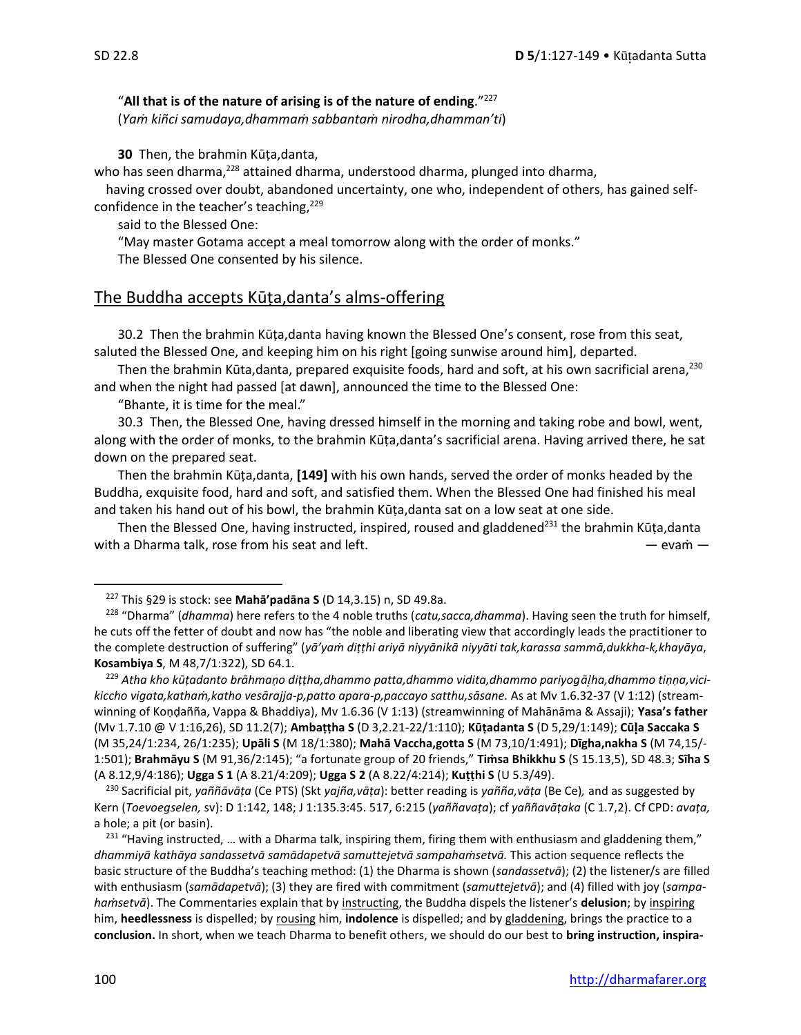"**All that is of the nature of arising is of the nature of ending**."[227]
(*Yaṁ kiñci samudaya,dhammaṁ sabbantaṁ nirodha,dhamman'ti*)

**30** Then, the brahmin Kūṭa,danta,
who has seen dharma,[228] attained dharma, understood dharma, plunged into dharma,
having crossed over doubt, abandoned uncertainty, one who, independent of others, has gained self-confidence in the teacher's teaching,[229]
said to the Blessed One:
"May master Gotama accept a meal tomorrow along with the order of monks."
The Blessed One consented by his silence.

## The Buddha accepts Kūṭa,danta's alms-offering

30.2 Then the brahmin Kūṭa,danta having known the Blessed One's consent, rose from this seat, saluted the Blessed One, and keeping him on his right [going sunwise around him], departed.

Then the brahmin Kūta,danta, prepared exquisite foods, hard and soft, at his own sacrificial arena,[230] and when the night had passed [at dawn], announced the time to the Blessed One:

"Bhante, it is time for the meal."

30.3 Then, the Blessed One, having dressed himself in the morning and taking robe and bowl, went, along with the order of monks, to the brahmin Kūṭa,danta's sacrificial arena. Having arrived there, he sat down on the prepared seat.

Then the brahmin Kūṭa,danta, **[149]** with his own hands, served the order of monks headed by the Buddha, exquisite food, hard and soft, and satisfied them. When the Blessed One had finished his meal and taken his hand out of his bowl, the brahmin Kūṭa,danta sat on a low seat at one side.

Then the Blessed One, having instructed, inspired, roused and gladdened[231] the brahmin Kūṭa,danta with a Dharma talk, rose from his seat and left. — evaṁ —

---

[227] This §29 is stock: see **Mahā'padāna S** (D 14,3.15) n, SD 49.8a.

[228] "Dharma" (*dhamma*) here refers to the 4 noble truths (*catu,sacca,dhamma*). Having seen the truth for himself, he cuts off the fetter of doubt and now has "the noble and liberating view that accordingly leads the practitioner to the complete destruction of suffering" (*yā'yaṁ diṭṭhi ariyā niyyānikā niyyāti tak,karassa sammā,dukkha-k,khayāya*, **Kosambiya S**, M 48,7/1:322), SD 64.1.

[229] *Atha kho kūṭadanto brāhmaṇo diṭṭha,dhammo patta,dhammo vidita,dhammo pariyogāḷha,dhammo tiṇṇa,vici-kiccho vigata,kathaṁ,katho vesārajja-p,patto apara-p,paccayo satthu,sāsane.* As at Mv 1.6.32-37 (V 1:12) (stream-winning of Koṇḍañña, Vappa & Bhaddiya), Mv 1.6.36 (V 1:13) (streamwinning of Mahānāma & Assaji); **Yasa's father** (Mv 1.7.10 @ V 1:16,26), SD 11.2(7); **Ambaṭṭha S** (D 3,2.21-22/1:110); **Kūṭadanta S** (D 5,29/1:149); **Cūḷa Saccaka S** (M 35,24/1:234, 26/1:235); **Upāli S** (M 18/1:380); **Mahā Vaccha,gotta S** (M 73,10/1:491); **Dīgha,nakha S** (M 74,15/-1:501); **Brahmāyu S** (M 91,36/2:145); "a fortunate group of 20 friends," **Tiṁsa Bhikkhu S** (S 15.13,5), SD 48.3; **Sīha S** (A 8.12,9/4:186); **Ugga S 1** (A 8.21/4:209); **Ugga S 2** (A 8.22/4:214); **Kuṭṭhi S** (U 5.3/49).

[230] Sacrificial pit, *yaññāvāṭa* (Ce PTS) (Skt *yajña,vāṭa*): better reading is *yañña,vāṭa* (Be Ce)*,* and as suggested by Kern (*Toevoegselen,* sv): D 1:142, 148; J 1:135.3:45. 517, 6:215 (*yaññavaṭa*); cf *yaññavāṭaka* (C 1.7,2). Cf CPD: *avaṭa,* a hole; a pit (or basin).

[231] "Having instructed, … with a Dharma talk, inspiring them, firing them with enthusiasm and gladdening them," *dhammiyā kathāya sandassetvā samādapetvā samuttejetvā sampahaṁsetvā.* This action sequence reflects the basic structure of the Buddha's teaching method: (1) the Dharma is shown (*sandassetvā*); (2) the listener/s are filled with enthusiasm (*samādapetvā*); (3) they are fired with commitment (*samuttejetvā*); and (4) filled with joy (*sampa-haṁsetvā*). The Commentaries explain that by instructing, the Buddha dispels the listener's **delusion**; by inspiring him, **heedlessness** is dispelled; by rousing him, **indolence** is dispelled; and by gladdening, brings the practice to a **conclusion.** In short, when we teach Dharma to benefit others, we should do our best to **bring instruction, inspira-**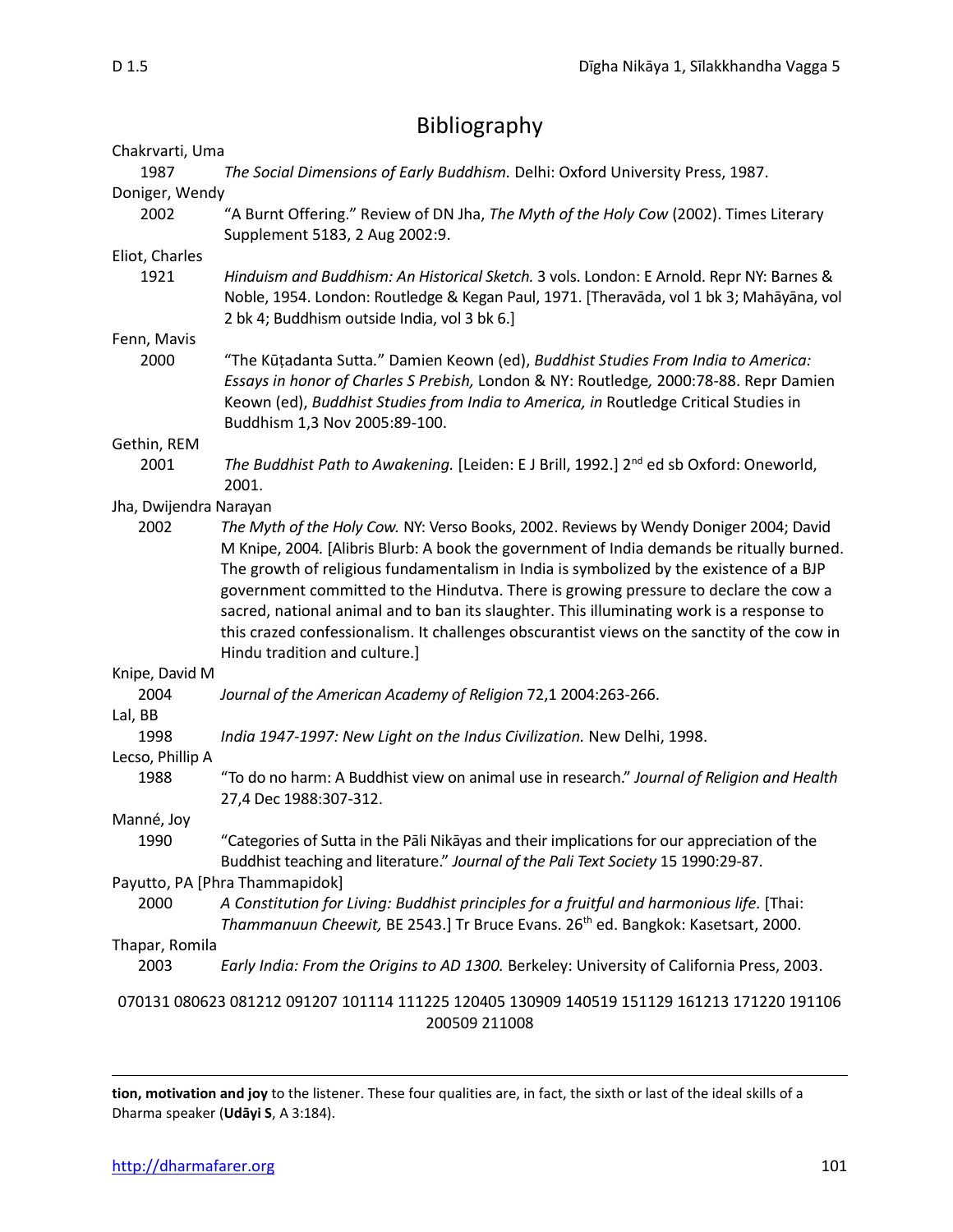# Bibliography

Chakrvarti, Uma

1987 *The Social Dimensions of Early Buddhism.* Delhi: Oxford University Press, 1987.

Doniger, Wendy

2002 "A Burnt Offering." Review of DN Jha, *The Myth of the Holy Cow* (2002). Times Literary Supplement 5183, 2 Aug 2002:9.

Eliot, Charles

1921 *Hinduism and Buddhism: An Historical Sketch.* 3 vols. London: E Arnold. Repr NY: Barnes & Noble, 1954. London: Routledge & Kegan Paul, 1971. [Theravāda, vol 1 bk 3; Mahāyāna, vol 2 bk 4; Buddhism outside India, vol 3 bk 6.]

Fenn, Mavis

2000 "The Kūṭadanta Sutta." Damien Keown (ed), *Buddhist Studies From India to America: Essays in honor of Charles S Prebish,* London & NY: Routledge*,* 2000:78-88. Repr Damien Keown (ed), *Buddhist Studies from India to America, in* Routledge Critical Studies in Buddhism 1,3 Nov 2005:89-100.

Gethin, REM

2001 *The Buddhist Path to Awakening.* [Leiden: E J Brill, 1992.] 2nd ed sb Oxford: Oneworld, 2001.

Jha, Dwijendra Narayan

2002 *The Myth of the Holy Cow.* NY: Verso Books, 2002. Reviews by Wendy Doniger 2004; David M Knipe, 2004*.* [Alibris Blurb: A book the government of India demands be ritually burned. The growth of religious fundamentalism in India is symbolized by the existence of a BJP government committed to the Hindutva. There is growing pressure to declare the cow a sacred, national animal and to ban its slaughter. This illuminating work is a response to this crazed confessionalism. It challenges obscurantist views on the sanctity of the cow in Hindu tradition and culture.]

Knipe, David M

2004 *Journal of the American Academy of Religion* 72,1 2004:263-266.

Lal, BB

1998 *India 1947-1997: New Light on the Indus Civilization.* New Delhi, 1998.

Lecso, Phillip A

1988 "To do no harm: A Buddhist view on animal use in research." *Journal of Religion and Health* 27,4 Dec 1988:307-312.

Manné, Joy

1990 "Categories of Sutta in the Pāli Nikāyas and their implications for our appreciation of the Buddhist teaching and literature." *Journal of the Pali Text Society* 15 1990:29-87.

Payutto, PA [Phra Thammapidok]

2000 *A Constitution for Living: Buddhist principles for a fruitful and harmonious life.* [Thai: *Thammanuun Cheewit,* BE 2543.] Tr Bruce Evans. 26th ed. Bangkok: Kasetsart, 2000.

Thapar, Romila

2003 *Early India: From the Origins to AD 1300.* Berkeley: University of California Press, 2003.

070131 080623 081212 091207 101114 111225 120405 130909 140519 151129 161213 171220 191106 200509 211008

---

**tion, motivation and joy** to the listener. These four qualities are, in fact, the sixth or last of the ideal skills of a Dharma speaker (**Udāyi S**, A 3:184).